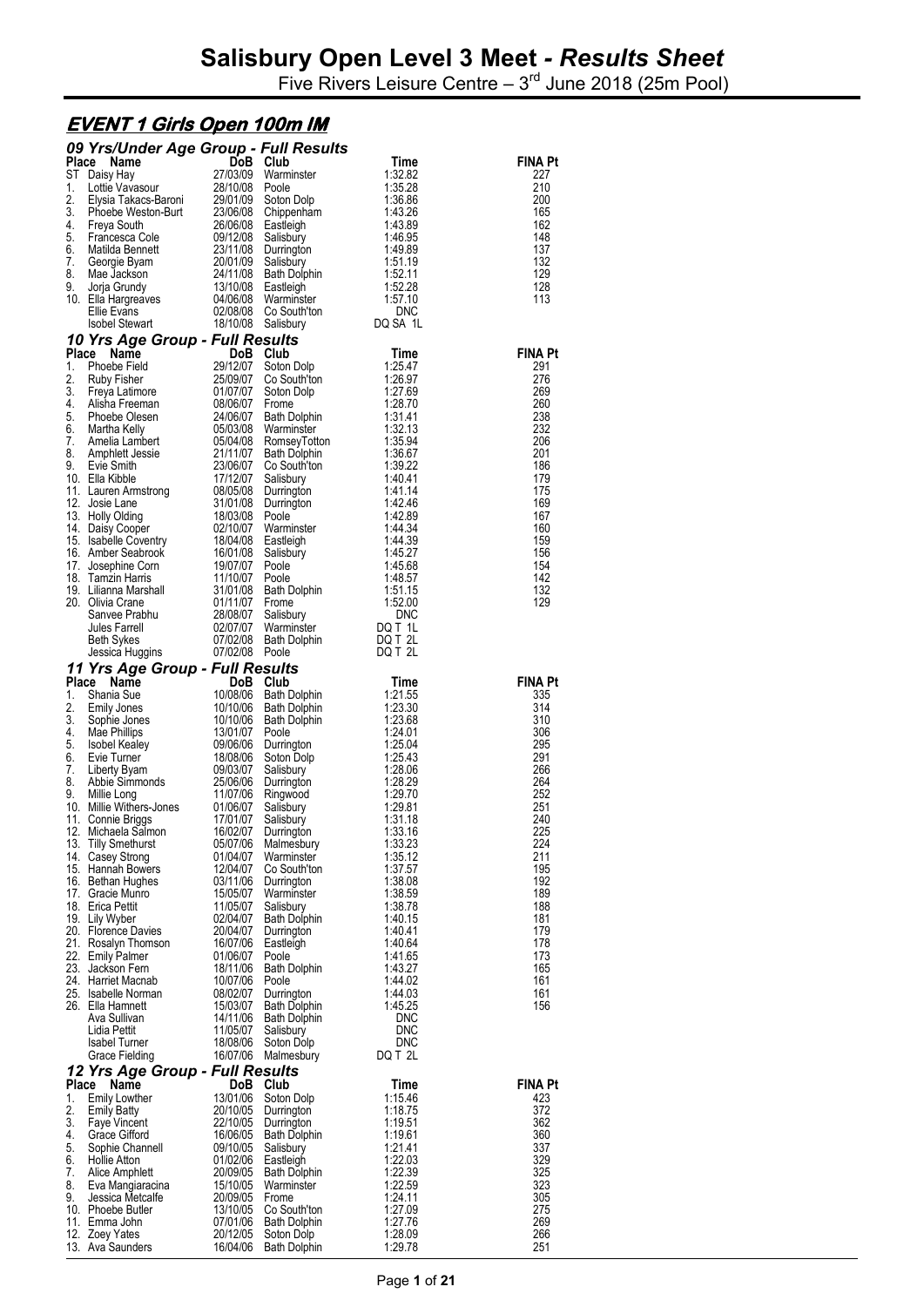# Salisbury Open Level 3 Meet - *Results Sheet*

Five Rivers Leisure Centre – 3rd June 2018 (25m Pool)

## EVENT 1 Girls Open 100m IM

### 09 Yrs/Under Age Group - Full Results

| Place | Name | DoB | Club | Time | FINA Pt |
|---|---|---|---|---|---|
| ST | Daisy Hay | 27/03/09 | Warminster | 1:32.82 | 227 |
| 1. | Lottie Vavasour | 28/10/08 | Poole | 1:35.28 | 210 |
| 2. | Elysia Takacs-Baroni | 29/01/09 | Soton Dolp | 1:36.86 | 200 |
| 3. | Phoebe Weston-Burt | 23/06/08 | Chippenham | 1:43.26 | 165 |
| 4. | Freya South | 26/06/08 | Eastleigh | 1:43.89 | 162 |
| 5. | Francesca Cole | 09/12/08 | Salisbury | 1:46.95 | 148 |
| 6. | Matilda Bennett | 23/11/08 | Durrington | 1:49.89 | 137 |
| 7. | Georgie Byam | 20/01/09 | Salisbury | 1:51.19 | 132 |
| 8. | Mae Jackson | 24/11/08 | Bath Dolphin | 1:52.11 | 129 |
| 9. | Jorja Grundy | 13/10/08 | Eastleigh | 1:52.28 | 128 |
| 10. | Ella Hargreaves | 04/06/08 | Warminster | 1:57.10 | 113 |
| | Ellie Evans | 02/08/08 | Co South'ton | DNC | |
| | Isobel Stewart | 18/10/08 | Salisbury | DQ SA 1L | |

### 10 Yrs Age Group - Full Results

| Place | Name | DoB | Club | Time | FINA Pt |
|---|---|---|---|---|---|
| 1. | Phoebe Field | 29/12/07 | Soton Dolp | 1:25.47 | 291 |
| 2. | Ruby Fisher | 25/09/07 | Co South'ton | 1:26.97 | 276 |
| 3. | Freya Latimore | 01/07/07 | Soton Dolp | 1:27.69 | 269 |
| 4. | Alisha Freeman | 08/06/07 | Frome | 1:28.70 | 260 |
| 5. | Phoebe Olesen | 24/06/07 | Bath Dolphin | 1:31.41 | 238 |
| 6. | Martha Kelly | 05/03/08 | Warminster | 1:32.13 | 232 |
| 7. | Amelia Lambert | 05/04/08 | RomseyTotton | 1:35.94 | 206 |
| 8. | Amphlett Jessie | 21/11/07 | Bath Dolphin | 1:36.67 | 201 |
| 9. | Evie Smith | 23/06/07 | Co South'ton | 1:39.22 | 186 |
| 10. | Ella Kibble | 17/12/07 | Salisbury | 1:40.41 | 179 |
| 11. | Lauren Armstrong | 08/05/08 | Durrington | 1:41.14 | 175 |
| 12. | Josie Lane | 31/01/08 | Durrington | 1:42.46 | 169 |
| 13. | Holly Olding | 18/03/08 | Poole | 1:42.89 | 167 |
| 14. | Daisy Cooper | 02/10/07 | Warminster | 1:44.34 | 160 |
| 15. | Isabelle Coventry | 18/04/08 | Eastleigh | 1:44.39 | 159 |
| 16. | Amber Seabrook | 16/01/08 | Salisbury | 1:45.27 | 156 |
| 17. | Josephine Corn | 19/07/07 | Poole | 1:45.68 | 154 |
| 18. | Tamzin Harris | 11/10/07 | Poole | 1:48.57 | 142 |
| 19. | Lilianna Marshall | 31/01/08 | Bath Dolphin | 1:51.15 | 132 |
| 20. | Olivia Crane | 01/11/07 | Frome | 1:52.00 | 129 |
| | Sanvee Prabhu | 28/08/07 | Salisbury | DNC | |
| | Jules Farrell | 02/07/07 | Warminster | DQ T 1L | |
| | Beth Sykes | 07/02/08 | Bath Dolphin | DQ T 2L | |
| | Jessica Huggins | 07/02/08 | Poole | DQ T 2L | |

### 11 Yrs Age Group - Full Results

| Place | Name | DoB | Club | Time | FINA Pt |
|---|---|---|---|---|---|
| 1. | Shania Sue | 10/08/06 | Bath Dolphin | 1:21.55 | 335 |
| 2. | Emily Jones | 10/10/06 | Bath Dolphin | 1:23.30 | 314 |
| 3. | Sophie Jones | 10/10/06 | Bath Dolphin | 1:23.68 | 310 |
| 4. | Mae Phillips | 13/01/07 | Poole | 1:24.01 | 306 |
| 5. | Isobel Kealey | 09/06/06 | Durrington | 1:25.04 | 295 |
| 6. | Evie Turner | 18/08/06 | Soton Dolp | 1:25.43 | 291 |
| 7. | Liberty Byam | 09/03/07 | Salisbury | 1:28.06 | 266 |
| 8. | Abbie Simmonds | 25/06/06 | Durrington | 1:28.29 | 264 |
| 9. | Millie Long | 11/07/06 | Ringwood | 1:29.70 | 252 |
| 10. | Millie Withers-Jones | 01/06/07 | Salisbury | 1:29.81 | 251 |
| 11. | Connie Briggs | 17/01/07 | Salisbury | 1:31.18 | 240 |
| 12. | Michaela Salmon | 16/02/07 | Durrington | 1:33.16 | 225 |
| 13. | Tilly Smethurst | 05/07/06 | Malmesbury | 1:33.23 | 224 |
| 14. | Casey Strong | 01/04/07 | Warminster | 1:35.12 | 211 |
| 15. | Hannah Bowers | 12/04/07 | Co South'ton | 1:37.57 | 195 |
| 16. | Bethan Hughes | 03/11/06 | Durrington | 1:38.08 | 192 |
| 17. | Gracie Munro | 15/05/07 | Warminster | 1:38.59 | 189 |
| 18. | Erica Pettit | 11/05/07 | Salisbury | 1:38.78 | 188 |
| 19. | Lily Wyber | 02/04/07 | Bath Dolphin | 1:40.15 | 181 |
| 20. | Florence Davies | 20/04/07 | Durrington | 1:40.41 | 179 |
| 21. | Rosalyn Thomson | 16/07/06 | Eastleigh | 1:40.64 | 178 |
| 22. | Emily Palmer | 01/06/07 | Poole | 1:41.65 | 173 |
| 23. | Jackson Fern | 18/11/06 | Bath Dolphin | 1:43.27 | 165 |
| 24. | Harriet Macnab | 10/07/06 | Poole | 1:44.02 | 161 |
| 25. | Isabelle Norman | 08/02/07 | Durrington | 1:44.03 | 161 |
| 26. | Ella Hamnett | 15/03/07 | Bath Dolphin | 1:45.25 | 156 |
| | Ava Sullivan | 14/11/06 | Bath Dolphin | DNC | |
| | Lidia Pettit | 11/05/07 | Salisbury | DNC | |
| | Isabel Turner | 18/08/06 | Soton Dolp | DNC | |
| | Grace Fielding | 16/07/06 | Malmesbury | DQ T 2L | |

### 12 Yrs Age Group - Full Results

| Place | Name | DoB | Club | Time | FINA Pt |
|---|---|---|---|---|---|
| 1. | Emily Lowther | 13/01/06 | Soton Dolp | 1:15.46 | 423 |
| 2. | Emily Batty | 20/10/05 | Durrington | 1:18.75 | 372 |
| 3. | Faye Vincent | 22/10/05 | Durrington | 1:19.51 | 362 |
| 4. | Grace Gifford | 16/06/05 | Bath Dolphin | 1:19.61 | 360 |
| 5. | Sophie Channell | 09/10/05 | Salisbury | 1:21.41 | 337 |
| 6. | Hollie Atton | 01/02/06 | Eastleigh | 1:22.03 | 329 |
| 7. | Alice Amphlett | 20/09/05 | Bath Dolphin | 1:22.39 | 325 |
| 8. | Eva Mangiaracina | 15/10/05 | Warminster | 1:22.59 | 323 |
| 9. | Jessica Metcalfe | 20/09/05 | Frome | 1:24.11 | 305 |
| 10. | Phoebe Butler | 13/10/05 | Co South'ton | 1:27.09 | 275 |
| 11. | Emma John | 07/01/06 | Bath Dolphin | 1:27.76 | 269 |
| 12. | Zoey Yates | 20/12/05 | Soton Dolp | 1:28.09 | 266 |
| 13. | Ava Saunders | 16/04/06 | Bath Dolphin | 1:29.78 | 251 |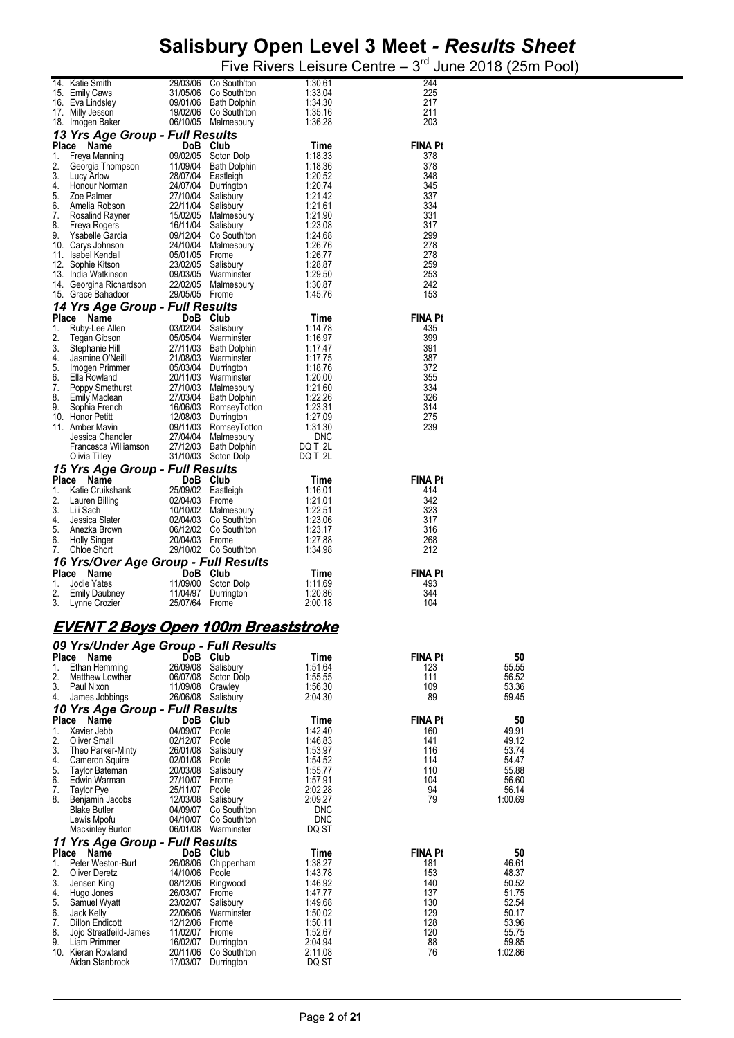# Salisbury Open Level 3 Meet - *Results Sheet*

Five Rivers Leisure Centre – 3rd June 2018 (25m Pool)

| Place | Name | DoB | Club | Time | FINA Pt |
|---|---|---|---|---|---|
| 14. | Katie Smith | 29/03/06 | Co South'ton | 1:30.61 | 244 |
| 15. | Emily Caws | 31/05/06 | Co South'ton | 1:33.04 | 225 |
| 16. | Eva Lindsley | 09/01/06 | Bath Dolphin | 1:34.30 | 217 |
| 17. | Milly Jesson | 19/02/06 | Co South'ton | 1:35.16 | 211 |
| 18. | Imogen Baker | 06/10/05 | Malmesbury | 1:36.28 | 203 |

### *13 Yrs Age Group - Full Results*

| Place | Name | DoB | Club | Time | FINA Pt |
|---|---|---|---|---|---|
| 1. | Freya Manning | 09/02/05 | Soton Dolp | 1:18.33 | 378 |
| 2. | Georgia Thompson | 11/09/04 | Bath Dolphin | 1:18.36 | 378 |
| 3. | Lucy Arlow | 28/07/04 | Eastleigh | 1:20.52 | 348 |
| 4. | Honour Norman | 24/07/04 | Durrington | 1:20.74 | 345 |
| 5. | Zoe Palmer | 27/10/04 | Salisbury | 1:21.42 | 337 |
| 6. | Amelia Robson | 22/11/04 | Salisbury | 1:21.61 | 334 |
| 7. | Rosalind Rayner | 15/02/05 | Malmesbury | 1:21.90 | 331 |
| 8. | Freya Rogers | 16/11/04 | Salisbury | 1:23.08 | 317 |
| 9. | Ysabelle Garcia | 09/12/04 | Co South'ton | 1:24.68 | 299 |
| 10. | Carys Johnson | 24/10/04 | Malmesbury | 1:26.76 | 278 |
| 11. | Isabel Kendall | 05/01/05 | Frome | 1:26.77 | 278 |
| 12. | Sophie Kitson | 23/02/05 | Salisbury | 1:28.87 | 259 |
| 13. | India Watkinson | 09/03/05 | Warminster | 1:29.50 | 253 |
| 14. | Georgina Richardson | 22/02/05 | Malmesbury | 1:30.87 | 242 |
| 15. | Grace Bahadoor | 29/05/05 | Frome | 1:45.76 | 153 |

### *14 Yrs Age Group - Full Results*

| Place | Name | DoB | Club | Time | FINA Pt |
|---|---|---|---|---|---|
| 1. | Ruby-Lee Allen | 03/02/04 | Salisbury | 1:14.78 | 435 |
| 2. | Tegan Gibson | 05/05/04 | Warminster | 1:16.97 | 399 |
| 3. | Stephanie Hill | 27/11/03 | Bath Dolphin | 1:17.47 | 391 |
| 4. | Jasmine O'Neill | 21/08/03 | Warminster | 1:17.75 | 387 |
| 5. | Imogen Primmer | 05/03/04 | Durrington | 1:18.76 | 372 |
| 6. | Ella Rowland | 20/11/03 | Warminster | 1:20.00 | 355 |
| 7. | Poppy Smethurst | 27/10/03 | Malmesbury | 1:21.60 | 334 |
| 8. | Emily Maclean | 27/03/04 | Bath Dolphin | 1:22.26 | 326 |
| 9. | Sophia French | 16/06/03 | RomseyTotton | 1:23.31 | 314 |
| 10. | Honor Petitt | 12/08/03 | Durrington | 1:27.09 | 275 |
| 11. | Amber Mavin | 09/11/03 | RomseyTotton | 1:31.30 | 239 |
| | Jessica Chandler | 27/04/04 | Malmesbury | DNC | |
| | Francesca Williamson | 27/12/03 | Bath Dolphin | DQ T 2L | |
| | Olivia Tilley | 31/10/03 | Soton Dolp | DQ T 2L | |

### *15 Yrs Age Group - Full Results*

| Place | Name | DoB | Club | Time | FINA Pt |
|---|---|---|---|---|---|
| 1. | Katie Cruikshank | 25/09/02 | Eastleigh | 1:16.01 | 414 |
| 2. | Lauren Billing | 02/04/03 | Frome | 1:21.01 | 342 |
| 3. | Lili Sach | 10/10/02 | Malmesbury | 1:22.51 | 323 |
| 4. | Jessica Slater | 02/04/03 | Co South'ton | 1:23.06 | 317 |
| 5. | Anezka Brown | 06/12/02 | Co South'ton | 1:23.17 | 316 |
| 6. | Holly Singer | 20/04/03 | Frome | 1:27.88 | 268 |
| 7. | Chloe Short | 29/10/02 | Co South'ton | 1:34.98 | 212 |

### *16 Yrs/Over Age Group - Full Results*

| Place | Name | DoB | Club | Time | FINA Pt |
|---|---|---|---|---|---|
| 1. | Jodie Yates | 11/09/00 | Soton Dolp | 1:11.69 | 493 |
| 2. | Emily Daubney | 11/04/97 | Durrington | 1:20.86 | 344 |
| 3. | Lynne Crozier | 25/07/64 | Frome | 2:00.18 | 104 |

## EVENT 2 Boys Open 100m Breaststroke

### *09 Yrs/Under Age Group - Full Results*

| Place | Name | DoB | Club | Time | FINA Pt | 50 |
|---|---|---|---|---|---|---|
| 1. | Ethan Hemming | 26/09/08 | Salisbury | 1:51.64 | 123 | 55.55 |
| 2. | Matthew Lowther | 06/07/08 | Soton Dolp | 1:55.55 | 111 | 56.52 |
| 3. | Paul Nixon | 11/09/08 | Crawley | 1:56.30 | 109 | 53.36 |
| 4. | James Jobbings | 26/06/08 | Salisbury | 2:04.30 | 89 | 59.45 |

### *10 Yrs Age Group - Full Results*

| Place | Name | DoB | Club | Time | FINA Pt | 50 |
|---|---|---|---|---|---|---|
| 1. | Xavier Jebb | 04/09/07 | Poole | 1:42.40 | 160 | 49.91 |
| 2. | Oliver Small | 02/12/07 | Poole | 1:46.83 | 141 | 49.12 |
| 3. | Theo Parker-Minty | 26/01/08 | Salisbury | 1:53.97 | 116 | 53.74 |
| 4. | Cameron Squire | 02/01/08 | Poole | 1:54.52 | 114 | 54.47 |
| 5. | Taylor Bateman | 20/03/08 | Salisbury | 1:55.77 | 110 | 55.88 |
| 6. | Edwin Warman | 27/10/07 | Frome | 1:57.91 | 104 | 56.60 |
| 7. | Taylor Pye | 25/11/07 | Poole | 2:02.28 | 94 | 56.14 |
| 8. | Benjamin Jacobs | 12/03/08 | Salisbury | 2:09.27 | 79 | 1:00.69 |
| | Blake Butler | 04/09/07 | Co South'ton | DNC | | |
| | Lewis Mpofu | 04/10/07 | Co South'ton | DNC | | |
| | Mackinley Burton | 06/01/08 | Warminster | DQ ST | | |

### *11 Yrs Age Group - Full Results*

| Place | Name | DoB | Club | Time | FINA Pt | 50 |
|---|---|---|---|---|---|---|
| 1. | Peter Weston-Burt | 26/08/06 | Chippenham | 1:38.27 | 181 | 46.61 |
| 2. | Oliver Deretz | 14/10/06 | Poole | 1:43.78 | 153 | 48.37 |
| 3. | Jensen King | 08/12/06 | Ringwood | 1:46.92 | 140 | 50.52 |
| 4. | Hugo Jones | 26/03/07 | Frome | 1:47.77 | 137 | 51.75 |
| 5. | Samuel Wyatt | 23/02/07 | Salisbury | 1:49.68 | 130 | 52.54 |
| 6. | Jack Kelly | 22/06/06 | Warminster | 1:50.02 | 129 | 50.17 |
| 7. | Dillon Endicott | 12/12/06 | Frome | 1:50.11 | 128 | 53.96 |
| 8. | Jojo Streatfeild-James | 11/02/07 | Frome | 1:52.67 | 120 | 55.75 |
| 9. | Liam Primmer | 16/02/07 | Durrington | 2:04.94 | 88 | 59.85 |
| 10. | Kieran Rowland | 20/11/06 | Co South'ton | 2:11.08 | 76 | 1:02.86 |
| | Aidan Stanbrook | 17/03/07 | Durrington | DQ ST | | |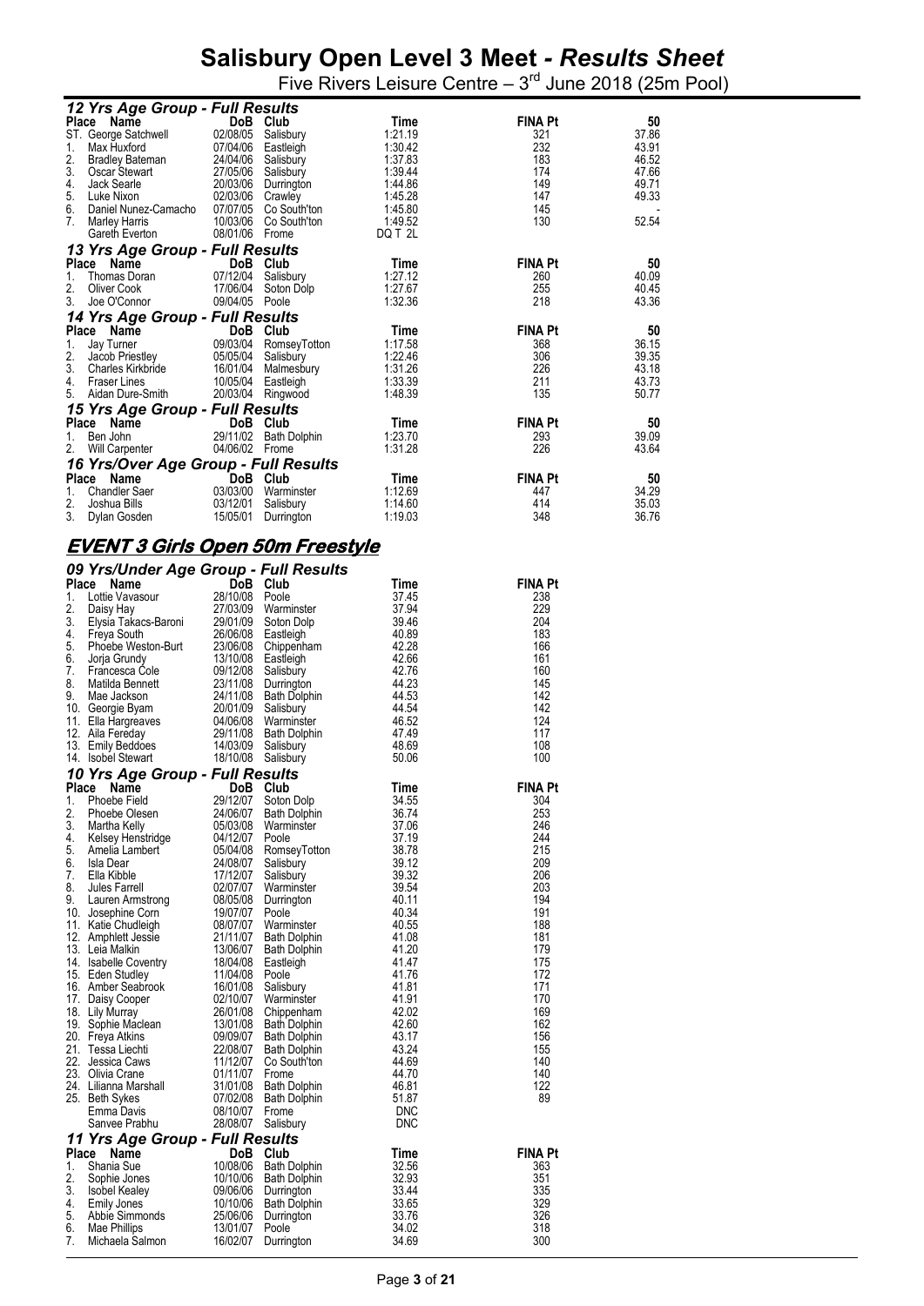# Salisbury Open Level 3 Meet - *Results Sheet*

Five Rivers Leisure Centre – 3rd June 2018 (25m Pool)

### *12 Yrs Age Group - Full Results*

| Place | Name | DoB | Club | Time | FINA Pt | 50 |
|---|---|---|---|---|---|---|
| ST. | George Satchwell | 02/08/05 | Salisbury | 1:21.19 | 321 | 37.86 |
| 1. | Max Huxford | 07/04/06 | Eastleigh | 1:30.42 | 232 | 43.91 |
| 2. | Bradley Bateman | 24/04/06 | Salisbury | 1:37.83 | 183 | 46.52 |
| 3. | Oscar Stewart | 27/05/06 | Salisbury | 1:39.44 | 174 | 47.66 |
| 4. | Jack Searle | 20/03/06 | Durrington | 1:44.86 | 149 | 49.71 |
| 5. | Luke Nixon | 02/03/06 | Crawley | 1:45.28 | 147 | 49.33 |
| 6. | Daniel Nunez-Camacho | 07/07/05 | Co South'ton | 1:45.80 | 145 | - |
| 7. | Marley Harris | 10/03/06 | Co South'ton | 1:49.52 | 130 | 52.54 |
| | Gareth Everton | 08/01/06 | Frome | DQ T 2L | | |

### *13 Yrs Age Group - Full Results*

| Place | Name | DoB | Club | Time | FINA Pt | 50 |
|---|---|---|---|---|---|---|
| 1. | Thomas Doran | 07/12/04 | Salisbury | 1:27.12 | 260 | 40.09 |
| 2. | Oliver Cook | 17/06/04 | Soton Dolp | 1:27.67 | 255 | 40.45 |
| 3. | Joe O'Connor | 09/04/05 | Poole | 1:32.36 | 218 | 43.36 |

### *14 Yrs Age Group - Full Results*

| Place | Name | DoB | Club | Time | FINA Pt | 50 |
|---|---|---|---|---|---|---|
| 1. | Jay Turner | 09/03/04 | RomseyTotton | 1:17.58 | 368 | 36.15 |
| 2. | Jacob Priestley | 05/05/04 | Salisbury | 1:22.46 | 306 | 39.35 |
| 3. | Charles Kirkbride | 16/01/04 | Malmesbury | 1:31.26 | 226 | 43.18 |
| 4. | Fraser Lines | 10/05/04 | Eastleigh | 1:33.39 | 211 | 43.73 |
| 5. | Aidan Dure-Smith | 20/03/04 | Ringwood | 1:48.39 | 135 | 50.77 |

### *15 Yrs Age Group - Full Results*

| Place | Name | DoB | Club | Time | FINA Pt | 50 |
|---|---|---|---|---|---|---|
| 1. | Ben John | 29/11/02 | Bath Dolphin | 1:23.70 | 293 | 39.09 |
| 2. | Will Carpenter | 04/06/02 | Frome | 1:31.28 | 226 | 43.64 |

### *16 Yrs/Over Age Group - Full Results*

| Place | Name | DoB | Club | Time | FINA Pt | 50 |
|---|---|---|---|---|---|---|
| 1. | Chandler Saer | 03/03/00 | Warminster | 1:12.69 | 447 | 34.29 |
| 2. | Joshua Bills | 03/12/01 | Salisbury | 1:14.60 | 414 | 35.03 |
| 3. | Dylan Gosden | 15/05/01 | Durrington | 1:19.03 | 348 | 36.76 |

## *EVENT 3 Girls Open 50m Freestyle*

### *09 Yrs/Under Age Group - Full Results*

| Place | Name | DoB | Club | Time | FINA Pt |
|---|---|---|---|---|---|
| 1. | Lottie Vavasour | 28/10/08 | Poole | 37.45 | 238 |
| 2. | Daisy Hay | 27/03/09 | Warminster | 37.94 | 229 |
| 3. | Elysia Takacs-Baroni | 29/01/09 | Soton Dolp | 39.46 | 204 |
| 4. | Freya South | 26/06/08 | Eastleigh | 40.89 | 183 |
| 5. | Phoebe Weston-Burt | 23/06/08 | Chippenham | 42.28 | 166 |
| 6. | Jorja Grundy | 13/10/08 | Eastleigh | 42.66 | 161 |
| 7. | Francesca Cole | 09/12/08 | Salisbury | 42.76 | 160 |
| 8. | Matilda Bennett | 23/11/08 | Durrington | 44.23 | 145 |
| 9. | Mae Jackson | 24/11/08 | Bath Dolphin | 44.53 | 142 |
| 10. | Georgie Byam | 20/01/09 | Salisbury | 44.54 | 142 |
| 11. | Ella Hargreaves | 04/06/08 | Warminster | 46.52 | 124 |
| 12. | Aila Fereday | 29/11/08 | Bath Dolphin | 47.49 | 117 |
| 13. | Emily Beddoes | 14/03/09 | Salisbury | 48.69 | 108 |
| 14. | Isobel Stewart | 18/10/08 | Salisbury | 50.06 | 100 |

### *10 Yrs Age Group - Full Results*

| Place | Name | DoB | Club | Time | FINA Pt |
|---|---|---|---|---|---|
| 1. | Phoebe Field | 29/12/07 | Soton Dolp | 34.55 | 304 |
| 2. | Phoebe Olesen | 24/06/07 | Bath Dolphin | 36.74 | 253 |
| 3. | Martha Kelly | 05/03/08 | Warminster | 37.06 | 246 |
| 4. | Kelsey Henstridge | 04/12/07 | Poole | 37.19 | 244 |
| 5. | Amelia Lambert | 05/04/08 | RomseyTotton | 38.78 | 215 |
| 6. | Isla Dear | 24/08/07 | Salisbury | 39.12 | 209 |
| 7. | Ella Kibble | 17/12/07 | Salisbury | 39.32 | 206 |
| 8. | Jules Farrell | 02/07/07 | Warminster | 39.54 | 203 |
| 9. | Lauren Armstrong | 08/05/08 | Durrington | 40.11 | 194 |
| 10. | Josephine Corn | 19/07/07 | Poole | 40.34 | 191 |
| 11. | Katie Chudleigh | 08/07/07 | Warminster | 40.55 | 188 |
| 12. | Amphlett Jessie | 21/11/07 | Bath Dolphin | 41.08 | 181 |
| 13. | Leia Malkin | 13/06/07 | Bath Dolphin | 41.20 | 179 |
| 14. | Isabelle Coventry | 18/04/08 | Eastleigh | 41.47 | 175 |
| 15. | Eden Studley | 11/04/08 | Poole | 41.76 | 172 |
| 16. | Amber Seabrook | 16/01/08 | Salisbury | 41.81 | 171 |
| 17. | Daisy Cooper | 02/10/07 | Warminster | 41.91 | 170 |
| 18. | Lily Murray | 26/01/08 | Chippenham | 42.02 | 169 |
| 19. | Sophie Maclean | 13/01/08 | Bath Dolphin | 42.60 | 162 |
| 20. | Freya Atkins | 09/09/07 | Bath Dolphin | 43.17 | 156 |
| 21. | Tessa Liechti | 22/08/07 | Bath Dolphin | 43.24 | 155 |
| 22. | Jessica Caws | 11/12/07 | Co South'ton | 44.69 | 140 |
| 23. | Olivia Crane | 01/11/07 | Frome | 44.70 | 140 |
| 24. | Lilianna Marshall | 31/01/08 | Bath Dolphin | 46.81 | 122 |
| 25. | Beth Sykes | 07/02/08 | Bath Dolphin | 51.87 | 89 |
| | Emma Davis | 08/10/07 | Frome | DNC | |
| | Sanvee Prabhu | 28/08/07 | Salisbury | DNC | |

### *11 Yrs Age Group - Full Results*

| Place | Name | DoB | Club | Time | FINA Pt |
|---|---|---|---|---|---|
| 1. | Shania Sue | 10/08/06 | Bath Dolphin | 32.56 | 363 |
| 2. | Sophie Jones | 10/10/06 | Bath Dolphin | 32.93 | 351 |
| 3. | Isobel Kealey | 09/06/06 | Durrington | 33.44 | 335 |
| 4. | Emily Jones | 10/10/06 | Bath Dolphin | 33.65 | 329 |
| 5. | Abbie Simmonds | 25/06/06 | Durrington | 33.76 | 326 |
| 6. | Mae Phillips | 13/01/07 | Poole | 34.02 | 318 |
| 7. | Michaela Salmon | 16/02/07 | Durrington | 34.69 | 300 |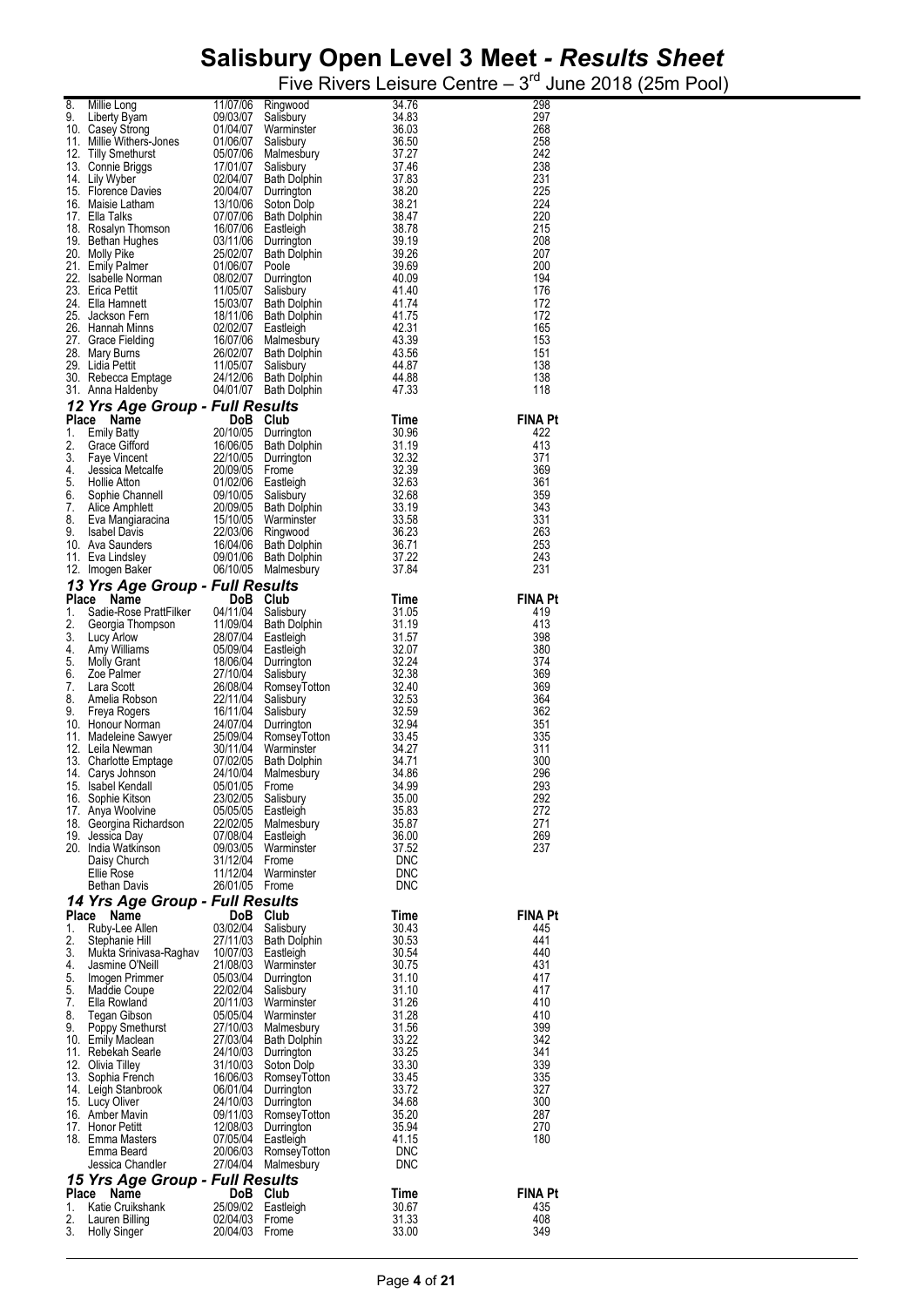# Salisbury Open Level 3 Meet - *Results Sheet*

Five Rivers Leisure Centre – 3rd June 2018 (25m Pool)

| Place | Name | DoB | Club | Time | FINA Pt |
|---|---|---|---|---|---|
| 8. | Millie Long | 11/07/06 | Ringwood | 34.76 | 298 |
| 9. | Liberty Byam | 09/03/07 | Salisbury | 34.83 | 297 |
| 10. | Casey Strong | 01/04/07 | Warminster | 36.03 | 268 |
| 11. | Millie Withers-Jones | 01/06/07 | Salisbury | 36.50 | 258 |
| 12. | Tilly Smethurst | 05/07/06 | Malmesbury | 37.27 | 242 |
| 13. | Connie Briggs | 17/01/07 | Salisbury | 37.46 | 238 |
| 14. | Lily Wyber | 02/04/07 | Bath Dolphin | 37.83 | 231 |
| 15. | Florence Davies | 20/04/07 | Durrington | 38.20 | 225 |
| 16. | Maisie Latham | 13/10/06 | Soton Dolp | 38.21 | 224 |
| 17. | Ella Talks | 07/07/06 | Bath Dolphin | 38.47 | 220 |
| 18. | Rosalyn Thomson | 16/07/06 | Eastleigh | 38.78 | 215 |
| 19. | Bethan Hughes | 03/11/06 | Durrington | 39.19 | 208 |
| 20. | Molly Pike | 25/02/07 | Bath Dolphin | 39.26 | 207 |
| 21. | Emily Palmer | 01/06/07 | Poole | 39.69 | 200 |
| 22. | Isabelle Norman | 08/02/07 | Durrington | 40.09 | 194 |
| 23. | Erica Pettit | 11/05/07 | Salisbury | 41.40 | 176 |
| 24. | Ella Hamnett | 15/03/07 | Bath Dolphin | 41.74 | 172 |
| 25. | Jackson Fern | 18/11/06 | Bath Dolphin | 41.75 | 172 |
| 26. | Hannah Minns | 02/02/07 | Eastleigh | 42.31 | 165 |
| 27. | Grace Fielding | 16/07/06 | Malmesbury | 43.39 | 153 |
| 28. | Mary Burns | 26/02/07 | Bath Dolphin | 43.56 | 151 |
| 29. | Lidia Pettit | 11/05/07 | Salisbury | 44.87 | 138 |
| 30. | Rebecca Emptage | 24/12/06 | Bath Dolphin | 44.88 | 138 |
| 31. | Anna Haldenby | 04/01/07 | Bath Dolphin | 47.33 | 118 |

### *12 Yrs Age Group - Full Results*

| Place | Name | DoB | Club | Time | FINA Pt |
|---|---|---|---|---|---|
| 1. | Emily Batty | 20/10/05 | Durrington | 30.96 | 422 |
| 2. | Grace Gifford | 16/06/05 | Bath Dolphin | 31.19 | 413 |
| 3. | Faye Vincent | 22/10/05 | Durrington | 32.32 | 371 |
| 4. | Jessica Metcalfe | 20/09/05 | Frome | 32.39 | 369 |
| 5. | Hollie Atton | 01/02/06 | Eastleigh | 32.63 | 361 |
| 6. | Sophie Channell | 09/10/05 | Salisbury | 32.68 | 359 |
| 7. | Alice Amphlett | 20/09/05 | Bath Dolphin | 33.19 | 343 |
| 8. | Eva Mangiaracina | 15/10/05 | Warminster | 33.58 | 331 |
| 9. | Isabel Davis | 22/03/06 | Ringwood | 36.23 | 263 |
| 10. | Ava Saunders | 16/04/06 | Bath Dolphin | 36.71 | 253 |
| 11. | Eva Lindsley | 09/01/06 | Bath Dolphin | 37.22 | 243 |
| 12. | Imogen Baker | 06/10/05 | Malmesbury | 37.84 | 231 |

### *13 Yrs Age Group - Full Results*

| Place | Name | DoB | Club | Time | FINA Pt |
|---|---|---|---|---|---|
| 1. | Sadie-Rose PrattFilker | 04/11/04 | Salisbury | 31.05 | 419 |
| 2. | Georgia Thompson | 11/09/04 | Bath Dolphin | 31.19 | 413 |
| 3. | Lucy Arlow | 28/07/04 | Eastleigh | 31.57 | 398 |
| 4. | Amy Williams | 05/09/04 | Eastleigh | 32.07 | 380 |
| 5. | Molly Grant | 18/06/04 | Durrington | 32.24 | 374 |
| 6. | Zoe Palmer | 27/10/04 | Salisbury | 32.38 | 369 |
| 7. | Lara Scott | 26/08/04 | RomseyTotton | 32.40 | 369 |
| 8. | Amelia Robson | 22/11/04 | Salisbury | 32.53 | 364 |
| 9. | Freya Rogers | 16/11/04 | Salisbury | 32.59 | 362 |
| 10. | Honour Norman | 24/07/04 | Durrington | 32.94 | 351 |
| 11. | Madeleine Sawyer | 25/09/04 | RomseyTotton | 33.45 | 335 |
| 12. | Leila Newman | 30/11/04 | Warminster | 34.27 | 311 |
| 13. | Charlotte Emptage | 07/02/05 | Bath Dolphin | 34.71 | 300 |
| 14. | Carys Johnson | 24/10/04 | Malmesbury | 34.86 | 296 |
| 15. | Isabel Kendall | 05/01/05 | Frome | 34.99 | 293 |
| 16. | Sophie Kitson | 23/02/05 | Salisbury | 35.00 | 292 |
| 17. | Anya Woolvine | 05/05/05 | Eastleigh | 35.83 | 272 |
| 18. | Georgina Richardson | 22/02/05 | Malmesbury | 35.87 | 271 |
| 19. | Jessica Day | 07/08/04 | Eastleigh | 36.00 | 269 |
| 20. | India Watkinson | 09/03/05 | Warminster | 37.52 | 237 |
| | Daisy Church | 31/12/04 | Frome | DNC | |
| | Ellie Rose | 11/12/04 | Warminster | DNC | |
| | Bethan Davis | 26/01/05 | Frome | DNC | |

### *14 Yrs Age Group - Full Results*

| Place | Name | DoB | Club | Time | FINA Pt |
|---|---|---|---|---|---|
| 1. | Ruby-Lee Allen | 03/02/04 | Salisbury | 30.43 | 445 |
| 2. | Stephanie Hill | 27/11/03 | Bath Dolphin | 30.53 | 441 |
| 3. | Mukta Srinivasa-Raghav | 10/07/03 | Eastleigh | 30.54 | 440 |
| 4. | Jasmine O'Neill | 21/08/03 | Warminster | 30.75 | 431 |
| 5. | Imogen Primmer | 05/03/04 | Durrington | 31.10 | 417 |
| 5. | Maddie Coupe | 22/02/04 | Salisbury | 31.10 | 417 |
| 7. | Ella Rowland | 20/11/03 | Warminster | 31.26 | 410 |
| 8. | Tegan Gibson | 05/05/04 | Warminster | 31.28 | 410 |
| 9. | Poppy Smethurst | 27/10/03 | Malmesbury | 31.56 | 399 |
| 10. | Emily Maclean | 27/03/04 | Bath Dolphin | 33.22 | 342 |
| 11. | Rebekah Searle | 24/10/03 | Durrington | 33.25 | 341 |
| 12. | Olivia Tilley | 31/10/03 | Soton Dolp | 33.30 | 339 |
| 13. | Sophia French | 16/06/03 | RomseyTotton | 33.45 | 335 |
| 14. | Leigh Stanbrook | 06/01/04 | Durrington | 33.72 | 327 |
| 15. | Lucy Oliver | 24/10/03 | Durrington | 34.68 | 300 |
| 16. | Amber Mavin | 09/11/03 | RomseyTotton | 35.20 | 287 |
| 17. | Honor Petitt | 12/08/03 | Durrington | 35.94 | 270 |
| 18. | Emma Masters | 07/05/04 | Eastleigh | 41.15 | 180 |
| | Emma Beard | 20/06/03 | RomseyTotton | DNC | |
| | Jessica Chandler | 27/04/04 | Malmesbury | DNC | |

### *15 Yrs Age Group - Full Results*

| Place | Name | DoB | Club | Time | FINA Pt |
|---|---|---|---|---|---|
| 1. | Katie Cruikshank | 25/09/02 | Eastleigh | 30.67 | 435 |
| 2. | Lauren Billing | 02/04/03 | Frome | 31.33 | 408 |
| 3. | Holly Singer | 20/04/03 | Frome | 33.00 | 349 |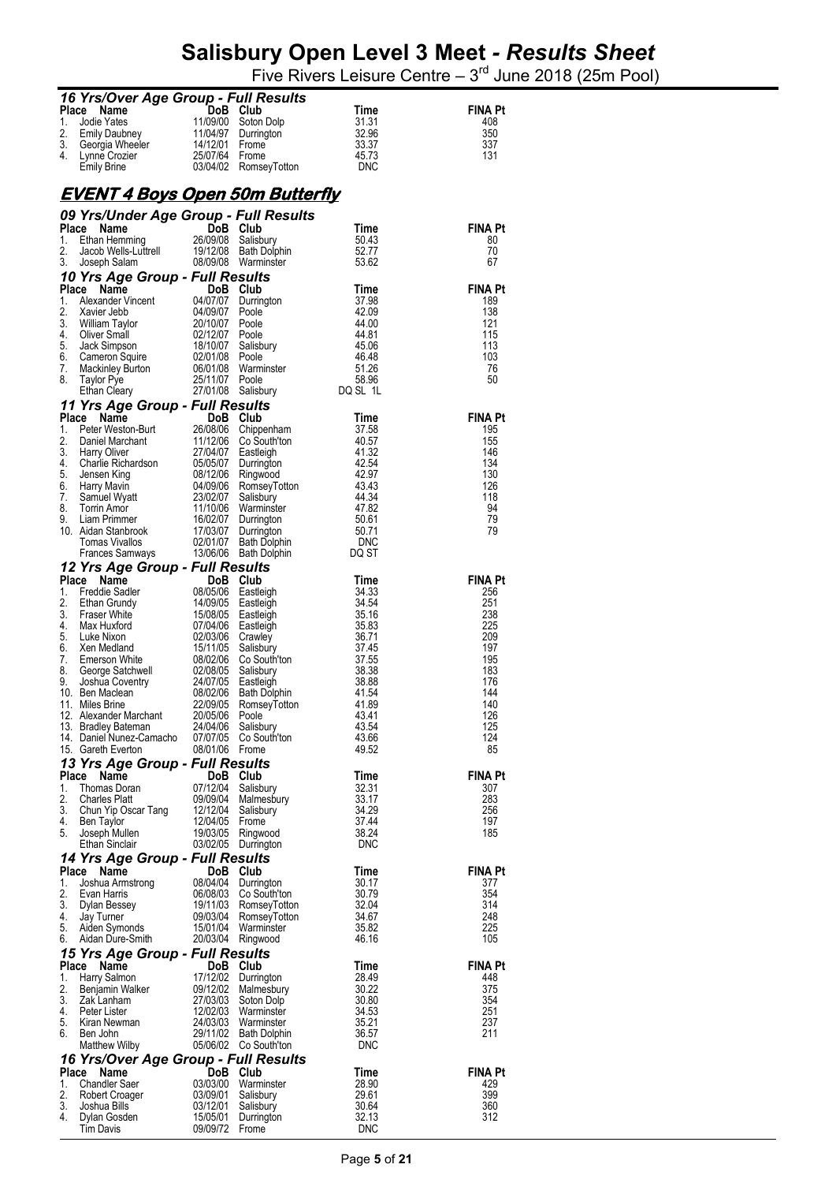# Salisbury Open Level 3 Meet - *Results Sheet*

Five Rivers Leisure Centre – 3rd June 2018 (25m Pool)

### *16 Yrs/Over Age Group - Full Results*

| Place | Name | DoB | Club | Time | FINA Pt |
|---|---|---|---|---|---|
| 1. | Jodie Yates | 11/09/00 | Soton Dolp | 31.31 | 408 |
| 2. | Emily Daubney | 11/04/97 | Durrington | 32.96 | 350 |
| 3. | Georgia Wheeler | 14/12/01 | Frome | 33.37 | 337 |
| 4. | Lynne Crozier | 25/07/64 | Frome | 45.73 | 131 |
| | Emily Brine | 03/04/02 | RomseyTotton | DNC | |

## EVENT 4 Boys Open 50m Butterfly

### *09 Yrs/Under Age Group - Full Results*

| Place | Name | DoB | Club | Time | FINA Pt |
|---|---|---|---|---|---|
| 1. | Ethan Hemming | 26/09/08 | Salisbury | 50.43 | 80 |
| 2. | Jacob Wells-Luttrell | 19/12/08 | Bath Dolphin | 52.77 | 70 |
| 3. | Joseph Salam | 08/09/08 | Warminster | 53.62 | 67 |

### *10 Yrs Age Group - Full Results*

| Place | Name | DoB | Club | Time | FINA Pt |
|---|---|---|---|---|---|
| 1. | Alexander Vincent | 04/07/07 | Durrington | 37.98 | 189 |
| 2. | Xavier Jebb | 04/09/07 | Poole | 42.09 | 138 |
| 3. | William Taylor | 20/10/07 | Poole | 44.00 | 121 |
| 4. | Oliver Small | 02/12/07 | Poole | 44.81 | 115 |
| 5. | Jack Simpson | 18/10/07 | Salisbury | 45.06 | 113 |
| 6. | Cameron Squire | 02/01/08 | Poole | 46.48 | 103 |
| 7. | Mackinley Burton | 06/01/08 | Warminster | 51.26 | 76 |
| 8. | Taylor Pye | 25/11/07 | Poole | 58.96 | 50 |
| | Ethan Cleary | 27/01/08 | Salisbury | DQ SL 1L | |

### *11 Yrs Age Group - Full Results*

| Place | Name | DoB | Club | Time | FINA Pt |
|---|---|---|---|---|---|
| 1. | Peter Weston-Burt | 26/08/06 | Chippenham | 37.58 | 195 |
| 2. | Daniel Marchant | 11/12/06 | Co South'ton | 40.57 | 155 |
| 3. | Harry Oliver | 27/04/07 | Eastleigh | 41.32 | 146 |
| 4. | Charlie Richardson | 05/05/07 | Durrington | 42.54 | 134 |
| 5. | Jensen King | 08/12/06 | Ringwood | 42.97 | 130 |
| 6. | Harry Mavin | 04/09/06 | RomseyTotton | 43.43 | 126 |
| 7. | Samuel Wyatt | 23/02/07 | Salisbury | 44.34 | 118 |
| 8. | Torrin Amor | 11/10/06 | Warminster | 47.82 | 94 |
| 9. | Liam Primmer | 16/02/07 | Durrington | 50.61 | 79 |
| 10. | Aidan Stanbrook | 17/03/07 | Durrington | 50.71 | 79 |
| | Tomas Vivallos | 02/01/07 | Bath Dolphin | DNC | |
| | Frances Samways | 13/06/06 | Bath Dolphin | DQ ST | |

### *12 Yrs Age Group - Full Results*

| Place | Name | DoB | Club | Time | FINA Pt |
|---|---|---|---|---|---|
| 1. | Freddie Sadler | 08/05/06 | Eastleigh | 34.33 | 256 |
| 2. | Ethan Grundy | 14/09/05 | Eastleigh | 34.54 | 251 |
| 3. | Fraser White | 15/08/05 | Eastleigh | 35.16 | 238 |
| 4. | Max Huxford | 07/04/06 | Eastleigh | 35.83 | 225 |
| 5. | Luke Nixon | 02/03/06 | Crawley | 36.71 | 209 |
| 6. | Xen Medland | 15/11/05 | Salisbury | 37.45 | 197 |
| 7. | Emerson White | 08/02/06 | Co South'ton | 37.55 | 195 |
| 8. | George Satchwell | 02/08/05 | Salisbury | 38.38 | 183 |
| 9. | Joshua Coventry | 24/07/05 | Eastleigh | 38.88 | 176 |
| 10. | Ben Maclean | 08/02/06 | Bath Dolphin | 41.54 | 144 |
| 11. | Miles Brine | 22/09/05 | RomseyTotton | 41.89 | 140 |
| 12. | Alexander Marchant | 20/05/06 | Poole | 43.41 | 126 |
| 13. | Bradley Bateman | 24/04/06 | Salisbury | 43.54 | 125 |
| 14. | Daniel Nunez-Camacho | 07/07/05 | Co South'ton | 43.66 | 124 |
| 15. | Gareth Everton | 08/01/06 | Frome | 49.52 | 85 |

### *13 Yrs Age Group - Full Results*

| Place | Name | DoB | Club | Time | FINA Pt |
|---|---|---|---|---|---|
| 1. | Thomas Doran | 07/12/04 | Salisbury | 32.31 | 307 |
| 2. | Charles Platt | 09/09/04 | Malmesbury | 33.17 | 283 |
| 3. | Chun Yip Oscar Tang | 12/12/04 | Salisbury | 34.29 | 256 |
| 4. | Ben Taylor | 12/04/05 | Frome | 37.44 | 197 |
| 5. | Joseph Mullen | 19/03/05 | Ringwood | 38.24 | 185 |
| | Ethan Sinclair | 03/02/05 | Durrington | DNC | |

### *14 Yrs Age Group - Full Results*

| Place | Name | DoB | Club | Time | FINA Pt |
|---|---|---|---|---|---|
| 1. | Joshua Armstrong | 08/04/04 | Durrington | 30.17 | 377 |
| 2. | Evan Harris | 06/08/03 | Co South'ton | 30.79 | 354 |
| 3. | Dylan Bessey | 19/11/03 | RomseyTotton | 32.04 | 314 |
| 4. | Jay Turner | 09/03/04 | RomseyTotton | 34.67 | 248 |
| 5. | Aiden Symonds | 15/01/04 | Warminster | 35.82 | 225 |
| 6. | Aidan Dure-Smith | 20/03/04 | Ringwood | 46.16 | 105 |

### *15 Yrs Age Group - Full Results*

| Place | Name | DoB | Club | Time | FINA Pt |
|---|---|---|---|---|---|
| 1. | Harry Salmon | 17/12/02 | Durrington | 28.49 | 448 |
| 2. | Benjamin Walker | 09/12/02 | Malmesbury | 30.22 | 375 |
| 3. | Zak Lanham | 27/03/03 | Soton Dolp | 30.80 | 354 |
| 4. | Peter Lister | 12/02/03 | Warminster | 34.53 | 251 |
| 5. | Kiran Newman | 24/03/03 | Warminster | 35.21 | 237 |
| 6. | Ben John | 29/11/02 | Bath Dolphin | 36.57 | 211 |
| | Matthew Wilby | 05/06/02 | Co South'ton | DNC | |

### *16 Yrs/Over Age Group - Full Results*

| Place | Name | DoB | Club | Time | FINA Pt |
|---|---|---|---|---|---|
| 1. | Chandler Saer | 03/03/00 | Warminster | 28.90 | 429 |
| 2. | Robert Croager | 03/09/01 | Salisbury | 29.61 | 399 |
| 3. | Joshua Bills | 03/12/01 | Salisbury | 30.64 | 360 |
| 4. | Dylan Gosden | 15/05/01 | Durrington | 32.13 | 312 |
| | Tim Davis | 09/09/72 | Frome | DNC | |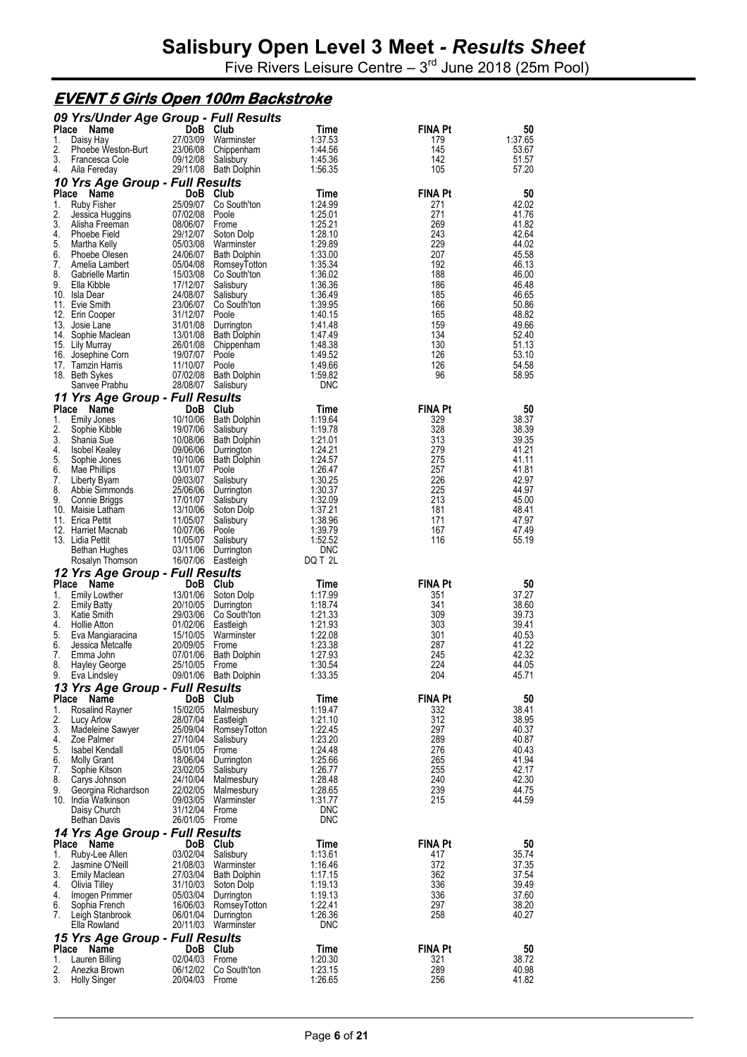# Salisbury Open Level 3 Meet - *Results Sheet*

Five Rivers Leisure Centre – 3rd June 2018 (25m Pool)

## EVENT 5 Girls Open 100m Backstroke

### 09 Yrs/Under Age Group - Full Results

| Place | Name | DoB | Club | Time | FINA Pt | 50 |
|---|---|---|---|---|---|---|
| 1. | Daisy Hay | 27/03/09 | Warminster | 1:37.53 | 179 | 1:37.65 |
| 2. | Phoebe Weston-Burt | 23/06/08 | Chippenham | 1:44.56 | 145 | 53.67 |
| 3. | Francesca Cole | 09/12/08 | Salisbury | 1:45.36 | 142 | 51.57 |
| 4. | Aila Fereday | 29/11/08 | Bath Dolphin | 1:56.35 | 105 | 57.20 |

### 10 Yrs Age Group - Full Results

| Place | Name | DoB | Club | Time | FINA Pt | 50 |
|---|---|---|---|---|---|---|
| 1. | Ruby Fisher | 25/09/07 | Co South'ton | 1:24.99 | 271 | 42.02 |
| 2. | Jessica Huggins | 07/02/08 | Poole | 1:25.01 | 271 | 41.76 |
| 3. | Alisha Freeman | 08/06/07 | Frome | 1:25.21 | 269 | 41.82 |
| 4. | Phoebe Field | 29/12/07 | Soton Dolp | 1:28.10 | 243 | 42.64 |
| 5. | Martha Kelly | 05/03/08 | Warminster | 1:29.89 | 229 | 44.02 |
| 6. | Phoebe Olesen | 24/06/07 | Bath Dolphin | 1:33.00 | 207 | 45.58 |
| 7. | Amelia Lambert | 05/04/08 | RomseyTotton | 1:35.34 | 192 | 46.13 |
| 8. | Gabrielle Martin | 15/03/08 | Co South'ton | 1:36.02 | 188 | 46.00 |
| 9. | Ella Kibble | 17/12/07 | Salisbury | 1:36.36 | 186 | 46.48 |
| 10. | Isla Dear | 24/08/07 | Salisbury | 1:36.49 | 185 | 46.65 |
| 11. | Evie Smith | 23/06/07 | Co South'ton | 1:39.95 | 166 | 50.86 |
| 12. | Erin Cooper | 31/12/07 | Poole | 1:40.15 | 165 | 48.82 |
| 13. | Josie Lane | 31/01/08 | Durrington | 1:41.48 | 159 | 49.66 |
| 14. | Sophie Maclean | 13/01/08 | Bath Dolphin | 1:47.49 | 134 | 52.40 |
| 15. | Lily Murray | 26/01/08 | Chippenham | 1:48.38 | 130 | 51.13 |
| 16. | Josephine Corn | 19/07/07 | Poole | 1:49.52 | 126 | 53.10 |
| 17. | Tamzin Harris | 11/10/07 | Poole | 1:49.66 | 126 | 54.58 |
| 18. | Beth Sykes | 07/02/08 | Bath Dolphin | 1:59.82 | 96 | 58.95 |
| | Sanvee Prabhu | 28/08/07 | Salisbury | DNC | | |

### 11 Yrs Age Group - Full Results

| Place | Name | DoB | Club | Time | FINA Pt | 50 |
|---|---|---|---|---|---|---|
| 1. | Emily Jones | 10/10/06 | Bath Dolphin | 1:19.64 | 329 | 38.37 |
| 2. | Sophie Kibble | 19/07/06 | Salisbury | 1:19.78 | 328 | 38.39 |
| 3. | Shania Sue | 10/08/06 | Bath Dolphin | 1:21.01 | 313 | 39.35 |
| 4. | Isobel Kealey | 09/06/06 | Durrington | 1:24.21 | 279 | 41.21 |
| 5. | Sophie Jones | 10/10/06 | Bath Dolphin | 1:24.57 | 275 | 41.11 |
| 6. | Mae Phillips | 13/01/07 | Poole | 1:26.47 | 257 | 41.81 |
| 7. | Liberty Byam | 09/03/07 | Salisbury | 1:30.25 | 226 | 42.97 |
| 8. | Abbie Simmonds | 25/06/06 | Durrington | 1:30.37 | 225 | 44.97 |
| 9. | Connie Briggs | 17/01/07 | Salisbury | 1:32.09 | 213 | 45.00 |
| 10. | Maisie Latham | 13/10/06 | Soton Dolp | 1:37.21 | 181 | 48.41 |
| 11. | Erica Pettit | 11/05/07 | Salisbury | 1:38.96 | 171 | 47.97 |
| 12. | Harriet Macnab | 10/07/06 | Poole | 1:39.79 | 167 | 47.49 |
| 13. | Lidia Pettit | 11/05/07 | Salisbury | 1:52.52 | 116 | 55.19 |
| | Bethan Hughes | 03/11/06 | Durrington | DNC | | |
| | Rosalyn Thomson | 16/07/06 | Eastleigh | DQ T 2L | | |

### 12 Yrs Age Group - Full Results

| Place | Name | DoB | Club | Time | FINA Pt | 50 |
|---|---|---|---|---|---|---|
| 1. | Emily Lowther | 13/01/06 | Soton Dolp | 1:17.99 | 351 | 37.27 |
| 2. | Emily Batty | 20/10/05 | Durrington | 1:18.74 | 341 | 38.60 |
| 3. | Katie Smith | 29/03/06 | Co South'ton | 1:21.33 | 309 | 39.73 |
| 4. | Hollie Atton | 01/02/06 | Eastleigh | 1:21.93 | 303 | 39.41 |
| 5. | Eva Mangiaracina | 15/10/05 | Warminster | 1:22.08 | 301 | 40.53 |
| 6. | Jessica Metcalfe | 20/09/05 | Frome | 1:23.38 | 287 | 41.22 |
| 7. | Emma John | 07/01/06 | Bath Dolphin | 1:27.93 | 245 | 42.32 |
| 8. | Hayley George | 25/10/05 | Frome | 1:30.54 | 224 | 44.05 |
| 9. | Eva Lindsley | 09/01/06 | Bath Dolphin | 1:33.35 | 204 | 45.71 |

### 13 Yrs Age Group - Full Results

| Place | Name | DoB | Club | Time | FINA Pt | 50 |
|---|---|---|---|---|---|---|
| 1. | Rosalind Rayner | 15/02/05 | Malmesbury | 1:19.47 | 332 | 38.41 |
| 2. | Lucy Arlow | 28/07/04 | Eastleigh | 1:21.10 | 312 | 38.95 |
| 3. | Madeleine Sawyer | 25/09/04 | RomseyTotton | 1:22.45 | 297 | 40.37 |
| 4. | Zoe Palmer | 27/10/04 | Salisbury | 1:23.20 | 289 | 40.87 |
| 5. | Isabel Kendall | 05/01/05 | Frome | 1:24.48 | 276 | 40.43 |
| 6. | Molly Grant | 18/06/04 | Durrington | 1:25.66 | 265 | 41.94 |
| 7. | Sophie Kitson | 23/02/05 | Salisbury | 1:26.77 | 255 | 42.17 |
| 8. | Carys Johnson | 24/10/04 | Malmesbury | 1:28.48 | 240 | 42.30 |
| 9. | Georgina Richardson | 22/02/05 | Malmesbury | 1:28.65 | 239 | 44.75 |
| 10. | India Watkinson | 09/03/05 | Warminster | 1:31.77 | 215 | 44.59 |
| | Daisy Church | 31/12/04 | Frome | DNC | | |
| | Bethan Davis | 26/01/05 | Frome | DNC | | |

### 14 Yrs Age Group - Full Results

| Place | Name | DoB | Club | Time | FINA Pt | 50 |
|---|---|---|---|---|---|---|
| 1. | Ruby-Lee Allen | 03/02/04 | Salisbury | 1:13.61 | 417 | 35.74 |
| 2. | Jasmine O'Neill | 21/08/03 | Warminster | 1:16.46 | 372 | 37.35 |
| 3. | Emily Maclean | 27/03/04 | Bath Dolphin | 1:17.15 | 362 | 37.54 |
| 4. | Olivia Tilley | 31/10/03 | Soton Dolp | 1:19.13 | 336 | 39.49 |
| 4. | Imogen Primmer | 05/03/04 | Durrington | 1:19.13 | 336 | 37.60 |
| 6. | Sophia French | 16/06/03 | RomseyTotton | 1:22.41 | 297 | 38.20 |
| 7. | Leigh Stanbrook | 06/01/04 | Durrington | 1:26.36 | 258 | 40.27 |
| | Ella Rowland | 20/11/03 | Warminster | DNC | | |

### 15 Yrs Age Group - Full Results

| Place | Name | DoB | Club | Time | FINA Pt | 50 |
|---|---|---|---|---|---|---|
| 1. | Lauren Billing | 02/04/03 | Frome | 1:20.30 | 321 | 38.72 |
| 2. | Anezka Brown | 06/12/02 | Co South'ton | 1:23.15 | 289 | 40.98 |
| 3. | Holly Singer | 20/04/03 | Frome | 1:26.65 | 256 | 41.82 |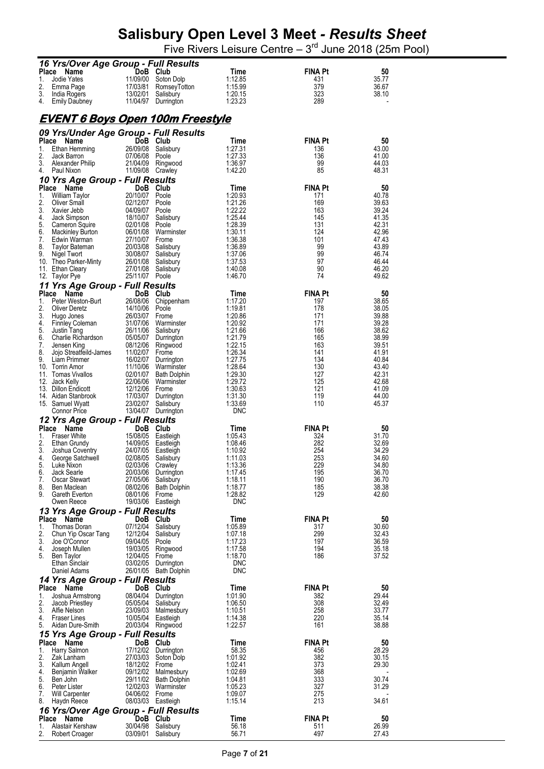# Salisbury Open Level 3 Meet - *Results Sheet*

Five Rivers Leisure Centre – 3rd June 2018 (25m Pool)

### *16 Yrs/Over Age Group - Full Results*

| Place | Name | DoB | Club | Time | FINA Pt | 50 |
|---|---|---|---|---|---|---|
| 1. | Jodie Yates | 11/09/00 | Soton Dolp | 1:12.85 | 431 | 35.77 |
| 2. | Emma Page | 17/03/81 | RomseyTotton | 1:15.99 | 379 | 36.67 |
| 3. | India Rogers | 13/02/01 | Salisbury | 1:20.15 | 323 | 38.10 |
| 4. | Emily Daubney | 11/04/97 | Durrington | 1:23.23 | 289 | - |

## *EVENT 6 Boys Open 100m Freestyle*

### *09 Yrs/Under Age Group - Full Results*

| Place | Name | DoB | Club | Time | FINA Pt | 50 |
|---|---|---|---|---|---|---|
| 1. | Ethan Hemming | 26/09/08 | Salisbury | 1:27.31 | 136 | 43.00 |
| 2. | Jack Barron | 07/06/08 | Poole | 1:27.33 | 136 | 41.00 |
| 3. | Alexander Philip | 21/04/09 | Ringwood | 1:36.97 | 99 | 44.03 |
| 4. | Paul Nixon | 11/09/08 | Crawley | 1:42.20 | 85 | 48.31 |

### *10 Yrs Age Group - Full Results*

| Place | Name | DoB | Club | Time | FINA Pt | 50 |
|---|---|---|---|---|---|---|
| 1. | William Taylor | 20/10/07 | Poole | 1:20.93 | 171 | 40.78 |
| 2. | Oliver Small | 02/12/07 | Poole | 1:21.26 | 169 | 39.63 |
| 3. | Xavier Jebb | 04/09/07 | Poole | 1:22.22 | 163 | 39.24 |
| 4. | Jack Simpson | 18/10/07 | Salisbury | 1:25.44 | 145 | 41.35 |
| 5. | Cameron Squire | 02/01/08 | Poole | 1:28.39 | 131 | 42.31 |
| 6. | Mackinley Burton | 06/01/08 | Warminster | 1:30.11 | 124 | 42.96 |
| 7. | Edwin Warman | 27/10/07 | Frome | 1:36.38 | 101 | 47.43 |
| 8. | Taylor Bateman | 20/03/08 | Salisbury | 1:36.89 | 99 | 43.89 |
| 9. | Nigel Twort | 30/08/07 | Salisbury | 1:37.06 | 99 | 46.74 |
| 10. | Theo Parker-Minty | 26/01/08 | Salisbury | 1:37.53 | 97 | 46.44 |
| 11. | Ethan Cleary | 27/01/08 | Salisbury | 1:40.08 | 90 | 46.20 |
| 12. | Taylor Pye | 25/11/07 | Poole | 1:46.70 | 74 | 49.62 |

### *11 Yrs Age Group - Full Results*

| Place | Name | DoB | Club | Time | FINA Pt | 50 |
|---|---|---|---|---|---|---|
| 1. | Peter Weston-Burt | 26/08/06 | Chippenham | 1:17.20 | 197 | 38.65 |
| 2. | Oliver Deretz | 14/10/06 | Poole | 1:19.81 | 178 | 38.05 |
| 3. | Hugo Jones | 26/03/07 | Frome | 1:20.86 | 171 | 39.88 |
| 4. | Finnley Coleman | 31/07/06 | Warminster | 1:20.92 | 171 | 39.28 |
| 5. | Justin Tang | 26/11/06 | Salisbury | 1:21.66 | 166 | 38.62 |
| 6. | Charlie Richardson | 05/05/07 | Durrington | 1:21.79 | 165 | 38.99 |
| 7. | Jensen King | 08/12/06 | Ringwood | 1:22.15 | 163 | 39.51 |
| 8. | Jojo Streatfeild-James | 11/02/07 | Frome | 1:26.34 | 141 | 41.91 |
| 9. | Liam Primmer | 16/02/07 | Durrington | 1:27.75 | 134 | 40.84 |
| 10. | Torrin Amor | 11/10/06 | Warminster | 1:28.64 | 130 | 43.40 |
| 11. | Tomas Vivallos | 02/01/07 | Bath Dolphin | 1:29.30 | 127 | 42.31 |
| 12. | Jack Kelly | 22/06/06 | Warminster | 1:29.72 | 125 | 42.68 |
| 13. | Dillon Endicott | 12/12/06 | Frome | 1:30.63 | 121 | 41.09 |
| 14. | Aidan Stanbrook | 17/03/07 | Durrington | 1:31.30 | 119 | 44.00 |
| 15. | Samuel Wyatt | 23/02/07 | Salisbury | 1:33.69 | 110 | 45.37 |
| | Connor Price | 13/04/07 | Durrington | DNC | | |

### *12 Yrs Age Group - Full Results*

| Place | Name | DoB | Club | Time | FINA Pt | 50 |
|---|---|---|---|---|---|---|
| 1. | Fraser White | 15/08/05 | Eastleigh | 1:05.43 | 324 | 31.70 |
| 2. | Ethan Grundy | 14/09/05 | Eastleigh | 1:08.46 | 282 | 32.69 |
| 3. | Joshua Coventry | 24/07/05 | Eastleigh | 1:10.92 | 254 | 34.29 |
| 4. | George Satchwell | 02/08/05 | Salisbury | 1:11.03 | 253 | 34.60 |
| 5. | Luke Nixon | 02/03/06 | Crawley | 1:13.36 | 229 | 34.80 |
| 6. | Jack Searle | 20/03/06 | Durrington | 1:17.45 | 195 | 36.70 |
| 7. | Oscar Stewart | 27/05/06 | Salisbury | 1:18.11 | 190 | 36.70 |
| 8. | Ben Maclean | 08/02/06 | Bath Dolphin | 1:18.77 | 185 | 38.38 |
| 9. | Gareth Everton | 08/01/06 | Frome | 1:28.82 | 129 | 42.60 |
| | Owen Reece | 19/03/06 | Eastleigh | DNC | | |

### *13 Yrs Age Group - Full Results*

| Place | Name | DoB | Club | Time | FINA Pt | 50 |
|---|---|---|---|---|---|---|
| 1. | Thomas Doran | 07/12/04 | Salisbury | 1:05.89 | 317 | 30.60 |
| 2. | Chun Yip Oscar Tang | 12/12/04 | Salisbury | 1:07.18 | 299 | 32.43 |
| 3. | Joe O'Connor | 09/04/05 | Poole | 1:17.23 | 197 | 36.59 |
| 4. | Joseph Mullen | 19/03/05 | Ringwood | 1:17.58 | 194 | 35.18 |
| 5. | Ben Taylor | 12/04/05 | Frome | 1:18.70 | 186 | 37.52 |
| | Ethan Sinclair | 03/02/05 | Durrington | DNC | | |
| | Daniel Adams | 26/01/05 | Bath Dolphin | DNC | | |

### *14 Yrs Age Group - Full Results*

| Place | Name | DoB | Club | Time | FINA Pt | 50 |
|---|---|---|---|---|---|---|
| 1. | Joshua Armstrong | 08/04/04 | Durrington | 1:01.90 | 382 | 29.44 |
| 2. | Jacob Priestley | 05/05/04 | Salisbury | 1:06.50 | 308 | 32.49 |
| 3. | Alfie Nelson | 23/09/03 | Malmesbury | 1:10.51 | 258 | 33.77 |
| 4. | Fraser Lines | 10/05/04 | Eastleigh | 1:14.38 | 220 | 35.14 |
| 5. | Aidan Dure-Smith | 20/03/04 | Ringwood | 1:22.57 | 161 | 38.88 |

### *15 Yrs Age Group - Full Results*

| Place | Name | DoB | Club | Time | FINA Pt | 50 |
|---|---|---|---|---|---|---|
| 1. | Harry Salmon | 17/12/02 | Durrington | 58.35 | 456 | 28.29 |
| 2. | Zak Lanham | 27/03/03 | Soton Dolp | 1:01.92 | 382 | 30.15 |
| 3. | Kallum Angell | 18/12/02 | Frome | 1:02.41 | 373 | 29.30 |
| 4. | Benjamin Walker | 09/12/02 | Malmesbury | 1:02.69 | 368 | - |
| 5. | Ben John | 29/11/02 | Bath Dolphin | 1:04.81 | 333 | 30.74 |
| 6. | Peter Lister | 12/02/03 | Warminster | 1:05.23 | 327 | 31.29 |
| 7. | Will Carpenter | 04/06/02 | Frome | 1:09.07 | 275 | - |
| 8. | Haydn Reece | 08/03/03 | Eastleigh | 1:15.14 | 213 | 34.61 |

### *16 Yrs/Over Age Group - Full Results*

| Place | Name | DoB | Club | Time | FINA Pt | 50 |
|---|---|---|---|---|---|---|
| 1. | Alastair Kershaw | 30/04/98 | Salisbury | 56.18 | 511 | 26.99 |
| 2. | Robert Croager | 03/09/01 | Salisbury | 56.71 | 497 | 27.43 |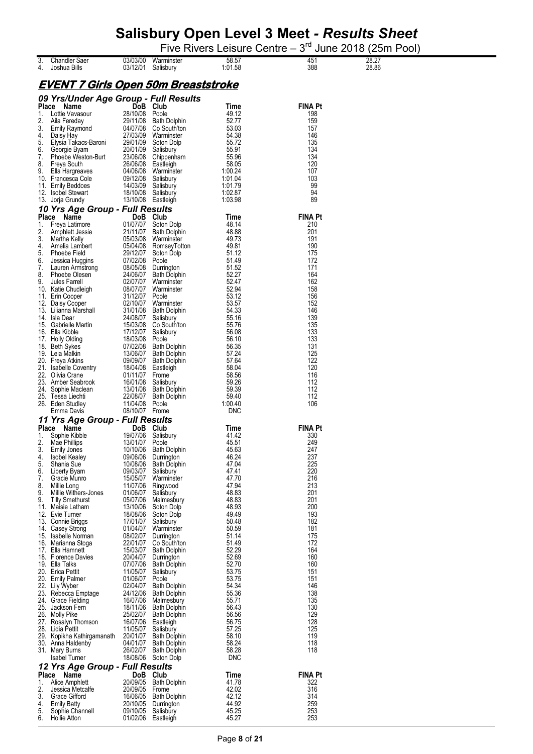# Salisbury Open Level 3 Meet - *Results Sheet*

Five Rivers Leisure Centre – 3rd June 2018 (25m Pool)

| | | | | | |
|---|---|---|---|---|---|
| 3. Chandler Saer | 03/03/00 | Warminster | 58.57 | 451 | 28.27 |
| 4. Joshua Bills | 03/12/01 | Salisbury | 1:01.58 | 388 | 28.86 |

## EVENT 7 Girls Open 50m Breaststroke

### 09 Yrs/Under Age Group - Full Results

| Place | Name | DoB | Club | Time | FINA Pt |
|---|---|---|---|---|---|
| 1. | Lottie Vavasour | 28/10/08 | Poole | 49.12 | 198 |
| 2. | Aila Fereday | 29/11/08 | Bath Dolphin | 52.77 | 159 |
| 3. | Emily Raymond | 04/07/08 | Co South'ton | 53.03 | 157 |
| 4. | Daisy Hay | 27/03/09 | Warminster | 54.38 | 146 |
| 5. | Elysia Takacs-Baroni | 29/01/09 | Soton Dolp | 55.72 | 135 |
| 6. | Georgie Byam | 20/01/09 | Salisbury | 55.91 | 134 |
| 7. | Phoebe Weston-Burt | 23/06/08 | Chippenham | 55.96 | 134 |
| 8. | Freya South | 26/06/08 | Eastleigh | 58.05 | 120 |
| 9. | Ella Hargreaves | 04/06/08 | Warminster | 1:00.24 | 107 |
| 10. | Francesca Cole | 09/12/08 | Salisbury | 1:01.04 | 103 |
| 11. | Emily Beddoes | 14/03/09 | Salisbury | 1:01.79 | 99 |
| 12. | Isobel Stewart | 18/10/08 | Salisbury | 1:02.87 | 94 |
| 13. | Jorja Grundy | 13/10/08 | Eastleigh | 1:03.98 | 89 |

### 10 Yrs Age Group - Full Results

| Place | Name | DoB | Club | Time | FINA Pt |
|---|---|---|---|---|---|
| 1. | Freya Latimore | 01/07/07 | Soton Dolp | 48.14 | 210 |
| 2. | Amphlett Jessie | 21/11/07 | Bath Dolphin | 48.88 | 201 |
| 3. | Martha Kelly | 05/03/08 | Warminster | 49.73 | 191 |
| 4. | Amelia Lambert | 05/04/08 | RomseyTotton | 49.81 | 190 |
| 5. | Phoebe Field | 29/12/07 | Soton Dolp | 51.12 | 175 |
| 6. | Jessica Huggins | 07/02/08 | Poole | 51.49 | 172 |
| 7. | Lauren Armstrong | 08/05/08 | Durrington | 51.52 | 171 |
| 8. | Phoebe Olesen | 24/06/07 | Bath Dolphin | 52.27 | 164 |
| 9. | Jules Farrell | 02/07/07 | Warminster | 52.47 | 162 |
| 10. | Katie Chudleigh | 08/07/07 | Warminster | 52.94 | 158 |
| 11. | Erin Cooper | 31/12/07 | Poole | 53.12 | 156 |
| 12. | Daisy Cooper | 02/10/07 | Warminster | 53.57 | 152 |
| 13. | Lilianna Marshall | 31/01/08 | Bath Dolphin | 54.33 | 146 |
| 14. | Isla Dear | 24/08/07 | Salisbury | 55.16 | 139 |
| 15. | Gabrielle Martin | 15/03/08 | Co South'ton | 55.76 | 135 |
| 16. | Ella Kibble | 17/12/07 | Salisbury | 56.08 | 133 |
| 17. | Holly Olding | 18/03/08 | Poole | 56.10 | 133 |
| 18. | Beth Sykes | 07/02/08 | Bath Dolphin | 56.35 | 131 |
| 19. | Leia Malkin | 13/06/07 | Bath Dolphin | 57.24 | 125 |
| 20. | Freya Atkins | 09/09/07 | Bath Dolphin | 57.64 | 122 |
| 21. | Isabelle Coventry | 18/04/08 | Eastleigh | 58.04 | 120 |
| 22. | Olivia Crane | 01/11/07 | Frome | 58.56 | 116 |
| 23. | Amber Seabrook | 16/01/08 | Salisbury | 59.26 | 112 |
| 24. | Sophie Maclean | 13/01/08 | Bath Dolphin | 59.39 | 112 |
| 25. | Tessa Liechti | 22/08/07 | Bath Dolphin | 59.40 | 112 |
| 26. | Eden Studley | 11/04/08 | Poole | 1:00.40 | 106 |
| | Emma Davis | 08/10/07 | Frome | DNC | |

### 11 Yrs Age Group - Full Results

| Place | Name | DoB | Club | Time | FINA Pt |
|---|---|---|---|---|---|
| 1. | Sophie Kibble | 19/07/06 | Salisbury | 41.42 | 330 |
| 2. | Mae Phillips | 13/01/07 | Poole | 45.51 | 249 |
| 3. | Emily Jones | 10/10/06 | Bath Dolphin | 45.63 | 247 |
| 4. | Isobel Kealey | 09/06/06 | Durrington | 46.24 | 237 |
| 5. | Shania Sue | 10/08/06 | Bath Dolphin | 47.04 | 225 |
| 6. | Liberty Byam | 09/03/07 | Salisbury | 47.41 | 220 |
| 7. | Gracie Munro | 15/05/07 | Warminster | 47.70 | 216 |
| 8. | Millie Long | 11/07/06 | Ringwood | 47.94 | 213 |
| 9. | Millie Withers-Jones | 01/06/07 | Salisbury | 48.83 | 201 |
| 9. | Tilly Smethurst | 05/07/06 | Malmesbury | 48.83 | 201 |
| 11. | Maisie Latham | 13/10/06 | Soton Dolp | 48.93 | 200 |
| 12. | Evie Turner | 18/08/06 | Soton Dolp | 49.49 | 193 |
| 13. | Connie Briggs | 17/01/07 | Salisbury | 50.48 | 182 |
| 14. | Casey Strong | 01/04/07 | Warminster | 50.59 | 181 |
| 15. | Isabelle Norman | 08/02/07 | Durrington | 51.14 | 175 |
| 16. | Marianna Stoga | 22/01/07 | Co South'ton | 51.49 | 172 |
| 17. | Ella Hamnett | 15/03/07 | Bath Dolphin | 52.29 | 164 |
| 18. | Florence Davies | 20/04/07 | Durrington | 52.69 | 160 |
| 19. | Ella Talks | 07/07/06 | Bath Dolphin | 52.70 | 160 |
| 20. | Erica Pettit | 11/05/07 | Salisbury | 53.75 | 151 |
| 20. | Emily Palmer | 01/06/07 | Poole | 53.75 | 151 |
| 22. | Lily Wyber | 02/04/07 | Bath Dolphin | 54.34 | 146 |
| 23. | Rebecca Emptage | 24/12/06 | Bath Dolphin | 55.36 | 138 |
| 24. | Grace Fielding | 16/07/06 | Malmesbury | 55.71 | 135 |
| 25. | Jackson Fern | 18/11/06 | Bath Dolphin | 56.43 | 130 |
| 26. | Molly Pike | 25/02/07 | Bath Dolphin | 56.56 | 129 |
| 27. | Rosalyn Thomson | 16/07/06 | Eastleigh | 56.75 | 128 |
| 28. | Lidia Pettit | 11/05/07 | Salisbury | 57.25 | 125 |
| 29. | Kopikha Kathirgamanath | 20/01/07 | Bath Dolphin | 58.10 | 119 |
| 30. | Anna Haldenby | 04/01/07 | Bath Dolphin | 58.24 | 118 |
| 31. | Mary Burns | 26/02/07 | Bath Dolphin | 58.28 | 118 |
| | Isabel Turner | 18/08/06 | Soton Dolp | DNC | |

### 12 Yrs Age Group - Full Results

| Place | Name | DoB | Club | Time | FINA Pt |
|---|---|---|---|---|---|
| 1. | Alice Amphlett | 20/09/05 | Bath Dolphin | 41.78 | 322 |
| 2. | Jessica Metcalfe | 20/09/05 | Frome | 42.02 | 316 |
| 3. | Grace Gifford | 16/06/05 | Bath Dolphin | 42.12 | 314 |
| 4. | Emily Batty | 20/10/05 | Durrington | 44.92 | 259 |
| 5. | Sophie Channell | 09/10/05 | Salisbury | 45.25 | 253 |
| 6. | Hollie Atton | 01/02/06 | Eastleigh | 45.27 | 253 |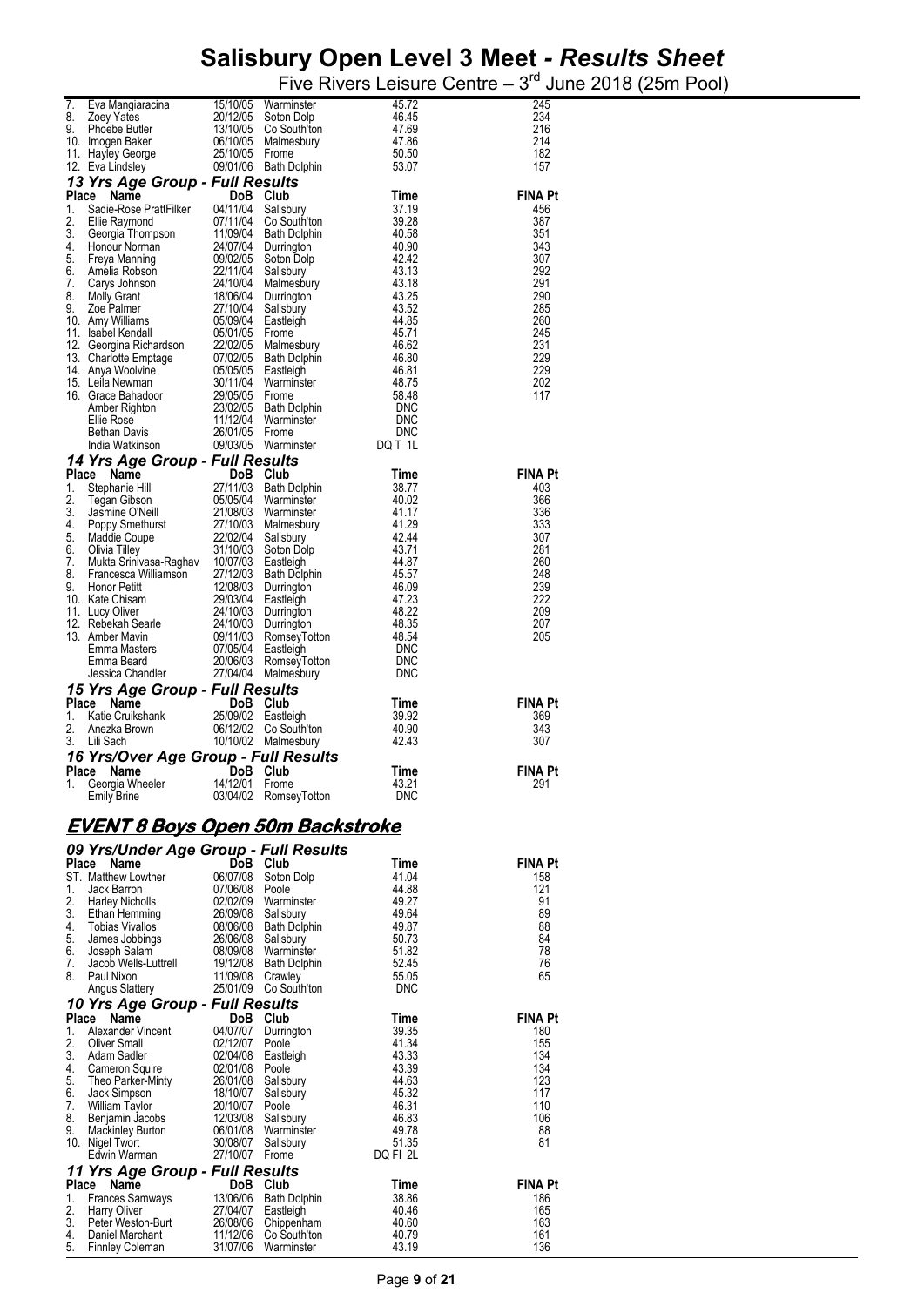# Salisbury Open Level 3 Meet - *Results Sheet*

Five Rivers Leisure Centre – 3rd June 2018 (25m Pool)

| Place | Name | DoB | Club | Time | FINA Pt |
|---|---|---|---|---|---|
| 7. | Eva Mangiaracina | 15/10/05 | Warminster | 45.72 | 245 |
| 8. | Zoey Yates | 20/12/05 | Soton Dolp | 46.45 | 234 |
| 9. | Phoebe Butler | 13/10/05 | Co South'ton | 47.69 | 216 |
| 10. | Imogen Baker | 06/10/05 | Malmesbury | 47.86 | 214 |
| 11. | Hayley George | 25/10/05 | Frome | 50.50 | 182 |
| 12. | Eva Lindsley | 09/01/06 | Bath Dolphin | 53.07 | 157 |

### *13 Yrs Age Group - Full Results*

| Place | Name | DoB | Club | Time | FINA Pt |
|---|---|---|---|---|---|
| 1. | Sadie-Rose PrattFilker | 04/11/04 | Salisbury | 37.19 | 456 |
| 2. | Ellie Raymond | 07/11/04 | Co South'ton | 39.28 | 387 |
| 3. | Georgia Thompson | 11/09/04 | Bath Dolphin | 40.58 | 351 |
| 4. | Honour Norman | 24/07/04 | Durrington | 40.90 | 343 |
| 5. | Freya Manning | 09/02/05 | Soton Dolp | 42.42 | 307 |
| 6. | Amelia Robson | 22/11/04 | Salisbury | 43.13 | 292 |
| 7. | Carys Johnson | 24/10/04 | Malmesbury | 43.18 | 291 |
| 8. | Molly Grant | 18/06/04 | Durrington | 43.25 | 290 |
| 9. | Zoe Palmer | 27/10/04 | Salisbury | 43.52 | 285 |
| 10. | Amy Williams | 05/09/04 | Eastleigh | 44.85 | 260 |
| 11. | Isabel Kendall | 05/01/05 | Frome | 45.71 | 245 |
| 12. | Georgina Richardson | 22/02/05 | Malmesbury | 46.62 | 231 |
| 13. | Charlotte Emptage | 07/02/05 | Bath Dolphin | 46.80 | 229 |
| 14. | Anya Woolvine | 05/05/05 | Eastleigh | 46.81 | 229 |
| 15. | Leila Newman | 30/11/04 | Warminster | 48.75 | 202 |
| 16. | Grace Bahadoor | 29/05/05 | Frome | 58.48 | 117 |
| | Amber Righton | 23/02/05 | Bath Dolphin | DNC | |
| | Ellie Rose | 11/12/04 | Warminster | DNC | |
| | Bethan Davis | 26/01/05 | Frome | DNC | |
| | India Watkinson | 09/03/05 | Warminster | DQ T 1L | |

### *14 Yrs Age Group - Full Results*

| Place | Name | DoB | Club | Time | FINA Pt |
|---|---|---|---|---|---|
| 1. | Stephanie Hill | 27/11/03 | Bath Dolphin | 38.77 | 403 |
| 2. | Tegan Gibson | 05/05/04 | Warminster | 40.02 | 366 |
| 3. | Jasmine O'Neill | 21/08/03 | Warminster | 41.17 | 336 |
| 4. | Poppy Smethurst | 27/10/03 | Malmesbury | 41.29 | 333 |
| 5. | Maddie Coupe | 22/02/04 | Salisbury | 42.44 | 307 |
| 6. | Olivia Tilley | 31/10/03 | Soton Dolp | 43.71 | 281 |
| 7. | Mukta Srinivasa-Raghav | 10/07/03 | Eastleigh | 44.87 | 260 |
| 8. | Francesca Williamson | 27/12/03 | Bath Dolphin | 45.57 | 248 |
| 9. | Honor Petitt | 12/08/03 | Durrington | 46.09 | 239 |
| 10. | Kate Chisam | 29/03/04 | Eastleigh | 47.23 | 222 |
| 11. | Lucy Oliver | 24/10/03 | Durrington | 48.22 | 209 |
| 12. | Rebekah Searle | 24/10/03 | Durrington | 48.35 | 207 |
| 13. | Amber Mavin | 09/11/03 | RomseyTotton | 48.54 | 205 |
| | Emma Masters | 07/05/04 | Eastleigh | DNC | |
| | Emma Beard | 20/06/03 | RomseyTotton | DNC | |
| | Jessica Chandler | 27/04/04 | Malmesbury | DNC | |

### *15 Yrs Age Group - Full Results*

| Place | Name | DoB | Club | Time | FINA Pt |
|---|---|---|---|---|---|
| 1. | Katie Cruikshank | 25/09/02 | Eastleigh | 39.92 | 369 |
| 2. | Anezka Brown | 06/12/02 | Co South'ton | 40.90 | 343 |
| 3. | Lili Sach | 10/10/02 | Malmesbury | 42.43 | 307 |

### *16 Yrs/Over Age Group - Full Results*

| Place | Name | DoB | Club | Time | FINA Pt |
|---|---|---|---|---|---|
| 1. | Georgia Wheeler | 14/12/01 | Frome | 43.21 | 291 |
| | Emily Brine | 03/04/02 | RomseyTotton | DNC | |

## EVENT 8 Boys Open 50m Backstroke

### *09 Yrs/Under Age Group - Full Results*

| Place | Name | DoB | Club | Time | FINA Pt |
|---|---|---|---|---|---|
| ST. | Matthew Lowther | 06/07/08 | Soton Dolp | 41.04 | 158 |
| 1. | Jack Barron | 07/06/08 | Poole | 44.88 | 121 |
| 2. | Harley Nicholls | 02/02/09 | Warminster | 49.27 | 91 |
| 3. | Ethan Hemming | 26/09/08 | Salisbury | 49.64 | 89 |
| 4. | Tobias Vivallos | 08/06/08 | Bath Dolphin | 49.87 | 88 |
| 5. | James Jobbings | 26/06/08 | Salisbury | 50.73 | 84 |
| 6. | Joseph Salam | 08/09/08 | Warminster | 51.82 | 78 |
| 7. | Jacob Wells-Luttrell | 19/12/08 | Bath Dolphin | 52.45 | 76 |
| 8. | Paul Nixon | 11/09/08 | Crawley | 55.05 | 65 |
| | Angus Slattery | 25/01/09 | Co South'ton | DNC | |

### *10 Yrs Age Group - Full Results*

| Place | Name | DoB | Club | Time | FINA Pt |
|---|---|---|---|---|---|
| 1. | Alexander Vincent | 04/07/07 | Durrington | 39.35 | 180 |
| 2. | Oliver Small | 02/12/07 | Poole | 41.34 | 155 |
| 3. | Adam Sadler | 02/04/08 | Eastleigh | 43.33 | 134 |
| 4. | Cameron Squire | 02/01/08 | Poole | 43.39 | 134 |
| 5. | Theo Parker-Minty | 26/01/08 | Salisbury | 44.63 | 123 |
| 6. | Jack Simpson | 18/10/07 | Salisbury | 45.32 | 117 |
| 7. | William Taylor | 20/10/07 | Poole | 46.31 | 110 |
| 8. | Benjamin Jacobs | 12/03/08 | Salisbury | 46.83 | 106 |
| 9. | Mackinley Burton | 06/01/08 | Warminster | 49.78 | 88 |
| 10. | Nigel Twort | 30/08/07 | Salisbury | 51.35 | 81 |
| | Edwin Warman | 27/10/07 | Frome | DQ FI 2L | |

### *11 Yrs Age Group - Full Results*

| Place | Name | DoB | Club | Time | FINA Pt |
|---|---|---|---|---|---|
| 1. | Frances Samways | 13/06/06 | Bath Dolphin | 38.86 | 186 |
| 2. | Harry Oliver | 27/04/07 | Eastleigh | 40.46 | 165 |
| 3. | Peter Weston-Burt | 26/08/06 | Chippenham | 40.60 | 163 |
| 4. | Daniel Marchant | 11/12/06 | Co South'ton | 40.79 | 161 |
| 5. | Finnley Coleman | 31/07/06 | Warminster | 43.19 | 136 |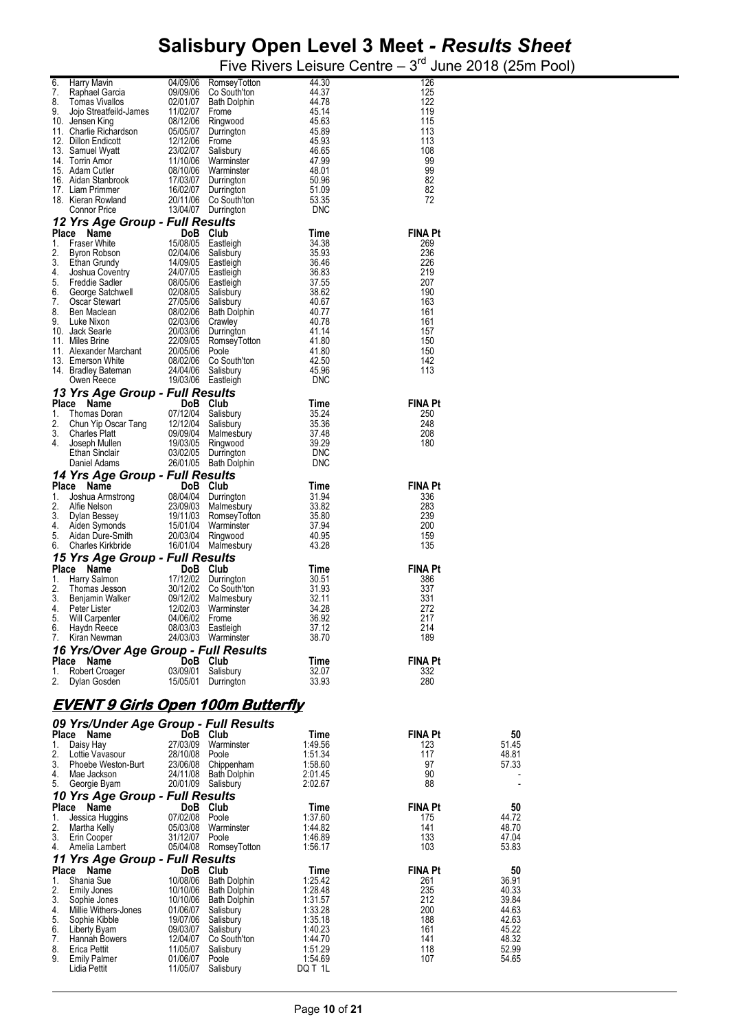# Salisbury Open Level 3 Meet - *Results Sheet*

Five Rivers Leisure Centre – 3rd June 2018 (25m Pool)

| Place | Name | DoB | Club | Time | FINA Pt |
|---|---|---|---|---|---|
| 6. | Harry Mavin | 04/09/06 | RomseyTotton | 44.30 | 126 |
| 7. | Raphael Garcia | 09/09/06 | Co South'ton | 44.37 | 125 |
| 8. | Tomas Vivallos | 02/01/07 | Bath Dolphin | 44.78 | 122 |
| 9. | Jojo Streatfeild-James | 11/02/07 | Frome | 45.14 | 119 |
| 10. | Jensen King | 08/12/06 | Ringwood | 45.63 | 115 |
| 11. | Charlie Richardson | 05/05/07 | Durrington | 45.89 | 113 |
| 12. | Dillon Endicott | 12/12/06 | Frome | 45.93 | 113 |
| 13. | Samuel Wyatt | 23/02/07 | Salisbury | 46.65 | 108 |
| 14. | Torrin Amor | 11/10/06 | Warminster | 47.99 | 99 |
| 15. | Adam Cutler | 08/10/06 | Warminster | 48.01 | 99 |
| 16. | Aidan Stanbrook | 17/03/07 | Durrington | 50.96 | 82 |
| 17. | Liam Primmer | 16/02/07 | Durrington | 51.09 | 82 |
| 18. | Kieran Rowland | 20/11/06 | Co South'ton | 53.35 | 72 |
| | Connor Price | 13/04/07 | Durrington | DNC | |

### *12 Yrs Age Group - Full Results*

| Place | Name | DoB | Club | Time | FINA Pt |
|---|---|---|---|---|---|
| 1. | Fraser White | 15/08/05 | Eastleigh | 34.38 | 269 |
| 2. | Byron Robson | 02/04/06 | Salisbury | 35.93 | 236 |
| 3. | Ethan Grundy | 14/09/05 | Eastleigh | 36.46 | 226 |
| 4. | Joshua Coventry | 24/07/05 | Eastleigh | 36.83 | 219 |
| 5. | Freddie Sadler | 08/05/06 | Eastleigh | 37.55 | 207 |
| 6. | George Satchwell | 02/08/05 | Salisbury | 38.62 | 190 |
| 7. | Oscar Stewart | 27/05/06 | Salisbury | 40.67 | 163 |
| 8. | Ben Maclean | 08/02/06 | Bath Dolphin | 40.77 | 161 |
| 9. | Luke Nixon | 02/03/06 | Crawley | 40.78 | 161 |
| 10. | Jack Searle | 20/03/06 | Durrington | 41.14 | 157 |
| 11. | Miles Brine | 22/09/05 | RomseyTotton | 41.80 | 150 |
| 11. | Alexander Marchant | 20/05/06 | Poole | 41.80 | 150 |
| 13. | Emerson White | 08/02/06 | Co South'ton | 42.50 | 142 |
| 14. | Bradley Bateman | 24/04/06 | Salisbury | 45.96 | 113 |
| | Owen Reece | 19/03/06 | Eastleigh | DNC | |

### *13 Yrs Age Group - Full Results*

| Place | Name | DoB | Club | Time | FINA Pt |
|---|---|---|---|---|---|
| 1. | Thomas Doran | 07/12/04 | Salisbury | 35.24 | 250 |
| 2. | Chun Yip Oscar Tang | 12/12/04 | Salisbury | 35.36 | 248 |
| 3. | Charles Platt | 09/09/04 | Malmesbury | 37.48 | 208 |
| 4. | Joseph Mullen | 19/03/05 | Ringwood | 39.29 | 180 |
| | Ethan Sinclair | 03/02/05 | Durrington | DNC | |
| | Daniel Adams | 26/01/05 | Bath Dolphin | DNC | |

### *14 Yrs Age Group - Full Results*

| Place | Name | DoB | Club | Time | FINA Pt |
|---|---|---|---|---|---|
| 1. | Joshua Armstrong | 08/04/04 | Durrington | 31.94 | 336 |
| 2. | Alfie Nelson | 23/09/03 | Malmesbury | 33.82 | 283 |
| 3. | Dylan Bessey | 19/11/03 | RomseyTotton | 35.80 | 239 |
| 4. | Aiden Symonds | 15/01/04 | Warminster | 37.94 | 200 |
| 5. | Aidan Dure-Smith | 20/03/04 | Ringwood | 40.95 | 159 |
| 6. | Charles Kirkbride | 16/01/04 | Malmesbury | 43.28 | 135 |

### *15 Yrs Age Group - Full Results*

| Place | Name | DoB | Club | Time | FINA Pt |
|---|---|---|---|---|---|
| 1. | Harry Salmon | 17/12/02 | Durrington | 30.51 | 386 |
| 2. | Thomas Jesson | 30/12/02 | Co South'ton | 31.93 | 337 |
| 3. | Benjamin Walker | 09/12/02 | Malmesbury | 32.11 | 331 |
| 4. | Peter Lister | 12/02/03 | Warminster | 34.28 | 272 |
| 5. | Will Carpenter | 04/06/02 | Frome | 36.92 | 217 |
| 6. | Haydn Reece | 08/03/03 | Eastleigh | 37.12 | 214 |
| 7. | Kiran Newman | 24/03/03 | Warminster | 38.70 | 189 |

### *16 Yrs/Over Age Group - Full Results*

| Place | Name | DoB | Club | Time | FINA Pt |
|---|---|---|---|---|---|
| 1. | Robert Croager | 03/09/01 | Salisbury | 32.07 | 332 |
| 2. | Dylan Gosden | 15/05/01 | Durrington | 33.93 | 280 |

## EVENT 9 Girls Open 100m Butterfly

### *09 Yrs/Under Age Group - Full Results*

| Place | Name | DoB | Club | Time | FINA Pt | 50 |
|---|---|---|---|---|---|---|
| 1. | Daisy Hay | 27/03/09 | Warminster | 1:49.56 | 123 | 51.45 |
| 2. | Lottie Vavasour | 28/10/08 | Poole | 1:51.34 | 117 | 48.81 |
| 3. | Phoebe Weston-Burt | 23/06/08 | Chippenham | 1:58.60 | 97 | 57.33 |
| 4. | Mae Jackson | 24/11/08 | Bath Dolphin | 2:01.45 | 90 | - |
| 5. | Georgie Byam | 20/01/09 | Salisbury | 2:02.67 | 88 | - |

### *10 Yrs Age Group - Full Results*

| Place | Name | DoB | Club | Time | FINA Pt | 50 |
|---|---|---|---|---|---|---|
| 1. | Jessica Huggins | 07/02/08 | Poole | 1:37.60 | 175 | 44.72 |
| 2. | Martha Kelly | 05/03/08 | Warminster | 1:44.82 | 141 | 48.70 |
| 3. | Erin Cooper | 31/12/07 | Poole | 1:46.89 | 133 | 47.04 |
| 4. | Amelia Lambert | 05/04/08 | RomseyTotton | 1:56.17 | 103 | 53.83 |

### *11 Yrs Age Group - Full Results*

| Place | Name | DoB | Club | Time | FINA Pt | 50 |
|---|---|---|---|---|---|---|
| 1. | Shania Sue | 10/08/06 | Bath Dolphin | 1:25.42 | 261 | 36.91 |
| 2. | Emily Jones | 10/10/06 | Bath Dolphin | 1:28.48 | 235 | 40.33 |
| 3. | Sophie Jones | 10/10/06 | Bath Dolphin | 1:31.57 | 212 | 39.84 |
| 4. | Millie Withers-Jones | 01/06/07 | Salisbury | 1:33.28 | 200 | 44.63 |
| 5. | Sophie Kibble | 19/07/06 | Salisbury | 1:35.18 | 188 | 42.63 |
| 6. | Liberty Byam | 09/03/07 | Salisbury | 1:40.23 | 161 | 45.22 |
| 7. | Hannah Bowers | 12/04/07 | Co South'ton | 1:44.70 | 141 | 48.32 |
| 8. | Erica Pettit | 11/05/07 | Salisbury | 1:51.29 | 118 | 52.99 |
| 9. | Emily Palmer | 01/06/07 | Poole | 1:54.69 | 107 | 54.65 |
| | Lidia Pettit | 11/05/07 | Salisbury | DQ T 1L | | |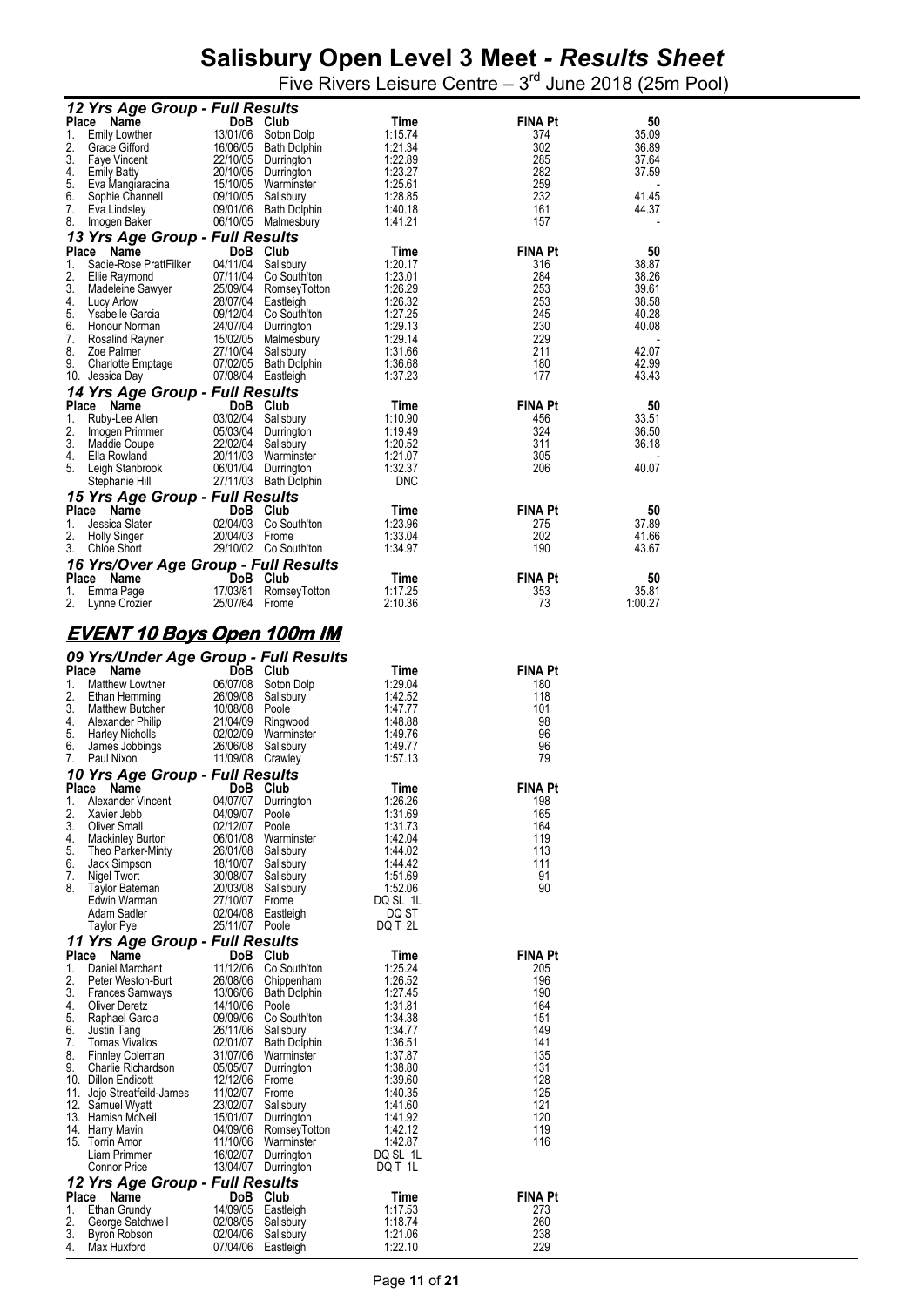# Salisbury Open Level 3 Meet - *Results Sheet*

Five Rivers Leisure Centre – 3rd June 2018 (25m Pool)

### *12 Yrs Age Group - Full Results*

| Place | Name | DoB | Club | Time | FINA Pt | 50 |
|---|---|---|---|---|---|---|
| 1. | Emily Lowther | 13/01/06 | Soton Dolp | 1:15.74 | 374 | 35.09 |
| 2. | Grace Gifford | 16/06/05 | Bath Dolphin | 1:21.34 | 302 | 36.89 |
| 3. | Faye Vincent | 22/10/05 | Durrington | 1:22.89 | 285 | 37.64 |
| 4. | Emily Batty | 20/10/05 | Durrington | 1:23.27 | 282 | 37.59 |
| 5. | Eva Mangiaracina | 15/10/05 | Warminster | 1:25.61 | 259 | - |
| 6. | Sophie Channell | 09/10/05 | Salisbury | 1:28.85 | 232 | 41.45 |
| 7. | Eva Lindsley | 09/01/06 | Bath Dolphin | 1:40.18 | 161 | 44.37 |
| 8. | Imogen Baker | 06/10/05 | Malmesbury | 1:41.21 | 157 | - |

### *13 Yrs Age Group - Full Results*

| Place | Name | DoB | Club | Time | FINA Pt | 50 |
|---|---|---|---|---|---|---|
| 1. | Sadie-Rose PrattFilker | 04/11/04 | Salisbury | 1:20.17 | 316 | 38.87 |
| 2. | Ellie Raymond | 07/11/04 | Co South'ton | 1:23.01 | 284 | 38.26 |
| 3. | Madeleine Sawyer | 25/09/04 | RomseyTotton | 1:26.29 | 253 | 39.61 |
| 4. | Lucy Arlow | 28/07/04 | Eastleigh | 1:26.32 | 253 | 38.58 |
| 5. | Ysabelle Garcia | 09/12/04 | Co South'ton | 1:27.25 | 245 | 40.28 |
| 6. | Honour Norman | 24/07/04 | Durrington | 1:29.13 | 230 | 40.08 |
| 7. | Rosalind Rayner | 15/02/05 | Malmesbury | 1:29.14 | 229 | - |
| 8. | Zoe Palmer | 27/10/04 | Salisbury | 1:31.66 | 211 | 42.07 |
| 9. | Charlotte Emptage | 07/02/05 | Bath Dolphin | 1:36.68 | 180 | 42.99 |
| 10. | Jessica Day | 07/08/04 | Eastleigh | 1:37.23 | 177 | 43.43 |

### *14 Yrs Age Group - Full Results*

| Place | Name | DoB | Club | Time | FINA Pt | 50 |
|---|---|---|---|---|---|---|
| 1. | Ruby-Lee Allen | 03/02/04 | Salisbury | 1:10.90 | 456 | 33.51 |
| 2. | Imogen Primmer | 05/03/04 | Durrington | 1:19.49 | 324 | 36.50 |
| 3. | Maddie Coupe | 22/02/04 | Salisbury | 1:20.52 | 311 | 36.18 |
| 4. | Ella Rowland | 20/11/03 | Warminster | 1:21.07 | 305 | - |
| 5. | Leigh Stanbrook | 06/01/04 | Durrington | 1:32.37 | 206 | 40.07 |
| | Stephanie Hill | 27/11/03 | Bath Dolphin | DNC | | |

### *15 Yrs Age Group - Full Results*

| Place | Name | DoB | Club | Time | FINA Pt | 50 |
|---|---|---|---|---|---|---|
| 1. | Jessica Slater | 02/04/03 | Co South'ton | 1:23.96 | 275 | 37.89 |
| 2. | Holly Singer | 20/04/03 | Frome | 1:33.04 | 202 | 41.66 |
| 3. | Chloe Short | 29/10/02 | Co South'ton | 1:34.97 | 190 | 43.67 |

### *16 Yrs/Over Age Group - Full Results*

| Place | Name | DoB | Club | Time | FINA Pt | 50 |
|---|---|---|---|---|---|---|
| 1. | Emma Page | 17/03/81 | RomseyTotton | 1:17.25 | 353 | 35.81 |
| 2. | Lynne Crozier | 25/07/64 | Frome | 2:10.36 | 73 | 1:00.27 |

## EVENT 10 Boys Open 100m IM

### *09 Yrs/Under Age Group - Full Results*

| Place | Name | DoB | Club | Time | FINA Pt |
|---|---|---|---|---|---|
| 1. | Matthew Lowther | 06/07/08 | Soton Dolp | 1:29.04 | 180 |
| 2. | Ethan Hemming | 26/09/08 | Salisbury | 1:42.52 | 118 |
| 3. | Matthew Butcher | 10/08/08 | Poole | 1:47.77 | 101 |
| 4. | Alexander Philip | 21/04/09 | Ringwood | 1:48.88 | 98 |
| 5. | Harley Nicholls | 02/02/09 | Warminster | 1:49.76 | 96 |
| 6. | James Jobbings | 26/06/08 | Salisbury | 1:49.77 | 96 |
| 7. | Paul Nixon | 11/09/08 | Crawley | 1:57.13 | 79 |

### *10 Yrs Age Group - Full Results*

| Place | Name | DoB | Club | Time | FINA Pt |
|---|---|---|---|---|---|
| 1. | Alexander Vincent | 04/07/07 | Durrington | 1:26.26 | 198 |
| 2. | Xavier Jebb | 04/09/07 | Poole | 1:31.69 | 165 |
| 3. | Oliver Small | 02/12/07 | Poole | 1:31.73 | 164 |
| 4. | Mackinley Burton | 06/01/08 | Warminster | 1:42.04 | 119 |
| 5. | Theo Parker-Minty | 26/01/08 | Salisbury | 1:44.02 | 113 |
| 6. | Jack Simpson | 18/10/07 | Salisbury | 1:44.42 | 111 |
| 7. | Nigel Twort | 30/08/07 | Salisbury | 1:51.69 | 91 |
| 8. | Taylor Bateman | 20/03/08 | Salisbury | 1:52.06 | 90 |
| | Edwin Warman | 27/10/07 | Frome | DQ SL 1L | |
| | Adam Sadler | 02/04/08 | Eastleigh | DQ ST | |
| | Taylor Pye | 25/11/07 | Poole | DQ T 2L | |

### *11 Yrs Age Group - Full Results*

| Place | Name | DoB | Club | Time | FINA Pt |
|---|---|---|---|---|---|
| 1. | Daniel Marchant | 11/12/06 | Co South'ton | 1:25.24 | 205 |
| 2. | Peter Weston-Burt | 26/08/06 | Chippenham | 1:26.52 | 196 |
| 3. | Frances Samways | 13/06/06 | Bath Dolphin | 1:27.45 | 190 |
| 4. | Oliver Deretz | 14/10/06 | Poole | 1:31.81 | 164 |
| 5. | Raphael Garcia | 09/09/06 | Co South'ton | 1:34.38 | 151 |
| 6. | Justin Tang | 26/11/06 | Salisbury | 1:34.77 | 149 |
| 7. | Tomas Vivallos | 02/01/07 | Bath Dolphin | 1:36.51 | 141 |
| 8. | Finnley Coleman | 31/07/06 | Warminster | 1:37.87 | 135 |
| 9. | Charlie Richardson | 05/05/07 | Durrington | 1:38.80 | 131 |
| 10. | Dillon Endicott | 12/12/06 | Frome | 1:39.60 | 128 |
| 11. | Jojo Streatfeild-James | 11/02/07 | Frome | 1:40.35 | 125 |
| 12. | Samuel Wyatt | 23/02/07 | Salisbury | 1:41.60 | 121 |
| 13. | Hamish McNeil | 15/01/07 | Durrington | 1:41.92 | 120 |
| 14. | Harry Mavin | 04/09/06 | RomseyTotton | 1:42.12 | 119 |
| 15. | Torrin Amor | 11/10/06 | Warminster | 1:42.87 | 116 |
| | Liam Primmer | 16/02/07 | Durrington | DQ SL 1L | |
| | Connor Price | 13/04/07 | Durrington | DQ T 1L | |

### *12 Yrs Age Group - Full Results*

| Place | Name | DoB | Club | Time | FINA Pt |
|---|---|---|---|---|---|
| 1. | Ethan Grundy | 14/09/05 | Eastleigh | 1:17.53 | 273 |
| 2. | George Satchwell | 02/08/05 | Salisbury | 1:18.74 | 260 |
| 3. | Byron Robson | 02/04/06 | Salisbury | 1:21.06 | 238 |
| 4. | Max Huxford | 07/04/06 | Eastleigh | 1:22.10 | 229 |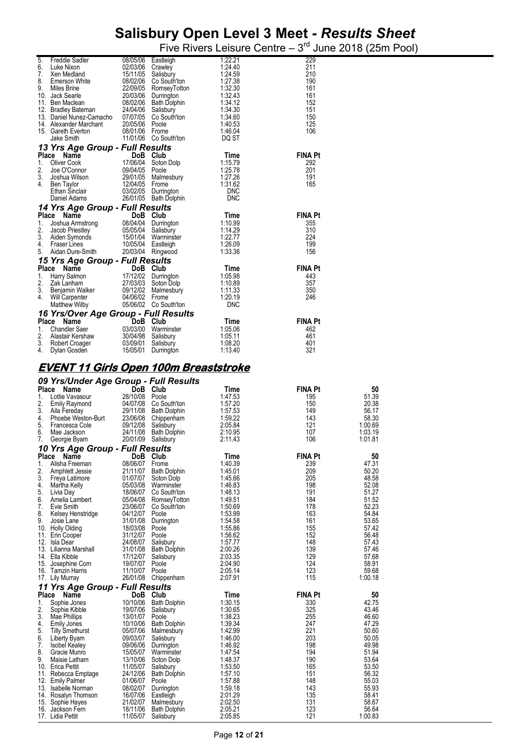# Salisbury Open Level 3 Meet - *Results Sheet*

Five Rivers Leisure Centre – 3rd June 2018 (25m Pool)

| Place | Name | DoB | Club | Time | FINA Pt |
|---|---|---|---|---|---|
| 5. | Freddie Sadler | 08/05/06 | Eastleigh | 1:22.21 | 229 |
| 6. | Luke Nixon | 02/03/06 | Crawley | 1:24.40 | 211 |
| 7. | Xen Medland | 15/11/05 | Salisbury | 1:24.59 | 210 |
| 8. | Emerson White | 08/02/06 | Co South'ton | 1:27.38 | 190 |
| 9. | Miles Brine | 22/09/05 | RomseyTotton | 1:32.30 | 161 |
| 10. | Jack Searle | 20/03/06 | Durrington | 1:32.43 | 161 |
| 11. | Ben Maclean | 08/02/06 | Bath Dolphin | 1:34.12 | 152 |
| 12. | Bradley Bateman | 24/04/06 | Salisbury | 1:34.30 | 151 |
| 13. | Daniel Nunez-Camacho | 07/07/05 | Co South'ton | 1:34.60 | 150 |
| 14. | Alexander Marchant | 20/05/06 | Poole | 1:40.53 | 125 |
| 15. | Gareth Everton | 08/01/06 | Frome | 1:46.04 | 106 |
| | Jake Smith | 11/01/06 | Co South'ton | DQ ST | |

### *13 Yrs Age Group - Full Results*

| Place | Name | DoB | Club | Time | FINA Pt |
|---|---|---|---|---|---|
| 1. | Oliver Cook | 17/06/04 | Soton Dolp | 1:15.79 | 292 |
| 2. | Joe O'Connor | 09/04/05 | Poole | 1:25.78 | 201 |
| 3. | Joshua Wilson | 29/01/05 | Malmesbury | 1:27.26 | 191 |
| 4. | Ben Taylor | 12/04/05 | Frome | 1:31.62 | 165 |
| | Ethan Sinclair | 03/02/05 | Durrington | DNC | |
| | Daniel Adams | 26/01/05 | Bath Dolphin | DNC | |

### *14 Yrs Age Group - Full Results*

| Place | Name | DoB | Club | Time | FINA Pt |
|---|---|---|---|---|---|
| 1. | Joshua Armstrong | 08/04/04 | Durrington | 1:10.99 | 355 |
| 2. | Jacob Priestley | 05/05/04 | Salisbury | 1:14.29 | 310 |
| 3. | Aiden Symonds | 15/01/04 | Warminster | 1:22.77 | 224 |
| 4. | Fraser Lines | 10/05/04 | Eastleigh | 1:26.09 | 199 |
| 5. | Aidan Dure-Smith | 20/03/04 | Ringwood | 1:33.36 | 156 |

### *15 Yrs Age Group - Full Results*

| Place | Name | DoB | Club | Time | FINA Pt |
|---|---|---|---|---|---|
| 1. | Harry Salmon | 17/12/02 | Durrington | 1:05.98 | 443 |
| 2. | Zak Lanham | 27/03/03 | Soton Dolp | 1:10.89 | 357 |
| 3. | Benjamin Walker | 09/12/02 | Malmesbury | 1:11.33 | 350 |
| 4. | Will Carpenter | 04/06/02 | Frome | 1:20.19 | 246 |
| | Matthew Wilby | 05/06/02 | Co South'ton | DNC | |

### *16 Yrs/Over Age Group - Full Results*

| Place | Name | DoB | Club | Time | FINA Pt |
|---|---|---|---|---|---|
| 1. | Chandler Saer | 03/03/00 | Warminster | 1:05.06 | 462 |
| 2. | Alastair Kershaw | 30/04/98 | Salisbury | 1:05.11 | 461 |
| 3. | Robert Croager | 03/09/01 | Salisbury | 1:08.20 | 401 |
| 4. | Dylan Gosden | 15/05/01 | Durrington | 1:13.40 | 321 |

## *EVENT 11 Girls Open 100m Breaststroke*

### *09 Yrs/Under Age Group - Full Results*

| Place | Name | DoB | Club | Time | FINA Pt | 50 |
|---|---|---|---|---|---|---|
| 1. | Lottie Vavasour | 28/10/08 | Poole | 1:47.53 | 195 | 51.39 |
| 2. | Emily Raymond | 04/07/08 | Co South'ton | 1:57.20 | 150 | 20.38 |
| 3. | Aila Fereday | 29/11/08 | Bath Dolphin | 1:57.53 | 149 | 56.17 |
| 4. | Phoebe Weston-Burt | 23/06/08 | Chippenham | 1:59.22 | 143 | 58.30 |
| 5. | Francesca Cole | 09/12/08 | Salisbury | 2:05.84 | 121 | 1:00.69 |
| 6. | Mae Jackson | 24/11/08 | Bath Dolphin | 2:10.95 | 107 | 1:03.19 |
| 7. | Georgie Byam | 20/01/09 | Salisbury | 2:11.43 | 106 | 1:01.81 |

### *10 Yrs Age Group - Full Results*

| Place | Name | DoB | Club | Time | FINA Pt | 50 |
|---|---|---|---|---|---|---|
| 1. | Alisha Freeman | 08/06/07 | Frome | 1:40.39 | 239 | 47.31 |
| 2. | Amphlett Jessie | 21/11/07 | Bath Dolphin | 1:45.01 | 209 | 50.20 |
| 3. | Freya Latimore | 01/07/07 | Soton Dolp | 1:45.66 | 205 | 48.58 |
| 4. | Martha Kelly | 05/03/08 | Warminster | 1:46.83 | 198 | 52.08 |
| 5. | Livia Day | 18/06/07 | Co South'ton | 1:48.13 | 191 | 51.27 |
| 6. | Amelia Lambert | 05/04/08 | RomseyTotton | 1:49.51 | 184 | 51.52 |
| 7. | Evie Smith | 23/06/07 | Co South'ton | 1:50.69 | 178 | 52.23 |
| 8. | Kelsey Henstridge | 04/12/07 | Poole | 1:53.99 | 163 | 54.84 |
| 9. | Josie Lane | 31/01/08 | Durrington | 1:54.58 | 161 | 53.65 |
| 10. | Holly Olding | 18/03/08 | Poole | 1:55.86 | 155 | 57.42 |
| 11. | Erin Cooper | 31/12/07 | Poole | 1:56.62 | 152 | 56.48 |
| 12. | Isla Dear | 24/08/07 | Salisbury | 1:57.77 | 148 | 57.43 |
| 13. | Lilianna Marshall | 31/01/08 | Bath Dolphin | 2:00.26 | 139 | 57.46 |
| 14. | Ella Kibble | 17/12/07 | Salisbury | 2:03.35 | 129 | 57.68 |
| 15. | Josephine Corn | 19/07/07 | Poole | 2:04.90 | 124 | 58.91 |
| 16. | Tamzin Harris | 11/10/07 | Poole | 2:05.14 | 123 | 59.68 |
| 17. | Lily Murray | 26/01/08 | Chippenham | 2:07.91 | 115 | 1:00.18 |

### *11 Yrs Age Group - Full Results*

| Place | Name | DoB | Club | Time | FINA Pt | 50 |
|---|---|---|---|---|---|---|
| 1. | Sophie Jones | 10/10/06 | Bath Dolphin | 1:30.15 | 330 | 42.75 |
| 2. | Sophie Kibble | 19/07/06 | Salisbury | 1:30.65 | 325 | 43.46 |
| 3. | Mae Phillips | 13/01/07 | Poole | 1:38.23 | 255 | 46.60 |
| 4. | Emily Jones | 10/10/06 | Bath Dolphin | 1:39.34 | 247 | 47.29 |
| 5. | Tilly Smethurst | 05/07/06 | Malmesbury | 1:42.99 | 221 | 50.60 |
| 6. | Liberty Byam | 09/03/07 | Salisbury | 1:46.00 | 203 | 50.05 |
| 7. | Isobel Kealey | 09/06/06 | Durrington | 1:46.92 | 198 | 49.98 |
| 8. | Gracie Munro | 15/05/07 | Warminster | 1:47.54 | 194 | 51.94 |
| 9. | Maisie Latham | 13/10/06 | Soton Dolp | 1:48.37 | 190 | 53.64 |
| 10. | Erica Pettit | 11/05/07 | Salisbury | 1:53.50 | 165 | 53.50 |
| 11. | Rebecca Emptage | 24/12/06 | Bath Dolphin | 1:57.10 | 151 | 56.32 |
| 12. | Emily Palmer | 01/06/07 | Poole | 1:57.88 | 148 | 55.03 |
| 13. | Isabelle Norman | 08/02/07 | Durrington | 1:59.18 | 143 | 55.93 |
| 14. | Rosalyn Thomson | 16/07/06 | Eastleigh | 2:01.29 | 135 | 58.41 |
| 15. | Sophie Hayes | 21/02/07 | Malmesbury | 2:02.50 | 131 | 58.67 |
| 16. | Jackson Fern | 18/11/06 | Bath Dolphin | 2:05.21 | 123 | 56.64 |
| 17. | Lidia Pettit | 11/05/07 | Salisbury | 2:05.85 | 121 | 1:00.83 |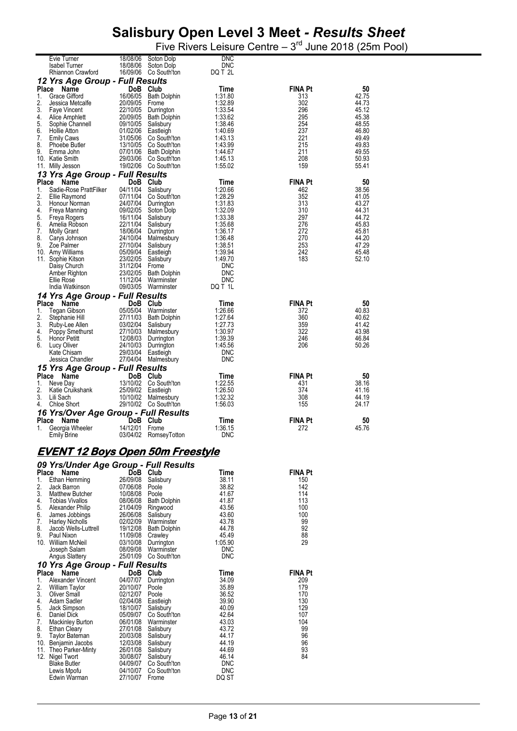# Salisbury Open Level 3 Meet - *Results Sheet*

Five Rivers Leisure Centre – 3rd June 2018 (25m Pool)

| Place | Name | DoB | Club | Time | FINA Pt | 50 |
|---|---|---|---|---|---|---|
| | Evie Turner | 18/08/06 | Soton Dolp | DNC | | |
| | Isabel Turner | 18/08/06 | Soton Dolp | DNC | | |
| | Rhiannon Crawford | 16/09/06 | Co South'ton | DQ T 2L | | |

### *12 Yrs Age Group - Full Results*

| Place | Name | DoB | Club | Time | FINA Pt | 50 |
|---|---|---|---|---|---|---|
| 1. | Grace Gifford | 16/06/05 | Bath Dolphin | 1:31.80 | 313 | 42.75 |
| 2. | Jessica Metcalfe | 20/09/05 | Frome | 1:32.89 | 302 | 44.73 |
| 3. | Faye Vincent | 22/10/05 | Durrington | 1:33.54 | 296 | 45.12 |
| 4. | Alice Amphlett | 20/09/05 | Bath Dolphin | 1:33.62 | 295 | 45.38 |
| 5. | Sophie Channell | 09/10/05 | Salisbury | 1:38.46 | 254 | 48.55 |
| 6. | Hollie Atton | 01/02/06 | Eastleigh | 1:40.69 | 237 | 46.80 |
| 7. | Emily Caws | 31/05/06 | Co South'ton | 1:43.13 | 221 | 49.49 |
| 8. | Phoebe Butler | 13/10/05 | Co South'ton | 1:43.99 | 215 | 49.83 |
| 9. | Emma John | 07/01/06 | Bath Dolphin | 1:44.67 | 211 | 49.55 |
| 10. | Katie Smith | 29/03/06 | Co South'ton | 1:45.13 | 208 | 50.93 |
| 11. | Milly Jesson | 19/02/06 | Co South'ton | 1:55.02 | 159 | 55.41 |

### *13 Yrs Age Group - Full Results*

| Place | Name | DoB | Club | Time | FINA Pt | 50 |
|---|---|---|---|---|---|---|
| 1. | Sadie-Rose PrattFilker | 04/11/04 | Salisbury | 1:20.66 | 462 | 38.56 |
| 2. | Ellie Raymond | 07/11/04 | Co South'ton | 1:28.29 | 352 | 41.05 |
| 3. | Honour Norman | 24/07/04 | Durrington | 1:31.83 | 313 | 43.27 |
| 4. | Freya Manning | 09/02/05 | Soton Dolp | 1:32.09 | 310 | 44.31 |
| 5. | Freya Rogers | 16/11/04 | Salisbury | 1:33.38 | 297 | 44.72 |
| 6. | Amelia Robson | 22/11/04 | Salisbury | 1:35.68 | 276 | 45.83 |
| 7. | Molly Grant | 18/06/04 | Durrington | 1:36.17 | 272 | 45.81 |
| 8. | Carys Johnson | 24/10/04 | Malmesbury | 1:36.48 | 270 | 44.20 |
| 9. | Zoe Palmer | 27/10/04 | Salisbury | 1:38.51 | 253 | 47.29 |
| 10. | Amy Williams | 05/09/04 | Eastleigh | 1:39.94 | 242 | 45.48 |
| 11. | Sophie Kitson | 23/02/05 | Salisbury | 1:49.70 | 183 | 52.10 |
| | Daisy Church | 31/12/04 | Frome | DNC | | |
| | Amber Righton | 23/02/05 | Bath Dolphin | DNC | | |
| | Ellie Rose | 11/12/04 | Warminster | DNC | | |
| | India Watkinson | 09/03/05 | Warminster | DQ T 1L | | |

### *14 Yrs Age Group - Full Results*

| Place | Name | DoB | Club | Time | FINA Pt | 50 |
|---|---|---|---|---|---|---|
| 1. | Tegan Gibson | 05/05/04 | Warminster | 1:26.66 | 372 | 40.83 |
| 2. | Stephanie Hill | 27/11/03 | Bath Dolphin | 1:27.64 | 360 | 40.62 |
| 3. | Ruby-Lee Allen | 03/02/04 | Salisbury | 1:27.73 | 359 | 41.42 |
| 4. | Poppy Smethurst | 27/10/03 | Malmesbury | 1:30.97 | 322 | 43.98 |
| 5. | Honor Petitt | 12/08/03 | Durrington | 1:39.39 | 246 | 46.84 |
| 6. | Lucy Oliver | 24/10/03 | Durrington | 1:45.56 | 206 | 50.26 |
| | Kate Chisam | 29/03/04 | Eastleigh | DNC | | |
| | Jessica Chandler | 27/04/04 | Malmesbury | DNC | | |

### *15 Yrs Age Group - Full Results*

| Place | Name | DoB | Club | Time | FINA Pt | 50 |
|---|---|---|---|---|---|---|
| 1. | Neve Day | 13/10/02 | Co South'ton | 1:22.55 | 431 | 38.16 |
| 2. | Katie Cruikshank | 25/09/02 | Eastleigh | 1:26.50 | 374 | 41.16 |
| 3. | Lili Sach | 10/10/02 | Malmesbury | 1:32.32 | 308 | 44.19 |
| 4. | Chloe Short | 29/10/02 | Co South'ton | 1:56.03 | 155 | 24.17 |

### *16 Yrs/Over Age Group - Full Results*

| Place | Name | DoB | Club | Time | FINA Pt | 50 |
|---|---|---|---|---|---|---|
| 1. | Georgia Wheeler | 14/12/01 | Frome | 1:36.15 | 272 | 45.76 |
| | Emily Brine | 03/04/02 | RomseyTotton | DNC | | |

## *EVENT 12 Boys Open 50m Freestyle*

### *09 Yrs/Under Age Group - Full Results*

| Place | Name | DoB | Club | Time | FINA Pt |
|---|---|---|---|---|---|
| 1. | Ethan Hemming | 26/09/08 | Salisbury | 38.11 | 150 |
| 2. | Jack Barron | 07/06/08 | Poole | 38.82 | 142 |
| 3. | Matthew Butcher | 10/08/08 | Poole | 41.67 | 114 |
| 4. | Tobias Vivallos | 08/06/08 | Bath Dolphin | 41.87 | 113 |
| 5. | Alexander Philip | 21/04/09 | Ringwood | 43.56 | 100 |
| 6. | James Jobbings | 26/06/08 | Salisbury | 43.60 | 100 |
| 7. | Harley Nicholls | 02/02/09 | Warminster | 43.78 | 99 |
| 8. | Jacob Wells-Luttrell | 19/12/08 | Bath Dolphin | 44.78 | 92 |
| 9. | Paul Nixon | 11/09/08 | Crawley | 45.49 | 88 |
| 10. | William McNeil | 03/10/08 | Durrington | 1:05.90 | 29 |
| | Joseph Salam | 08/09/08 | Warminster | DNC | |
| | Angus Slattery | 25/01/09 | Co South'ton | DNC | |

### *10 Yrs Age Group - Full Results*

| Place | Name | DoB | Club | Time | FINA Pt |
|---|---|---|---|---|---|
| 1. | Alexander Vincent | 04/07/07 | Durrington | 34.09 | 209 |
| 2. | William Taylor | 20/10/07 | Poole | 35.89 | 179 |
| 3. | Oliver Small | 02/12/07 | Poole | 36.52 | 170 |
| 4. | Adam Sadler | 02/04/08 | Eastleigh | 39.90 | 130 |
| 5. | Jack Simpson | 18/10/07 | Salisbury | 40.09 | 129 |
| 6. | Daniel Dick | 05/09/07 | Co South'ton | 42.64 | 107 |
| 7. | Mackinley Burton | 06/01/08 | Warminster | 43.03 | 104 |
| 8. | Ethan Cleary | 27/01/08 | Salisbury | 43.72 | 99 |
| 9. | Taylor Bateman | 20/03/08 | Salisbury | 44.17 | 96 |
| 10. | Benjamin Jacobs | 12/03/08 | Salisbury | 44.19 | 96 |
| 11. | Theo Parker-Minty | 26/01/08 | Salisbury | 44.69 | 93 |
| 12. | Nigel Twort | 30/08/07 | Salisbury | 46.14 | 84 |
| | Blake Butler | 04/09/07 | Co South'ton | DNC | |
| | Lewis Mpofu | 04/10/07 | Co South'ton | DNC | |
| | Edwin Warman | 27/10/07 | Frome | DQ ST | |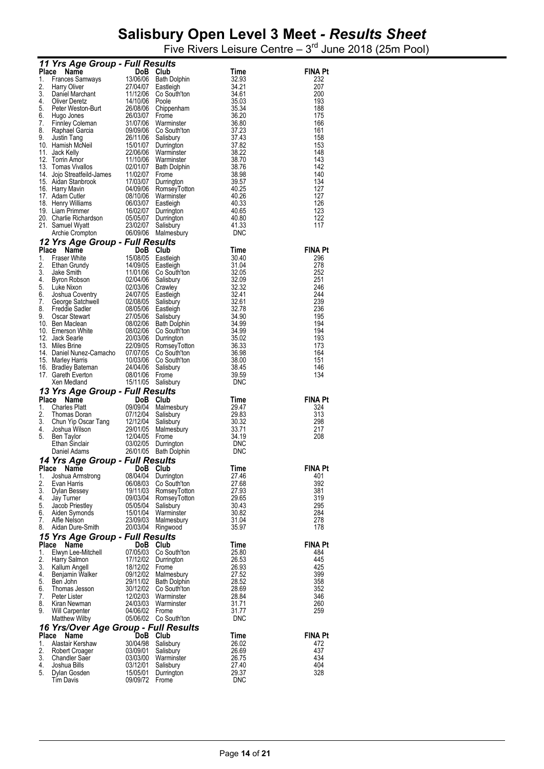# Salisbury Open Level 3 Meet - *Results Sheet*

Five Rivers Leisure Centre – 3rd June 2018 (25m Pool)

### *11 Yrs Age Group - Full Results*

| Place | Name | DoB | Club | Time | FINA Pt |
|---|---|---|---|---|---|
| 1. | Frances Samways | 13/06/06 | Bath Dolphin | 32.93 | 232 |
| 2. | Harry Oliver | 27/04/07 | Eastleigh | 34.21 | 207 |
| 3. | Daniel Marchant | 11/12/06 | Co South'ton | 34.61 | 200 |
| 4. | Oliver Deretz | 14/10/06 | Poole | 35.03 | 193 |
| 5. | Peter Weston-Burt | 26/08/06 | Chippenham | 35.34 | 188 |
| 6. | Hugo Jones | 26/03/07 | Frome | 36.20 | 175 |
| 7. | Finnley Coleman | 31/07/06 | Warminster | 36.80 | 166 |
| 8. | Raphael Garcia | 09/09/06 | Co South'ton | 37.23 | 161 |
| 9. | Justin Tang | 26/11/06 | Salisbury | 37.43 | 158 |
| 10. | Hamish McNeil | 15/01/07 | Durrington | 37.82 | 153 |
| 11. | Jack Kelly | 22/06/06 | Warminster | 38.22 | 148 |
| 12. | Torrin Amor | 11/10/06 | Warminster | 38.70 | 143 |
| 13. | Tomas Vivallos | 02/01/07 | Bath Dolphin | 38.76 | 142 |
| 14. | Jojo Streatfeild-James | 11/02/07 | Frome | 38.98 | 140 |
| 15. | Aidan Stanbrook | 17/03/07 | Durrington | 39.57 | 134 |
| 16. | Harry Mavin | 04/09/06 | RomseyTotton | 40.25 | 127 |
| 17. | Adam Cutler | 08/10/06 | Warminster | 40.26 | 127 |
| 18. | Henry Williams | 06/03/07 | Eastleigh | 40.33 | 126 |
| 19. | Liam Primmer | 16/02/07 | Durrington | 40.65 | 123 |
| 20. | Charlie Richardson | 05/05/07 | Durrington | 40.80 | 122 |
| 21. | Samuel Wyatt | 23/02/07 | Salisbury | 41.33 | 117 |
| | Archie Crompton | 06/09/06 | Malmesbury | DNC | |

### *12 Yrs Age Group - Full Results*

| Place | Name | DoB | Club | Time | FINA Pt |
|---|---|---|---|---|---|
| 1. | Fraser White | 15/08/05 | Eastleigh | 30.40 | 296 |
| 2. | Ethan Grundy | 14/09/05 | Eastleigh | 31.04 | 278 |
| 3. | Jake Smith | 11/01/06 | Co South'ton | 32.05 | 252 |
| 4. | Byron Robson | 02/04/06 | Salisbury | 32.09 | 251 |
| 5. | Luke Nixon | 02/03/06 | Crawley | 32.32 | 246 |
| 6. | Joshua Coventry | 24/07/05 | Eastleigh | 32.41 | 244 |
| 7. | George Satchwell | 02/08/05 | Salisbury | 32.61 | 239 |
| 8. | Freddie Sadler | 08/05/06 | Eastleigh | 32.78 | 236 |
| 9. | Oscar Stewart | 27/05/06 | Salisbury | 34.90 | 195 |
| 10. | Ben Maclean | 08/02/06 | Bath Dolphin | 34.99 | 194 |
| 10. | Emerson White | 08/02/06 | Co South'ton | 34.99 | 194 |
| 12. | Jack Searle | 20/03/06 | Durrington | 35.02 | 193 |
| 13. | Miles Brine | 22/09/05 | RomseyTotton | 36.33 | 173 |
| 14. | Daniel Nunez-Camacho | 07/07/05 | Co South'ton | 36.98 | 164 |
| 15. | Marley Harris | 10/03/06 | Co South'ton | 38.00 | 151 |
| 16. | Bradley Bateman | 24/04/06 | Salisbury | 38.45 | 146 |
| 17. | Gareth Everton | 08/01/06 | Frome | 39.59 | 134 |
| | Xen Medland | 15/11/05 | Salisbury | DNC | |

### *13 Yrs Age Group - Full Results*

| Place | Name | DoB | Club | Time | FINA Pt |
|---|---|---|---|---|---|
| 1. | Charles Platt | 09/09/04 | Malmesbury | 29.47 | 324 |
| 2. | Thomas Doran | 07/12/04 | Salisbury | 29.83 | 313 |
| 3. | Chun Yip Oscar Tang | 12/12/04 | Salisbury | 30.32 | 298 |
| 4. | Joshua Wilson | 29/01/05 | Malmesbury | 33.71 | 217 |
| 5. | Ben Taylor | 12/04/05 | Frome | 34.19 | 208 |
| | Ethan Sinclair | 03/02/05 | Durrington | DNC | |
| | Daniel Adams | 26/01/05 | Bath Dolphin | DNC | |

### *14 Yrs Age Group - Full Results*

| Place | Name | DoB | Club | Time | FINA Pt |
|---|---|---|---|---|---|
| 1. | Joshua Armstrong | 08/04/04 | Durrington | 27.46 | 401 |
| 2. | Evan Harris | 06/08/03 | Co South'ton | 27.68 | 392 |
| 3. | Dylan Bessey | 19/11/03 | RomseyTotton | 27.93 | 381 |
| 4. | Jay Turner | 09/03/04 | RomseyTotton | 29.65 | 319 |
| 5. | Jacob Priestley | 05/05/04 | Salisbury | 30.43 | 295 |
| 6. | Aiden Symonds | 15/01/04 | Warminster | 30.82 | 284 |
| 7. | Alfie Nelson | 23/09/03 | Malmesbury | 31.04 | 278 |
| 8. | Aidan Dure-Smith | 20/03/04 | Ringwood | 35.97 | 178 |

### *15 Yrs Age Group - Full Results*

| Place | Name | DoB | Club | Time | FINA Pt |
|---|---|---|---|---|---|
| 1. | Elwyn Lee-Mitchell | 07/05/03 | Co South'ton | 25.80 | 484 |
| 2. | Harry Salmon | 17/12/02 | Durrington | 26.53 | 445 |
| 3. | Kallum Angell | 18/12/02 | Frome | 26.93 | 425 |
| 4. | Benjamin Walker | 09/12/02 | Malmesbury | 27.52 | 399 |
| 5. | Ben John | 29/11/02 | Bath Dolphin | 28.52 | 358 |
| 6. | Thomas Jesson | 30/12/02 | Co South'ton | 28.69 | 352 |
| 7. | Peter Lister | 12/02/03 | Warminster | 28.84 | 346 |
| 8. | Kiran Newman | 24/03/03 | Warminster | 31.71 | 260 |
| 9. | Will Carpenter | 04/06/02 | Frome | 31.77 | 259 |
| | Matthew Wilby | 05/06/02 | Co South'ton | DNC | |

### *16 Yrs/Over Age Group - Full Results*

| Place | Name | DoB | Club | Time | FINA Pt |
|---|---|---|---|---|---|
| 1. | Alastair Kershaw | 30/04/98 | Salisbury | 26.02 | 472 |
| 2. | Robert Croager | 03/09/01 | Salisbury | 26.69 | 437 |
| 3. | Chandler Saer | 03/03/00 | Warminster | 26.75 | 434 |
| 4. | Joshua Bills | 03/12/01 | Salisbury | 27.40 | 404 |
| 5. | Dylan Gosden | 15/05/01 | Durrington | 29.37 | 328 |
| | Tim Davis | 09/09/72 | Frome | DNC | |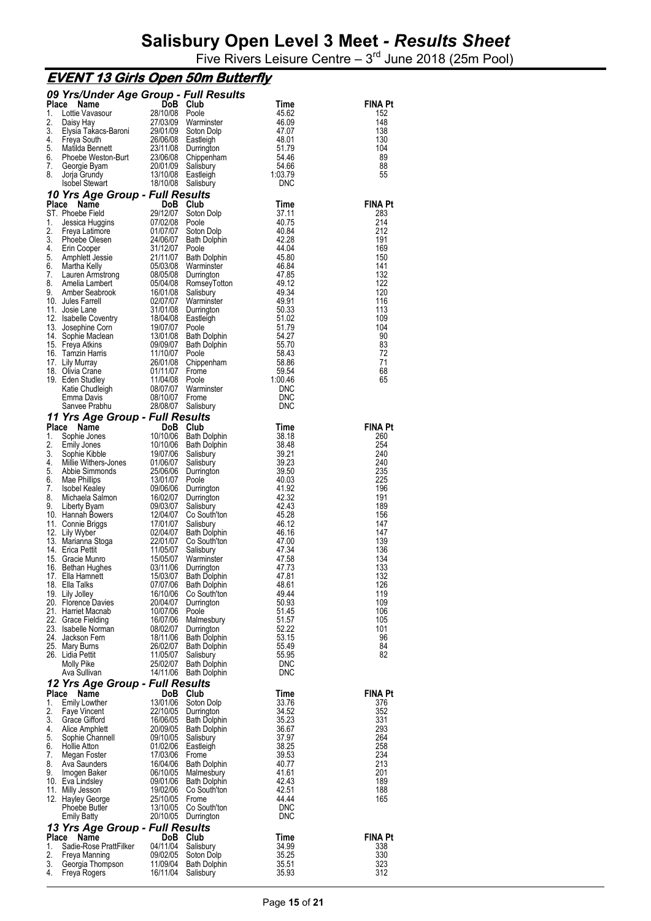# Salisbury Open Level 3 Meet - *Results Sheet*

Five Rivers Leisure Centre – 3rd June 2018 (25m Pool)

## EVENT 13 Girls Open 50m Butterfly

### 09 Yrs/Under Age Group - Full Results

| Place | Name | DoB | Club | Time | FINA Pt |
|---|---|---|---|---|---|
| 1. | Lottie Vavasour | 28/10/08 | Poole | 45.62 | 152 |
| 2. | Daisy Hay | 27/03/09 | Warminster | 46.09 | 148 |
| 3. | Elysia Takacs-Baroni | 29/01/09 | Soton Dolp | 47.07 | 138 |
| 4. | Freya South | 26/06/08 | Eastleigh | 48.01 | 130 |
| 5. | Matilda Bennett | 23/11/08 | Durrington | 51.79 | 104 |
| 6. | Phoebe Weston-Burt | 23/06/08 | Chippenham | 54.46 | 89 |
| 7. | Georgie Byam | 20/01/09 | Salisbury | 54.66 | 88 |
| 8. | Jorja Grundy | 13/10/08 | Eastleigh | 1:03.79 | 55 |
| | Isobel Stewart | 18/10/08 | Salisbury | DNC | |

### 10 Yrs Age Group - Full Results

| Place | Name | DoB | Club | Time | FINA Pt |
|---|---|---|---|---|---|
| ST. | Phoebe Field | 29/12/07 | Soton Dolp | 37.11 | 283 |
| 1. | Jessica Huggins | 07/02/08 | Poole | 40.75 | 214 |
| 2. | Freya Latimore | 01/07/07 | Soton Dolp | 40.84 | 212 |
| 3. | Phoebe Olesen | 24/06/07 | Bath Dolphin | 42.28 | 191 |
| 4. | Erin Cooper | 31/12/07 | Poole | 44.04 | 169 |
| 5. | Amphlett Jessie | 21/11/07 | Bath Dolphin | 45.80 | 150 |
| 6. | Martha Kelly | 05/03/08 | Warminster | 46.84 | 141 |
| 7. | Lauren Armstrong | 08/05/08 | Durrington | 47.85 | 132 |
| 8. | Amelia Lambert | 05/04/08 | RomseyTotton | 49.12 | 122 |
| 9. | Amber Seabrook | 16/01/08 | Salisbury | 49.34 | 120 |
| 10. | Jules Farrell | 02/07/07 | Warminster | 49.91 | 116 |
| 11. | Josie Lane | 31/01/08 | Durrington | 50.33 | 113 |
| 12. | Isabelle Coventry | 18/04/08 | Eastleigh | 51.02 | 109 |
| 13. | Josephine Corn | 19/07/07 | Poole | 51.79 | 104 |
| 14. | Sophie Maclean | 13/01/08 | Bath Dolphin | 54.27 | 90 |
| 15. | Freya Atkins | 09/09/07 | Bath Dolphin | 55.70 | 83 |
| 16. | Tamzin Harris | 11/10/07 | Poole | 58.43 | 72 |
| 17. | Lily Murray | 26/01/08 | Chippenham | 58.86 | 71 |
| 18. | Olivia Crane | 01/11/07 | Frome | 59.54 | 68 |
| 19. | Eden Studley | 11/04/08 | Poole | 1:00.46 | 65 |
| | Katie Chudleigh | 08/07/07 | Warminster | DNC | |
| | Emma Davis | 08/10/07 | Frome | DNC | |
| | Sanvee Prabhu | 28/08/07 | Salisbury | DNC | |

### 11 Yrs Age Group - Full Results

| Place | Name | DoB | Club | Time | FINA Pt |
|---|---|---|---|---|---|
| 1. | Sophie Jones | 10/10/06 | Bath Dolphin | 38.18 | 260 |
| 2. | Emily Jones | 10/10/06 | Bath Dolphin | 38.48 | 254 |
| 3. | Sophie Kibble | 19/07/06 | Salisbury | 39.21 | 240 |
| 4. | Millie Withers-Jones | 01/06/07 | Salisbury | 39.23 | 240 |
| 5. | Abbie Simmonds | 25/06/06 | Durrington | 39.50 | 235 |
| 6. | Mae Phillips | 13/01/07 | Poole | 40.03 | 225 |
| 7. | Isobel Kealey | 09/06/06 | Durrington | 41.92 | 196 |
| 8. | Michaela Salmon | 16/02/07 | Durrington | 42.32 | 191 |
| 9. | Liberty Byam | 09/03/07 | Salisbury | 42.43 | 189 |
| 10. | Hannah Bowers | 12/04/07 | Co South'ton | 45.28 | 156 |
| 11. | Connie Briggs | 17/01/07 | Salisbury | 46.12 | 147 |
| 12. | Lily Wyber | 02/04/07 | Bath Dolphin | 46.16 | 147 |
| 13. | Marianna Stoga | 22/01/07 | Co South'ton | 47.00 | 139 |
| 14. | Erica Pettit | 11/05/07 | Salisbury | 47.34 | 136 |
| 15. | Gracie Munro | 15/05/07 | Warminster | 47.58 | 134 |
| 16. | Bethan Hughes | 03/11/06 | Durrington | 47.73 | 133 |
| 17. | Ella Hamnett | 15/03/07 | Bath Dolphin | 47.81 | 132 |
| 18. | Ella Talks | 07/07/06 | Bath Dolphin | 48.61 | 126 |
| 19. | Lily Jolley | 16/10/06 | Co South'ton | 49.44 | 119 |
| 20. | Florence Davies | 20/04/07 | Durrington | 50.93 | 109 |
| 21. | Harriet Macnab | 10/07/06 | Poole | 51.45 | 106 |
| 22. | Grace Fielding | 16/07/06 | Malmesbury | 51.57 | 105 |
| 23. | Isabelle Norman | 08/02/07 | Durrington | 52.22 | 101 |
| 24. | Jackson Fern | 18/11/06 | Bath Dolphin | 53.15 | 96 |
| 25. | Mary Burns | 26/02/07 | Bath Dolphin | 55.49 | 84 |
| 26. | Lidia Pettit | 11/05/07 | Salisbury | 55.95 | 82 |
| | Molly Pike | 25/02/07 | Bath Dolphin | DNC | |
| | Ava Sullivan | 14/11/06 | Bath Dolphin | DNC | |

### 12 Yrs Age Group - Full Results

| Place | Name | DoB | Club | Time | FINA Pt |
|---|---|---|---|---|---|
| 1. | Emily Lowther | 13/01/06 | Soton Dolp | 33.76 | 376 |
| 2. | Faye Vincent | 22/10/05 | Durrington | 34.52 | 352 |
| 3. | Grace Gifford | 16/06/05 | Bath Dolphin | 35.23 | 331 |
| 4. | Alice Amphlett | 20/09/05 | Bath Dolphin | 36.67 | 293 |
| 5. | Sophie Channell | 09/10/05 | Salisbury | 37.97 | 264 |
| 6. | Hollie Atton | 01/02/06 | Eastleigh | 38.25 | 258 |
| 7. | Megan Foster | 17/03/06 | Frome | 39.53 | 234 |
| 8. | Ava Saunders | 16/04/06 | Bath Dolphin | 40.77 | 213 |
| 9. | Imogen Baker | 06/10/05 | Malmesbury | 41.61 | 201 |
| 10. | Eva Lindsley | 09/01/06 | Bath Dolphin | 42.43 | 189 |
| 11. | Milly Jesson | 19/02/06 | Co South'ton | 42.51 | 188 |
| 12. | Hayley George | 25/10/05 | Frome | 44.44 | 165 |
| | Phoebe Butler | 13/10/05 | Co South'ton | DNC | |
| | Emily Batty | 20/10/05 | Durrington | DNC | |

### 13 Yrs Age Group - Full Results

| Place | Name | DoB | Club | Time | FINA Pt |
|---|---|---|---|---|---|
| 1. | Sadie-Rose PrattFilker | 04/11/04 | Salisbury | 34.99 | 338 |
| 2. | Freya Manning | 09/02/05 | Soton Dolp | 35.25 | 330 |
| 3. | Georgia Thompson | 11/09/04 | Bath Dolphin | 35.51 | 323 |
| 4. | Freya Rogers | 16/11/04 | Salisbury | 35.93 | 312 |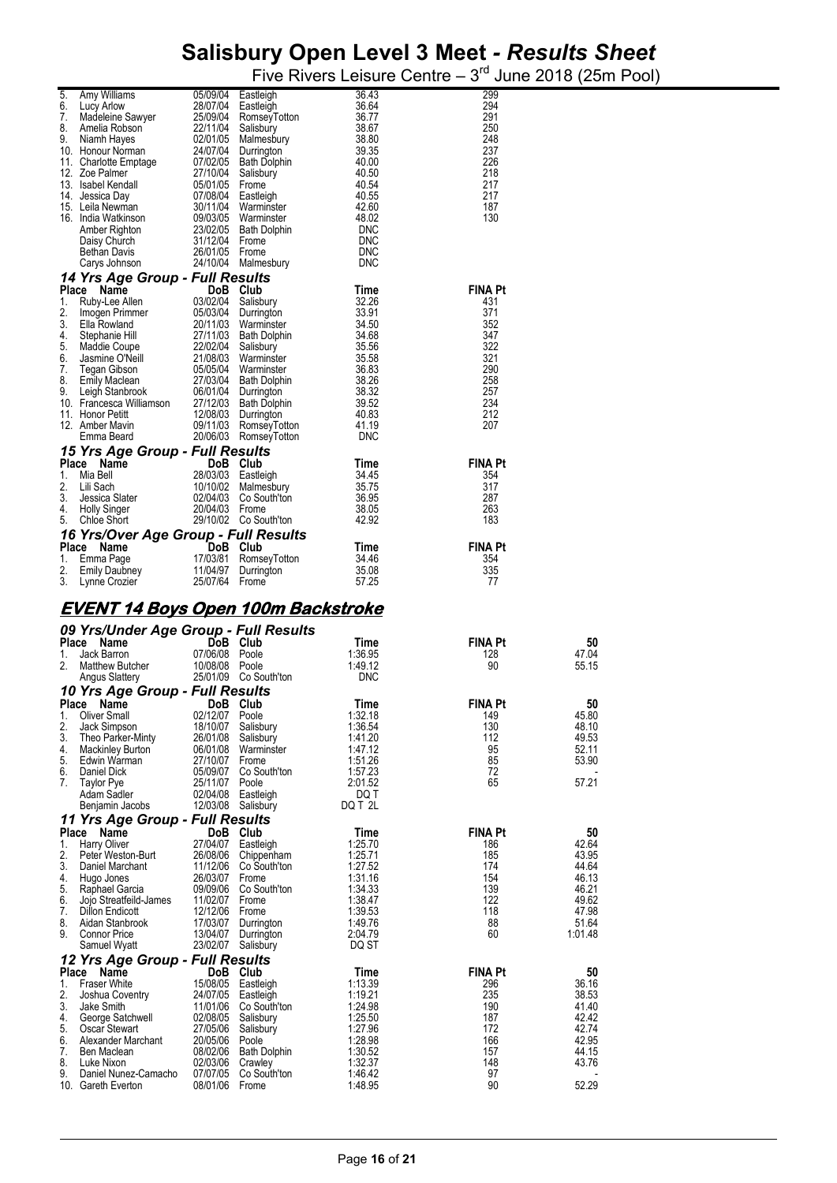# Salisbury Open Level 3 Meet - *Results Sheet*

Five Rivers Leisure Centre – 3rd June 2018 (25m Pool)

| Place | Name | DoB | Club | Time | FINA Pt |
|---|---|---|---|---|---|
| 5. | Amy Williams | 05/09/04 | Eastleigh | 36.43 | 299 |
| 6. | Lucy Arlow | 28/07/04 | Eastleigh | 36.64 | 294 |
| 7. | Madeleine Sawyer | 25/09/04 | RomseyTotton | 36.77 | 291 |
| 8. | Amelia Robson | 22/11/04 | Salisbury | 38.67 | 250 |
| 9. | Niamh Hayes | 02/01/05 | Malmesbury | 38.80 | 248 |
| 10. | Honour Norman | 24/07/04 | Durrington | 39.35 | 237 |
| 11. | Charlotte Emptage | 07/02/05 | Bath Dolphin | 40.00 | 226 |
| 12. | Zoe Palmer | 27/10/04 | Salisbury | 40.50 | 218 |
| 13. | Isabel Kendall | 05/01/05 | Frome | 40.54 | 217 |
| 14. | Jessica Day | 07/08/04 | Eastleigh | 40.55 | 217 |
| 15. | Leila Newman | 30/11/04 | Warminster | 42.60 | 187 |
| 16. | India Watkinson | 09/03/05 | Warminster | 48.02 | 130 |
| | Amber Righton | 23/02/05 | Bath Dolphin | DNC | |
| | Daisy Church | 31/12/04 | Frome | DNC | |
| | Bethan Davis | 26/01/05 | Frome | DNC | |
| | Carys Johnson | 24/10/04 | Malmesbury | DNC | |

### 14 Yrs Age Group - Full Results

| Place | Name | DoB | Club | Time | FINA Pt |
|---|---|---|---|---|---|
| 1. | Ruby-Lee Allen | 03/02/04 | Salisbury | 32.26 | 431 |
| 2. | Imogen Primmer | 05/03/04 | Durrington | 33.91 | 371 |
| 3. | Ella Rowland | 20/11/03 | Warminster | 34.50 | 352 |
| 4. | Stephanie Hill | 27/11/03 | Bath Dolphin | 34.68 | 347 |
| 5. | Maddie Coupe | 22/02/04 | Salisbury | 35.56 | 322 |
| 6. | Jasmine O'Neill | 21/08/03 | Warminster | 35.58 | 321 |
| 7. | Tegan Gibson | 05/05/04 | Warminster | 36.83 | 290 |
| 8. | Emily Maclean | 27/03/04 | Bath Dolphin | 38.26 | 258 |
| 9. | Leigh Stanbrook | 06/01/04 | Durrington | 38.32 | 257 |
| 10. | Francesca Williamson | 27/12/03 | Bath Dolphin | 39.52 | 234 |
| 11. | Honor Petitt | 12/08/03 | Durrington | 40.83 | 212 |
| 12. | Amber Mavin | 09/11/03 | RomseyTotton | 41.19 | 207 |
| | Emma Beard | 20/06/03 | RomseyTotton | DNC | |

### 15 Yrs Age Group - Full Results

| Place | Name | DoB | Club | Time | FINA Pt |
|---|---|---|---|---|---|
| 1. | Mia Bell | 28/03/03 | Eastleigh | 34.45 | 354 |
| 2. | Lili Sach | 10/10/02 | Malmesbury | 35.75 | 317 |
| 3. | Jessica Slater | 02/04/03 | Co South'ton | 36.95 | 287 |
| 4. | Holly Singer | 20/04/03 | Frome | 38.05 | 263 |
| 5. | Chloe Short | 29/10/02 | Co South'ton | 42.92 | 183 |

### 16 Yrs/Over Age Group - Full Results

| Place | Name | DoB | Club | Time | FINA Pt |
|---|---|---|---|---|---|
| 1. | Emma Page | 17/03/81 | RomseyTotton | 34.46 | 354 |
| 2. | Emily Daubney | 11/04/97 | Durrington | 35.08 | 335 |
| 3. | Lynne Crozier | 25/07/64 | Frome | 57.25 | 77 |

## *EVENT 14 Boys Open 100m Backstroke*

### 09 Yrs/Under Age Group - Full Results

| Place | Name | DoB | Club | Time | FINA Pt | 50 |
|---|---|---|---|---|---|---|
| 1. | Jack Barron | 07/06/08 | Poole | 1:36.95 | 128 | 47.04 |
| 2. | Matthew Butcher | 10/08/08 | Poole | 1:49.12 | 90 | 55.15 |
| | Angus Slattery | 25/01/09 | Co South'ton | DNC | | |

### 10 Yrs Age Group - Full Results

| Place | Name | DoB | Club | Time | FINA Pt | 50 |
|---|---|---|---|---|---|---|
| 1. | Oliver Small | 02/12/07 | Poole | 1:32.18 | 149 | 45.80 |
| 2. | Jack Simpson | 18/10/07 | Salisbury | 1:36.54 | 130 | 48.10 |
| 3. | Theo Parker-Minty | 26/01/08 | Salisbury | 1:41.20 | 112 | 49.53 |
| 4. | Mackinley Burton | 06/01/08 | Warminster | 1:47.12 | 95 | 52.11 |
| 5. | Edwin Warman | 27/10/07 | Frome | 1:51.26 | 85 | 53.90 |
| 6. | Daniel Dick | 05/09/07 | Co South'ton | 1:57.23 | 72 | - |
| 7. | Taylor Pye | 25/11/07 | Poole | 2:01.52 | 65 | 57.21 |
| | Adam Sadler | 02/04/08 | Eastleigh | DQ T | | |
| | Benjamin Jacobs | 12/03/08 | Salisbury | DQ T 2L | | |

### 11 Yrs Age Group - Full Results

| Place | Name | DoB | Club | Time | FINA Pt | 50 |
|---|---|---|---|---|---|---|
| 1. | Harry Oliver | 27/04/07 | Eastleigh | 1:25.70 | 186 | 42.64 |
| 2. | Peter Weston-Burt | 26/08/06 | Chippenham | 1:25.71 | 185 | 43.95 |
| 3. | Daniel Marchant | 11/12/06 | Co South'ton | 1:27.52 | 174 | 44.64 |
| 4. | Hugo Jones | 26/03/07 | Frome | 1:31.16 | 154 | 46.13 |
| 5. | Raphael Garcia | 09/09/06 | Co South'ton | 1:34.33 | 139 | 46.21 |
| 6. | Jojo Streatfeild-James | 11/02/07 | Frome | 1:38.47 | 122 | 49.62 |
| 7. | Dillon Endicott | 12/12/06 | Frome | 1:39.53 | 118 | 47.98 |
| 8. | Aidan Stanbrook | 17/03/07 | Durrington | 1:49.76 | 88 | 51.64 |
| 9. | Connor Price | 13/04/07 | Durrington | 2:04.79 | 60 | 1:01.48 |
| | Samuel Wyatt | 23/02/07 | Salisbury | DQ ST | | |

### 12 Yrs Age Group - Full Results

| Place | Name | DoB | Club | Time | FINA Pt | 50 |
|---|---|---|---|---|---|---|
| 1. | Fraser White | 15/08/05 | Eastleigh | 1:13.39 | 296 | 36.16 |
| 2. | Joshua Coventry | 24/07/05 | Eastleigh | 1:19.21 | 235 | 38.53 |
| 3. | Jake Smith | 11/01/06 | Co South'ton | 1:24.98 | 190 | 41.40 |
| 4. | George Satchwell | 02/08/05 | Salisbury | 1:25.50 | 187 | 42.42 |
| 5. | Oscar Stewart | 27/05/06 | Salisbury | 1:27.96 | 172 | 42.74 |
| 6. | Alexander Marchant | 20/05/06 | Poole | 1:28.98 | 166 | 42.95 |
| 7. | Ben Maclean | 08/02/06 | Bath Dolphin | 1:30.52 | 157 | 44.15 |
| 8. | Luke Nixon | 02/03/06 | Crawley | 1:32.37 | 148 | 43.76 |
| 9. | Daniel Nunez-Camacho | 07/07/05 | Co South'ton | 1:46.42 | 97 | - |
| 10. | Gareth Everton | 08/01/06 | Frome | 1:48.95 | 90 | 52.29 |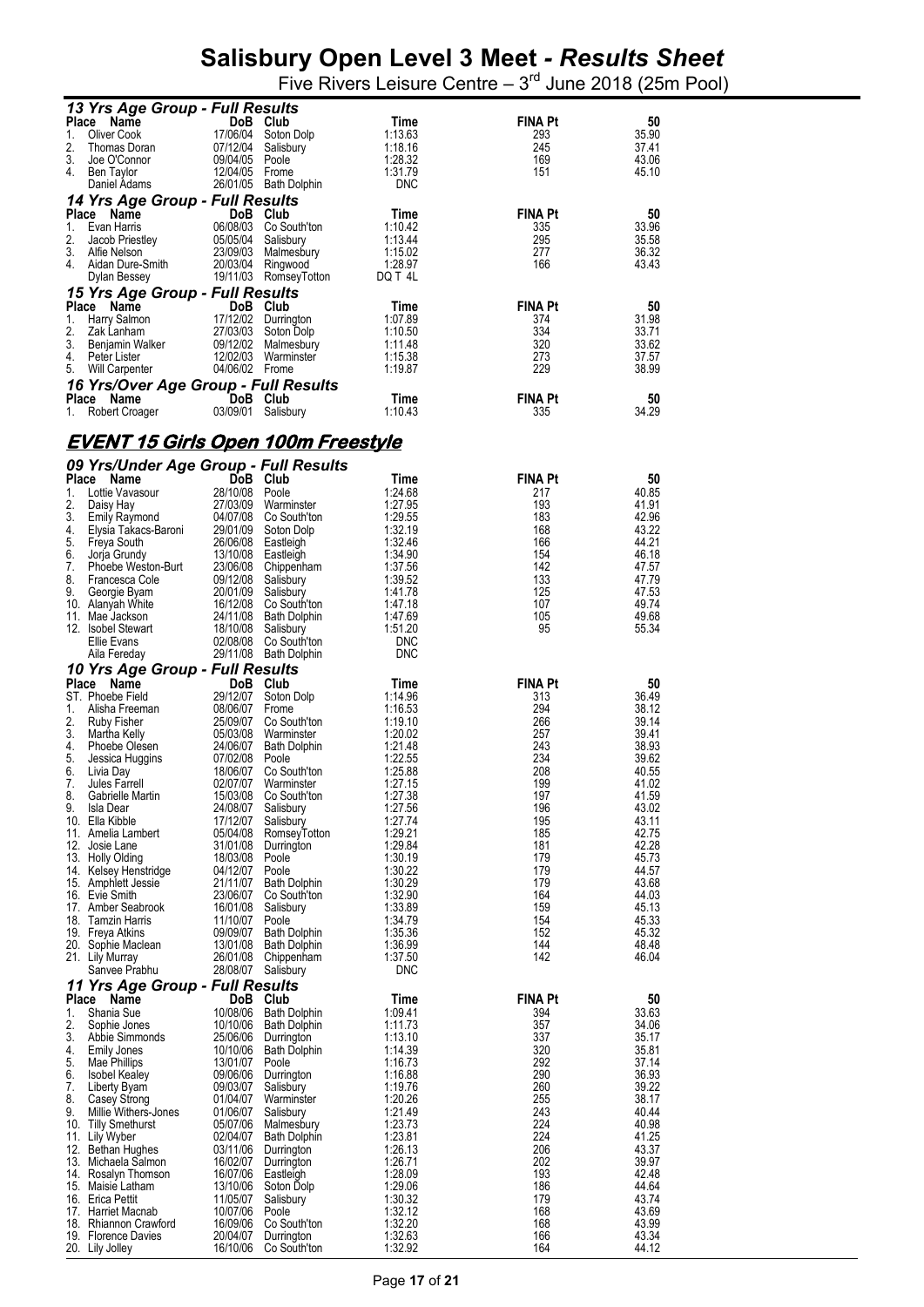# Salisbury Open Level 3 Meet - *Results Sheet*

Five Rivers Leisure Centre – 3rd June 2018 (25m Pool)

### *13 Yrs Age Group - Full Results*

| Place | Name | DoB | Club | Time | FINA Pt | 50 |
|---|---|---|---|---|---|---|
| 1. | Oliver Cook | 17/06/04 | Soton Dolp | 1:13.63 | 293 | 35.90 |
| 2. | Thomas Doran | 07/12/04 | Salisbury | 1:18.16 | 245 | 37.41 |
| 3. | Joe O'Connor | 09/04/05 | Poole | 1:28.32 | 169 | 43.06 |
| 4. | Ben Taylor | 12/04/05 | Frome | 1:31.79 | 151 | 45.10 |
| | Daniel Adams | 26/01/05 | Bath Dolphin | DNC | | |

### *14 Yrs Age Group - Full Results*

| Place | Name | DoB | Club | Time | FINA Pt | 50 |
|---|---|---|---|---|---|---|
| 1. | Evan Harris | 06/08/03 | Co South'ton | 1:10.42 | 335 | 33.96 |
| 2. | Jacob Priestley | 05/05/04 | Salisbury | 1:13.44 | 295 | 35.58 |
| 3. | Alfie Nelson | 23/09/03 | Malmesbury | 1:15.02 | 277 | 36.32 |
| 4. | Aidan Dure-Smith | 20/03/04 | Ringwood | 1:28.97 | 166 | 43.43 |
| | Dylan Bessey | 19/11/03 | RomseyTotton | DQ T 4L | | |

### *15 Yrs Age Group - Full Results*

| Place | Name | DoB | Club | Time | FINA Pt | 50 |
|---|---|---|---|---|---|---|
| 1. | Harry Salmon | 17/12/02 | Durrington | 1:07.89 | 374 | 31.98 |
| 2. | Zak Lanham | 27/03/03 | Soton Dolp | 1:10.50 | 334 | 33.71 |
| 3. | Benjamin Walker | 09/12/02 | Malmesbury | 1:11.48 | 320 | 33.62 |
| 4. | Peter Lister | 12/02/03 | Warminster | 1:15.38 | 273 | 37.57 |
| 5. | Will Carpenter | 04/06/02 | Frome | 1:19.87 | 229 | 38.99 |

### *16 Yrs/Over Age Group - Full Results*

| Place | Name | DoB | Club | Time | FINA Pt | 50 |
|---|---|---|---|---|---|---|
| 1. | Robert Croager | 03/09/01 | Salisbury | 1:10.43 | 335 | 34.29 |

## *EVENT 15 Girls Open 100m Freestyle*

### *09 Yrs/Under Age Group - Full Results*

| Place | Name | DoB | Club | Time | FINA Pt | 50 |
|---|---|---|---|---|---|---|
| 1. | Lottie Vavasour | 28/10/08 | Poole | 1:24.68 | 217 | 40.85 |
| 2. | Daisy Hay | 27/03/09 | Warminster | 1:27.95 | 193 | 41.91 |
| 3. | Emily Raymond | 04/07/08 | Co South'ton | 1:29.55 | 183 | 42.96 |
| 4. | Elysia Takacs-Baroni | 29/01/09 | Soton Dolp | 1:32.19 | 168 | 43.22 |
| 5. | Freya South | 26/06/08 | Eastleigh | 1:32.46 | 166 | 44.21 |
| 6. | Jorja Grundy | 13/10/08 | Eastleigh | 1:34.90 | 154 | 46.18 |
| 7. | Phoebe Weston-Burt | 23/06/08 | Chippenham | 1:37.56 | 142 | 47.57 |
| 8. | Francesca Cole | 09/12/08 | Salisbury | 1:39.52 | 133 | 47.79 |
| 9. | Georgie Byam | 20/01/09 | Salisbury | 1:41.78 | 125 | 47.53 |
| 10. | Alanyah White | 16/12/08 | Co South'ton | 1:47.18 | 107 | 49.74 |
| 11. | Mae Jackson | 24/11/08 | Bath Dolphin | 1:47.69 | 105 | 49.68 |
| 12. | Isobel Stewart | 18/10/08 | Salisbury | 1:51.20 | 95 | 55.34 |
| | Ellie Evans | 02/08/08 | Co South'ton | DNC | | |
| | Aila Fereday | 29/11/08 | Bath Dolphin | DNC | | |

### *10 Yrs Age Group - Full Results*

| Place | Name | DoB | Club | Time | FINA Pt | 50 |
|---|---|---|---|---|---|---|
| ST. | Phoebe Field | 29/12/07 | Soton Dolp | 1:14.96 | 313 | 36.49 |
| 1. | Alisha Freeman | 08/06/07 | Frome | 1:16.53 | 294 | 38.12 |
| 2. | Ruby Fisher | 25/09/07 | Co South'ton | 1:19.10 | 266 | 39.14 |
| 3. | Martha Kelly | 05/03/08 | Warminster | 1:20.02 | 257 | 39.41 |
| 4. | Phoebe Olesen | 24/06/07 | Bath Dolphin | 1:21.48 | 243 | 38.93 |
| 5. | Jessica Huggins | 07/02/08 | Poole | 1:22.55 | 234 | 39.62 |
| 6. | Livia Day | 18/06/07 | Co South'ton | 1:25.88 | 208 | 40.55 |
| 7. | Jules Farrell | 02/07/07 | Warminster | 1:27.15 | 199 | 41.02 |
| 8. | Gabrielle Martin | 15/03/08 | Co South'ton | 1:27.38 | 197 | 41.59 |
| 9. | Isla Dear | 24/08/07 | Salisbury | 1:27.56 | 196 | 43.02 |
| 10. | Ella Kibble | 17/12/07 | Salisbury | 1:27.74 | 195 | 43.11 |
| 11. | Amelia Lambert | 05/04/08 | RomseyTotton | 1:29.21 | 185 | 42.75 |
| 12. | Josie Lane | 31/01/08 | Durrington | 1:29.84 | 181 | 42.28 |
| 13. | Holly Olding | 18/03/08 | Poole | 1:30.19 | 179 | 45.73 |
| 14. | Kelsey Henstridge | 04/12/07 | Poole | 1:30.22 | 179 | 44.57 |
| 15. | Amphlett Jessie | 21/11/07 | Bath Dolphin | 1:30.29 | 179 | 43.68 |
| 16. | Evie Smith | 23/06/07 | Co South'ton | 1:32.90 | 164 | 44.03 |
| 17. | Amber Seabrook | 16/01/08 | Salisbury | 1:33.89 | 159 | 45.13 |
| 18. | Tamzin Harris | 11/10/07 | Poole | 1:34.79 | 154 | 45.33 |
| 19. | Freya Atkins | 09/09/07 | Bath Dolphin | 1:35.36 | 152 | 45.32 |
| 20. | Sophie Maclean | 13/01/08 | Bath Dolphin | 1:36.99 | 144 | 48.48 |
| 21. | Lily Murray | 26/01/08 | Chippenham | 1:37.50 | 142 | 46.04 |
| | Sanvee Prabhu | 28/08/07 | Salisbury | DNC | | |

### *11 Yrs Age Group - Full Results*

| Place | Name | DoB | Club | Time | FINA Pt | 50 |
|---|---|---|---|---|---|---|
| 1. | Shania Sue | 10/08/06 | Bath Dolphin | 1:09.41 | 394 | 33.63 |
| 2. | Sophie Jones | 10/10/06 | Bath Dolphin | 1:11.73 | 357 | 34.06 |
| 3. | Abbie Simmonds | 25/06/06 | Durrington | 1:13.10 | 337 | 35.17 |
| 4. | Emily Jones | 10/10/06 | Bath Dolphin | 1:14.39 | 320 | 35.81 |
| 5. | Mae Phillips | 13/01/07 | Poole | 1:16.73 | 292 | 37.14 |
| 6. | Isobel Kealey | 09/06/06 | Durrington | 1:16.88 | 290 | 36.93 |
| 7. | Liberty Byam | 09/03/07 | Salisbury | 1:19.76 | 260 | 39.22 |
| 8. | Casey Strong | 01/04/07 | Warminster | 1:20.26 | 255 | 38.17 |
| 9. | Millie Withers-Jones | 01/06/07 | Salisbury | 1:21.49 | 243 | 40.44 |
| 10. | Tilly Smethurst | 05/07/06 | Malmesbury | 1:23.73 | 224 | 40.98 |
| 11. | Lily Wyber | 02/04/07 | Bath Dolphin | 1:23.81 | 224 | 41.25 |
| 12. | Bethan Hughes | 03/11/06 | Durrington | 1:26.13 | 206 | 43.37 |
| 13. | Michaela Salmon | 16/02/07 | Durrington | 1:26.71 | 202 | 39.97 |
| 14. | Rosalyn Thomson | 16/07/06 | Eastleigh | 1:28.09 | 193 | 42.48 |
| 15. | Maisie Latham | 13/10/06 | Soton Dolp | 1:29.06 | 186 | 44.64 |
| 16. | Erica Pettit | 11/05/07 | Salisbury | 1:30.32 | 179 | 43.74 |
| 17. | Harriet Macnab | 10/07/06 | Poole | 1:32.12 | 168 | 43.69 |
| 18. | Rhiannon Crawford | 16/09/06 | Co South'ton | 1:32.20 | 168 | 43.99 |
| 19. | Florence Davies | 20/04/07 | Durrington | 1:32.63 | 166 | 43.34 |
| 20. | Lily Jolley | 16/10/06 | Co South'ton | 1:32.92 | 164 | 44.12 |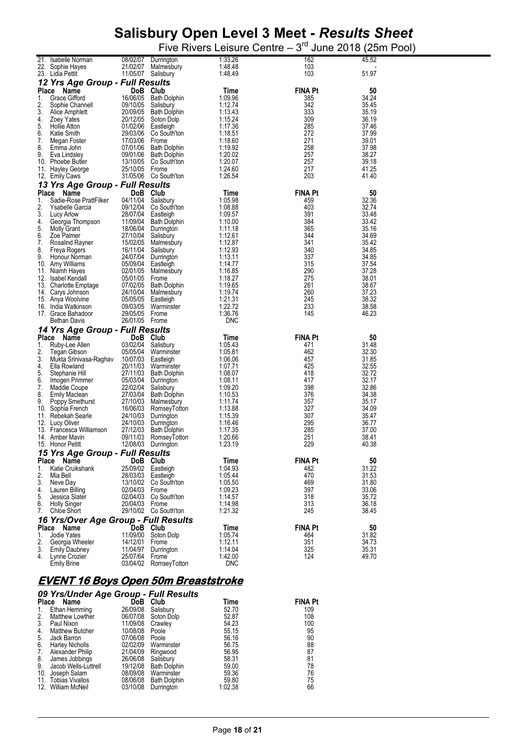# Salisbury Open Level 3 Meet - *Results Sheet*

Five Rivers Leisure Centre – 3rd June 2018 (25m Pool)

| Place | Name | DoB | Club | Time | FINA Pt | 50 |
|---|---|---|---|---|---|---|
| 21. | Isabelle Norman | 08/02/07 | Durrington | 1:33.26 | 162 | 45.52 |
| 22. | Sophie Hayes | 21/02/07 | Malmesbury | 1:48.48 | 103 | - |
| 23. | Lidia Pettit | 11/05/07 | Salisbury | 1:48.49 | 103 | 51.97 |

### 12 Yrs Age Group - Full Results

| Place | Name | DoB | Club | Time | FINA Pt | 50 |
|---|---|---|---|---|---|---|
| 1. | Grace Gifford | 16/06/05 | Bath Dolphin | 1:09.96 | 385 | 34.24 |
| 2. | Sophie Channell | 09/10/05 | Salisbury | 1:12.74 | 342 | 35.45 |
| 3. | Alice Amphlett | 20/09/05 | Bath Dolphin | 1:13.43 | 333 | 35.19 |
| 4. | Zoey Yates | 20/12/05 | Soton Dolp | 1:15.24 | 309 | 36.19 |
| 5. | Hollie Atton | 01/02/06 | Eastleigh | 1:17.36 | 285 | 37.46 |
| 6. | Katie Smith | 29/03/06 | Co South'ton | 1:18.51 | 272 | 37.99 |
| 7. | Megan Foster | 17/03/06 | Frome | 1:18.60 | 271 | 39.01 |
| 8. | Emma John | 07/01/06 | Bath Dolphin | 1:19.92 | 258 | 37.98 |
| 9. | Eva Lindsley | 09/01/06 | Bath Dolphin | 1:20.02 | 257 | 38.27 |
| 10. | Phoebe Butler | 13/10/05 | Co South'ton | 1:20.07 | 257 | 39.18 |
| 11. | Hayley George | 25/10/05 | Frome | 1:24.60 | 217 | 41.25 |
| 12. | Emily Caws | 31/05/06 | Co South'ton | 1:26.54 | 203 | 41.40 |

### 13 Yrs Age Group - Full Results

| Place | Name | DoB | Club | Time | FINA Pt | 50 |
|---|---|---|---|---|---|---|
| 1. | Sadie-Rose PrattFilker | 04/11/04 | Salisbury | 1:05.98 | 459 | 32.36 |
| 2. | Ysabelle Garcia | 09/12/04 | Co South'ton | 1:08.88 | 403 | 32.74 |
| 3. | Lucy Arlow | 28/07/04 | Eastleigh | 1:09.57 | 391 | 33.48 |
| 4. | Georgia Thompson | 11/09/04 | Bath Dolphin | 1:10.00 | 384 | 33.42 |
| 5. | Molly Grant | 18/06/04 | Durrington | 1:11.18 | 365 | 35.16 |
| 6. | Zoe Palmer | 27/10/04 | Salisbury | 1:12.61 | 344 | 34.69 |
| 7. | Rosalind Rayner | 15/02/05 | Malmesbury | 1:12.87 | 341 | 35.42 |
| 8. | Freya Rogers | 16/11/04 | Salisbury | 1:12.93 | 340 | 34.85 |
| 9. | Honour Norman | 24/07/04 | Durrington | 1:13.11 | 337 | 34.85 |
| 10. | Amy Williams | 05/09/04 | Eastleigh | 1:14.77 | 315 | 37.54 |
| 11. | Niamh Hayes | 02/01/05 | Malmesbury | 1:16.85 | 290 | 37.28 |
| 12. | Isabel Kendall | 05/01/05 | Frome | 1:18.27 | 275 | 38.01 |
| 13. | Charlotte Emptage | 07/02/05 | Bath Dolphin | 1:19.65 | 261 | 38.67 |
| 14. | Carys Johnson | 24/10/04 | Malmesbury | 1:19.74 | 260 | 37.23 |
| 15. | Anya Woolvine | 05/05/05 | Eastleigh | 1:21.31 | 245 | 38.32 |
| 16. | India Watkinson | 09/03/05 | Warminster | 1:22.72 | 233 | 38.58 |
| 17. | Grace Bahadoor | 29/05/05 | Frome | 1:36.76 | 145 | 46.23 |
| | Bethan Davis | 26/01/05 | Frome | DNC | | |

### 14 Yrs Age Group - Full Results

| Place | Name | DoB | Club | Time | FINA Pt | 50 |
|---|---|---|---|---|---|---|
| 1. | Ruby-Lee Allen | 03/02/04 | Salisbury | 1:05.43 | 471 | 31.48 |
| 2. | Tegan Gibson | 05/05/04 | Warminster | 1:05.81 | 462 | 32.30 |
| 3. | Mukta Srinivasa-Raghav | 10/07/03 | Eastleigh | 1:06.06 | 457 | 31.85 |
| 4. | Ella Rowland | 20/11/03 | Warminster | 1:07.71 | 425 | 32.55 |
| 5. | Stephanie Hill | 27/11/03 | Bath Dolphin | 1:08.07 | 418 | 32.72 |
| 6. | Imogen Primmer | 05/03/04 | Durrington | 1:08.11 | 417 | 32.17 |
| 7. | Maddie Coupe | 22/02/04 | Salisbury | 1:09.20 | 398 | 32.86 |
| 8. | Emily Maclean | 27/03/04 | Bath Dolphin | 1:10.53 | 376 | 34.38 |
| 9. | Poppy Smethurst | 27/10/03 | Malmesbury | 1:11.74 | 357 | 35.17 |
| 10. | Sophia French | 16/06/03 | RomseyTotton | 1:13.88 | 327 | 34.09 |
| 11. | Rebekah Searle | 24/10/03 | Durrington | 1:15.39 | 307 | 35.47 |
| 12. | Lucy Oliver | 24/10/03 | Durrington | 1:16.46 | 295 | 36.77 |
| 13. | Francesca Williamson | 27/12/03 | Bath Dolphin | 1:17.35 | 285 | 37.00 |
| 14. | Amber Mavin | 09/11/03 | RomseyTotton | 1:20.66 | 251 | 38.41 |
| 15. | Honor Petitt | 12/08/03 | Durrington | 1:23.19 | 229 | 40.38 |

### 15 Yrs Age Group - Full Results

| Place | Name | DoB | Club | Time | FINA Pt | 50 |
|---|---|---|---|---|---|---|
| 1. | Katie Cruikshank | 25/09/02 | Eastleigh | 1:04.93 | 482 | 31.22 |
| 2. | Mia Bell | 28/03/03 | Eastleigh | 1:05.44 | 470 | 31.53 |
| 3. | Neve Day | 13/10/02 | Co South'ton | 1:05.50 | 469 | 31.80 |
| 4. | Lauren Billing | 02/04/03 | Frome | 1:09.23 | 397 | 33.06 |
| 5. | Jessica Slater | 02/04/03 | Co South'ton | 1:14.57 | 318 | 35.72 |
| 6. | Holly Singer | 20/04/03 | Frome | 1:14.98 | 313 | 36.18 |
| 7. | Chloe Short | 29/10/02 | Co South'ton | 1:21.32 | 245 | 38.45 |

### 16 Yrs/Over Age Group - Full Results

| Place | Name | DoB | Club | Time | FINA Pt | 50 |
|---|---|---|---|---|---|---|
| 1. | Jodie Yates | 11/09/00 | Soton Dolp | 1:05.74 | 464 | 31.82 |
| 2. | Georgia Wheeler | 14/12/01 | Frome | 1:12.11 | 351 | 34.73 |
| 3. | Emily Daubney | 11/04/97 | Durrington | 1:14.04 | 325 | 35.31 |
| 4. | Lynne Crozier | 25/07/64 | Frome | 1:42.00 | 124 | 49.70 |
| | Emily Brine | 03/04/02 | RomseyTotton | DNC | | |

## EVENT 16 Boys Open 50m Breaststroke

### 09 Yrs/Under Age Group - Full Results

| Place | Name | DoB | Club | Time | FINA Pt |
|---|---|---|---|---|---|
| 1. | Ethan Hemming | 26/09/08 | Salisbury | 52.70 | 109 |
| 2. | Matthew Lowther | 06/07/08 | Soton Dolp | 52.87 | 108 |
| 3. | Paul Nixon | 11/09/08 | Crawley | 54.23 | 100 |
| 4. | Matthew Butcher | 10/08/08 | Poole | 55.15 | 95 |
| 5. | Jack Barron | 07/06/08 | Poole | 56.16 | 90 |
| 6. | Harley Nicholls | 02/02/09 | Warminster | 56.75 | 88 |
| 7. | Alexander Philip | 21/04/09 | Ringwood | 56.95 | 87 |
| 8. | James Jobbings | 26/06/08 | Salisbury | 58.31 | 81 |
| 9. | Jacob Wells-Luttrell | 19/12/08 | Bath Dolphin | 59.00 | 78 |
| 10. | Joseph Salam | 08/09/08 | Warminster | 59.36 | 76 |
| 11. | Tobias Vivallos | 08/06/08 | Bath Dolphin | 59.80 | 75 |
| 12. | William McNeil | 03/10/08 | Durrington | 1:02.38 | 66 |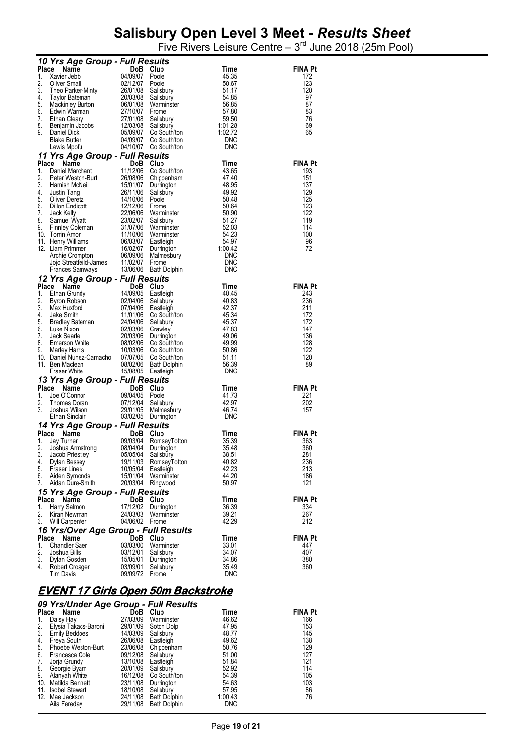# Salisbury Open Level 3 Meet - *Results Sheet*

Five Rivers Leisure Centre – 3rd June 2018 (25m Pool)

### *10 Yrs Age Group - Full Results*

| Place | Name | DoB | Club | Time | FINA Pt |
|---|---|---|---|---|---|
| 1. | Xavier Jebb | 04/09/07 | Poole | 45.35 | 172 |
| 2. | Oliver Small | 02/12/07 | Poole | 50.67 | 123 |
| 3. | Theo Parker-Minty | 26/01/08 | Salisbury | 51.17 | 120 |
| 4. | Taylor Bateman | 20/03/08 | Salisbury | 54.85 | 97 |
| 5. | Mackinley Burton | 06/01/08 | Warminster | 56.85 | 87 |
| 6. | Edwin Warman | 27/10/07 | Frome | 57.80 | 83 |
| 7. | Ethan Cleary | 27/01/08 | Salisbury | 59.50 | 76 |
| 8. | Benjamin Jacobs | 12/03/08 | Salisbury | 1:01.28 | 69 |
| 9. | Daniel Dick | 05/09/07 | Co South'ton | 1:02.72 | 65 |
| | Blake Butler | 04/09/07 | Co South'ton | DNC | |
| | Lewis Mpofu | 04/10/07 | Co South'ton | DNC | |

### *11 Yrs Age Group - Full Results*

| Place | Name | DoB | Club | Time | FINA Pt |
|---|---|---|---|---|---|
| 1. | Daniel Marchant | 11/12/06 | Co South'ton | 43.65 | 193 |
| 2. | Peter Weston-Burt | 26/08/06 | Chippenham | 47.40 | 151 |
| 3. | Hamish McNeil | 15/01/07 | Durrington | 48.95 | 137 |
| 4. | Justin Tang | 26/11/06 | Salisbury | 49.92 | 129 |
| 5. | Oliver Deretz | 14/10/06 | Poole | 50.48 | 125 |
| 6. | Dillon Endicott | 12/12/06 | Frome | 50.64 | 123 |
| 7. | Jack Kelly | 22/06/06 | Warminster | 50.90 | 122 |
| 8. | Samuel Wyatt | 23/02/07 | Salisbury | 51.27 | 119 |
| 9. | Finnley Coleman | 31/07/06 | Warminster | 52.03 | 114 |
| 10. | Torrin Amor | 11/10/06 | Warminster | 54.23 | 100 |
| 11. | Henry Williams | 06/03/07 | Eastleigh | 54.97 | 96 |
| 12. | Liam Primmer | 16/02/07 | Durrington | 1:00.42 | 72 |
| | Archie Crompton | 06/09/06 | Malmesbury | DNC | |
| | Jojo Streatfeild-James | 11/02/07 | Frome | DNC | |
| | Frances Samways | 13/06/06 | Bath Dolphin | DNC | |

### *12 Yrs Age Group - Full Results*

| Place | Name | DoB | Club | Time | FINA Pt |
|---|---|---|---|---|---|
| 1. | Ethan Grundy | 14/09/05 | Eastleigh | 40.45 | 243 |
| 2. | Byron Robson | 02/04/06 | Salisbury | 40.83 | 236 |
| 3. | Max Huxford | 07/04/06 | Eastleigh | 42.37 | 211 |
| 4. | Jake Smith | 11/01/06 | Co South'ton | 45.34 | 172 |
| 5. | Bradley Bateman | 24/04/06 | Salisbury | 45.37 | 172 |
| 6. | Luke Nixon | 02/03/06 | Crawley | 47.83 | 147 |
| 7. | Jack Searle | 20/03/06 | Durrington | 49.06 | 136 |
| 8. | Emerson White | 08/02/06 | Co South'ton | 49.99 | 128 |
| 9. | Marley Harris | 10/03/06 | Co South'ton | 50.86 | 122 |
| 10. | Daniel Nunez-Camacho | 07/07/05 | Co South'ton | 51.11 | 120 |
| 11. | Ben Maclean | 08/02/06 | Bath Dolphin | 56.39 | 89 |
| | Fraser White | 15/08/05 | Eastleigh | DNC | |

### *13 Yrs Age Group - Full Results*

| Place | Name | DoB | Club | Time | FINA Pt |
|---|---|---|---|---|---|
| 1. | Joe O'Connor | 09/04/05 | Poole | 41.73 | 221 |
| 2. | Thomas Doran | 07/12/04 | Salisbury | 42.97 | 202 |
| 3. | Joshua Wilson | 29/01/05 | Malmesbury | 46.74 | 157 |
| | Ethan Sinclair | 03/02/05 | Durrington | DNC | |

### *14 Yrs Age Group - Full Results*

| Place | Name | DoB | Club | Time | FINA Pt |
|---|---|---|---|---|---|
| 1. | Jay Turner | 09/03/04 | RomseyTotton | 35.39 | 363 |
| 2. | Joshua Armstrong | 08/04/04 | Durrington | 35.48 | 360 |
| 3. | Jacob Priestley | 05/05/04 | Salisbury | 38.51 | 281 |
| 4. | Dylan Bessey | 19/11/03 | RomseyTotton | 40.82 | 236 |
| 5. | Fraser Lines | 10/05/04 | Eastleigh | 42.23 | 213 |
| 6. | Aiden Symonds | 15/01/04 | Warminster | 44.20 | 186 |
| 7. | Aidan Dure-Smith | 20/03/04 | Ringwood | 50.97 | 121 |

### *15 Yrs Age Group - Full Results*

| Place | Name | DoB | Club | Time | FINA Pt |
|---|---|---|---|---|---|
| 1. | Harry Salmon | 17/12/02 | Durrington | 36.39 | 334 |
| 2. | Kiran Newman | 24/03/03 | Warminster | 39.21 | 267 |
| 3. | Will Carpenter | 04/06/02 | Frome | 42.29 | 212 |

### *16 Yrs/Over Age Group - Full Results*

| Place | Name | DoB | Club | Time | FINA Pt |
|---|---|---|---|---|---|
| 1. | Chandler Saer | 03/03/00 | Warminster | 33.01 | 447 |
| 2. | Joshua Bills | 03/12/01 | Salisbury | 34.07 | 407 |
| 3. | Dylan Gosden | 15/05/01 | Durrington | 34.86 | 380 |
| 4. | Robert Croager | 03/09/01 | Salisbury | 35.49 | 360 |
| | Tim Davis | 09/09/72 | Frome | DNC | |

## EVENT 17 Girls Open 50m Backstroke

### *09 Yrs/Under Age Group - Full Results*

| Place | Name | DoB | Club | Time | FINA Pt |
|---|---|---|---|---|---|
| 1. | Daisy Hay | 27/03/09 | Warminster | 46.62 | 166 |
| 2. | Elysia Takacs-Baroni | 29/01/09 | Soton Dolp | 47.95 | 153 |
| 3. | Emily Beddoes | 14/03/09 | Salisbury | 48.77 | 145 |
| 4. | Freya South | 26/06/08 | Eastleigh | 49.62 | 138 |
| 5. | Phoebe Weston-Burt | 23/06/08 | Chippenham | 50.76 | 129 |
| 6. | Francesca Cole | 09/12/08 | Salisbury | 51.00 | 127 |
| 7. | Jorja Grundy | 13/10/08 | Eastleigh | 51.84 | 121 |
| 8. | Georgie Byam | 20/01/09 | Salisbury | 52.92 | 114 |
| 9. | Alanyah White | 16/12/08 | Co South'ton | 54.39 | 105 |
| 10. | Matilda Bennett | 23/11/08 | Durrington | 54.63 | 103 |
| 11. | Isobel Stewart | 18/10/08 | Salisbury | 57.95 | 86 |
| 12. | Mae Jackson | 24/11/08 | Bath Dolphin | 1:00.43 | 76 |
| | Aila Fereday | 29/11/08 | Bath Dolphin | DNC | |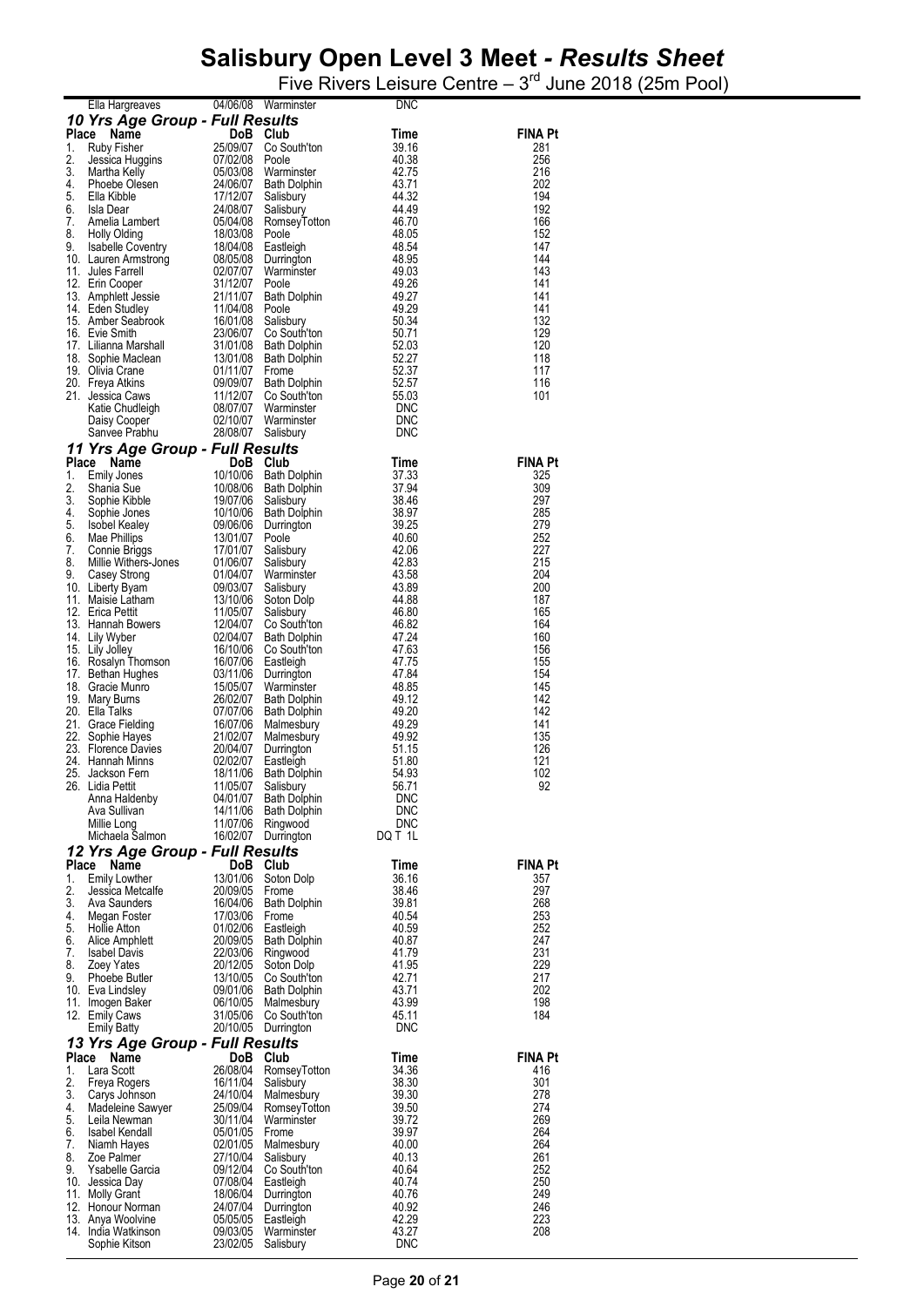# Salisbury Open Level 3 Meet - *Results Sheet*

Five Rivers Leisure Centre – 3rd June 2018 (25m Pool)

| | Name | DoB | Club | Time | FINA Pt |
|---|---|---|---|---|---|
| | Ella Hargreaves | 04/06/08 | Warminster | DNC | |

### 10 Yrs Age Group - Full Results

| Place | Name | DoB | Club | Time | FINA Pt |
|---|---|---|---|---|---|
| 1. | Ruby Fisher | 25/09/07 | Co South'ton | 39.16 | 281 |
| 2. | Jessica Huggins | 07/02/08 | Poole | 40.38 | 256 |
| 3. | Martha Kelly | 05/03/08 | Warminster | 42.75 | 216 |
| 4. | Phoebe Olesen | 24/06/07 | Bath Dolphin | 43.71 | 202 |
| 5. | Ella Kibble | 17/12/07 | Salisbury | 44.32 | 194 |
| 6. | Isla Dear | 24/08/07 | Salisbury | 44.49 | 192 |
| 7. | Amelia Lambert | 05/04/08 | RomseyTotton | 46.70 | 166 |
| 8. | Holly Olding | 18/03/08 | Poole | 48.05 | 152 |
| 9. | Isabelle Coventry | 18/04/08 | Eastleigh | 48.54 | 147 |
| 10. | Lauren Armstrong | 08/05/08 | Durrington | 48.95 | 144 |
| 11. | Jules Farrell | 02/07/07 | Warminster | 49.03 | 143 |
| 12. | Erin Cooper | 31/12/07 | Poole | 49.26 | 141 |
| 13. | Amphlett Jessie | 21/11/07 | Bath Dolphin | 49.27 | 141 |
| 14. | Eden Studley | 11/04/08 | Poole | 49.29 | 141 |
| 15. | Amber Seabrook | 16/01/08 | Salisbury | 50.34 | 132 |
| 16. | Evie Smith | 23/06/07 | Co South'ton | 50.71 | 129 |
| 17. | Lilianna Marshall | 31/01/08 | Bath Dolphin | 52.03 | 120 |
| 18. | Sophie Maclean | 13/01/08 | Bath Dolphin | 52.27 | 118 |
| 19. | Olivia Crane | 01/11/07 | Frome | 52.37 | 117 |
| 20. | Freya Atkins | 09/09/07 | Bath Dolphin | 52.57 | 116 |
| 21. | Jessica Caws | 11/12/07 | Co South'ton | 55.03 | 101 |
| | Katie Chudleigh | 08/07/07 | Warminster | DNC | |
| | Daisy Cooper | 02/10/07 | Warminster | DNC | |
| | Sanvee Prabhu | 28/08/07 | Salisbury | DNC | |

### 11 Yrs Age Group - Full Results

| Place | Name | DoB | Club | Time | FINA Pt |
|---|---|---|---|---|---|
| 1. | Emily Jones | 10/10/06 | Bath Dolphin | 37.33 | 325 |
| 2. | Shania Sue | 10/08/06 | Bath Dolphin | 37.94 | 309 |
| 3. | Sophie Kibble | 19/07/06 | Salisbury | 38.46 | 297 |
| 4. | Sophie Jones | 10/10/06 | Bath Dolphin | 38.97 | 285 |
| 5. | Isobel Kealey | 09/06/06 | Durrington | 39.25 | 279 |
| 6. | Mae Phillips | 13/01/07 | Poole | 40.60 | 252 |
| 7. | Connie Briggs | 17/01/07 | Salisbury | 42.06 | 227 |
| 8. | Millie Withers-Jones | 01/06/07 | Salisbury | 42.83 | 215 |
| 9. | Casey Strong | 01/04/07 | Warminster | 43.58 | 204 |
| 10. | Liberty Byam | 09/03/07 | Salisbury | 43.89 | 200 |
| 11. | Maisie Latham | 13/10/06 | Soton Dolp | 44.88 | 187 |
| 12. | Erica Pettit | 11/05/07 | Salisbury | 46.80 | 165 |
| 13. | Hannah Bowers | 12/04/07 | Co South'ton | 46.82 | 164 |
| 14. | Lily Wyber | 02/04/07 | Bath Dolphin | 47.24 | 160 |
| 15. | Lily Jolley | 16/10/06 | Co South'ton | 47.63 | 156 |
| 16. | Rosalyn Thomson | 16/07/06 | Eastleigh | 47.75 | 155 |
| 17. | Bethan Hughes | 03/11/06 | Durrington | 47.84 | 154 |
| 18. | Gracie Munro | 15/05/07 | Warminster | 48.85 | 145 |
| 19. | Mary Burns | 26/02/07 | Bath Dolphin | 49.12 | 142 |
| 20. | Ella Talks | 07/07/06 | Bath Dolphin | 49.20 | 142 |
| 21. | Grace Fielding | 16/07/06 | Malmesbury | 49.29 | 141 |
| 22. | Sophie Hayes | 21/02/07 | Malmesbury | 49.92 | 135 |
| 23. | Florence Davies | 20/04/07 | Durrington | 51.15 | 126 |
| 24. | Hannah Minns | 02/02/07 | Eastleigh | 51.80 | 121 |
| 25. | Jackson Fern | 18/11/06 | Bath Dolphin | 54.93 | 102 |
| 26. | Lidia Pettit | 11/05/07 | Salisbury | 56.71 | 92 |
| | Anna Haldenby | 04/01/07 | Bath Dolphin | DNC | |
| | Ava Sullivan | 14/11/06 | Bath Dolphin | DNC | |
| | Millie Long | 11/07/06 | Ringwood | DNC | |
| | Michaela Salmon | 16/02/07 | Durrington | DQ T 1L | |

### 12 Yrs Age Group - Full Results

| Place | Name | DoB | Club | Time | FINA Pt |
|---|---|---|---|---|---|
| 1. | Emily Lowther | 13/01/06 | Soton Dolp | 36.16 | 357 |
| 2. | Jessica Metcalfe | 20/09/05 | Frome | 38.46 | 297 |
| 3. | Ava Saunders | 16/04/06 | Bath Dolphin | 39.81 | 268 |
| 4. | Megan Foster | 17/03/06 | Frome | 40.54 | 253 |
| 5. | Hollie Atton | 01/02/06 | Eastleigh | 40.59 | 252 |
| 6. | Alice Amphlett | 20/09/05 | Bath Dolphin | 40.87 | 247 |
| 7. | Isabel Davis | 22/03/06 | Ringwood | 41.79 | 231 |
| 8. | Zoey Yates | 20/12/05 | Soton Dolp | 41.95 | 229 |
| 9. | Phoebe Butler | 13/10/05 | Co South'ton | 42.71 | 217 |
| 10. | Eva Lindsley | 09/01/06 | Bath Dolphin | 43.71 | 202 |
| 11. | Imogen Baker | 06/10/05 | Malmesbury | 43.99 | 198 |
| 12. | Emily Caws | 31/05/06 | Co South'ton | 45.11 | 184 |
| | Emily Batty | 20/10/05 | Durrington | DNC | |

### 13 Yrs Age Group - Full Results

| Place | Name | DoB | Club | Time | FINA Pt |
|---|---|---|---|---|---|
| 1. | Lara Scott | 26/08/04 | RomseyTotton | 34.36 | 416 |
| 2. | Freya Rogers | 16/11/04 | Salisbury | 38.30 | 301 |
| 3. | Carys Johnson | 24/10/04 | Malmesbury | 39.30 | 278 |
| 4. | Madeleine Sawyer | 25/09/04 | RomseyTotton | 39.50 | 274 |
| 5. | Leila Newman | 30/11/04 | Warminster | 39.72 | 269 |
| 6. | Isabel Kendall | 05/01/05 | Frome | 39.97 | 264 |
| 7. | Niamh Hayes | 02/01/05 | Malmesbury | 40.00 | 264 |
| 8. | Zoe Palmer | 27/10/04 | Salisbury | 40.13 | 261 |
| 9. | Ysabelle Garcia | 09/12/04 | Co South'ton | 40.64 | 252 |
| 10. | Jessica Day | 07/08/04 | Eastleigh | 40.74 | 250 |
| 11. | Molly Grant | 18/06/04 | Durrington | 40.76 | 249 |
| 12. | Honour Norman | 24/07/04 | Durrington | 40.92 | 246 |
| 13. | Anya Woolvine | 05/05/05 | Eastleigh | 42.29 | 223 |
| 14. | India Watkinson | 09/03/05 | Warminster | 43.27 | 208 |
| | Sophie Kitson | 23/02/05 | Salisbury | DNC | |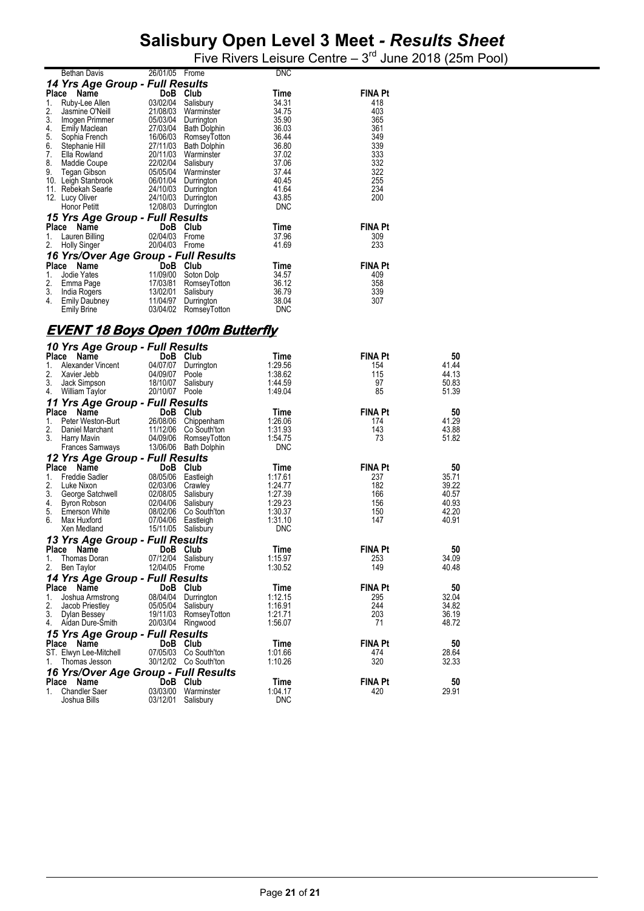# Salisbury Open Level 3 Meet - *Results Sheet*

Five Rivers Leisure Centre – 3rd June 2018 (25m Pool)

| | | | | | |
|---|---|---|---|---|---|
| | Bethan Davis | 26/01/05 | Frome | DNC | |

### 14 Yrs Age Group - Full Results

| Place | Name | DoB | Club | Time | FINA Pt |
|---|---|---|---|---|---|
| 1. | Ruby-Lee Allen | 03/02/04 | Salisbury | 34.31 | 418 |
| 2. | Jasmine O'Neill | 21/08/03 | Warminster | 34.75 | 403 |
| 3. | Imogen Primmer | 05/03/04 | Durrington | 35.90 | 365 |
| 4. | Emily Maclean | 27/03/04 | Bath Dolphin | 36.03 | 361 |
| 5. | Sophia French | 16/06/03 | RomseyTotton | 36.44 | 349 |
| 6. | Stephanie Hill | 27/11/03 | Bath Dolphin | 36.80 | 339 |
| 7. | Ella Rowland | 20/11/03 | Warminster | 37.02 | 333 |
| 8. | Maddie Coupe | 22/02/04 | Salisbury | 37.06 | 332 |
| 9. | Tegan Gibson | 05/05/04 | Warminster | 37.44 | 322 |
| 10. | Leigh Stanbrook | 06/01/04 | Durrington | 40.45 | 255 |
| 11. | Rebekah Searle | 24/10/03 | Durrington | 41.64 | 234 |
| 12. | Lucy Oliver | 24/10/03 | Durrington | 43.85 | 200 |
| | Honor Petitt | 12/08/03 | Durrington | DNC | |

### 15 Yrs Age Group - Full Results

| Place | Name | DoB | Club | Time | FINA Pt |
|---|---|---|---|---|---|
| 1. | Lauren Billing | 02/04/03 | Frome | 37.96 | 309 |
| 2. | Holly Singer | 20/04/03 | Frome | 41.69 | 233 |

### 16 Yrs/Over Age Group - Full Results

| Place | Name | DoB | Club | Time | FINA Pt |
|---|---|---|---|---|---|
| 1. | Jodie Yates | 11/09/00 | Soton Dolp | 34.57 | 409 |
| 2. | Emma Page | 17/03/81 | RomseyTotton | 36.12 | 358 |
| 3. | India Rogers | 13/02/01 | Salisbury | 36.79 | 339 |
| 4. | Emily Daubney | 11/04/97 | Durrington | 38.04 | 307 |
| | Emily Brine | 03/04/02 | RomseyTotton | DNC | |

## EVENT 18 Boys Open 100m Butterfly

### 10 Yrs Age Group - Full Results

| Place | Name | DoB | Club | Time | FINA Pt | 50 |
|---|---|---|---|---|---|---|
| 1. | Alexander Vincent | 04/07/07 | Durrington | 1:29.56 | 154 | 41.44 |
| 2. | Xavier Jebb | 04/09/07 | Poole | 1:38.62 | 115 | 44.13 |
| 3. | Jack Simpson | 18/10/07 | Salisbury | 1:44.59 | 97 | 50.83 |
| 4. | William Taylor | 20/10/07 | Poole | 1:49.04 | 85 | 51.39 |

### 11 Yrs Age Group - Full Results

| Place | Name | DoB | Club | Time | FINA Pt | 50 |
|---|---|---|---|---|---|---|
| 1. | Peter Weston-Burt | 26/08/06 | Chippenham | 1:26.06 | 174 | 41.29 |
| 2. | Daniel Marchant | 11/12/06 | Co South'ton | 1:31.93 | 143 | 43.88 |
| 3. | Harry Mavin | 04/09/06 | RomseyTotton | 1:54.75 | 73 | 51.82 |
| | Frances Samways | 13/06/06 | Bath Dolphin | DNC | | |

### 12 Yrs Age Group - Full Results

| Place | Name | DoB | Club | Time | FINA Pt | 50 |
|---|---|---|---|---|---|---|
| 1. | Freddie Sadler | 08/05/06 | Eastleigh | 1:17.61 | 237 | 35.71 |
| 2. | Luke Nixon | 02/03/06 | Crawley | 1:24.77 | 182 | 39.22 |
| 3. | George Satchwell | 02/08/05 | Salisbury | 1:27.39 | 166 | 40.57 |
| 4. | Byron Robson | 02/04/06 | Salisbury | 1:29.23 | 156 | 40.93 |
| 5. | Emerson White | 08/02/06 | Co South'ton | 1:30.37 | 150 | 42.20 |
| 6. | Max Huxford | 07/04/06 | Eastleigh | 1:31.10 | 147 | 40.91 |
| | Xen Medland | 15/11/05 | Salisbury | DNC | | |

### 13 Yrs Age Group - Full Results

| Place | Name | DoB | Club | Time | FINA Pt | 50 |
|---|---|---|---|---|---|---|
| 1. | Thomas Doran | 07/12/04 | Salisbury | 1:15.97 | 253 | 34.09 |
| 2. | Ben Taylor | 12/04/05 | Frome | 1:30.52 | 149 | 40.48 |

### 14 Yrs Age Group - Full Results

| Place | Name | DoB | Club | Time | FINA Pt | 50 |
|---|---|---|---|---|---|---|
| 1. | Joshua Armstrong | 08/04/04 | Durrington | 1:12.15 | 295 | 32.04 |
| 2. | Jacob Priestley | 05/05/04 | Salisbury | 1:16.91 | 244 | 34.82 |
| 3. | Dylan Bessey | 19/11/03 | RomseyTotton | 1:21.71 | 203 | 36.19 |
| 4. | Aidan Dure-Smith | 20/03/04 | Ringwood | 1:56.07 | 71 | 48.72 |

### 15 Yrs Age Group - Full Results

| Place | Name | DoB | Club | Time | FINA Pt | 50 |
|---|---|---|---|---|---|---|
| ST. | Elwyn Lee-Mitchell | 07/05/03 | Co South'ton | 1:01.66 | 474 | 28.64 |
| 1. | Thomas Jesson | 30/12/02 | Co South'ton | 1:10.26 | 320 | 32.33 |

### 16 Yrs/Over Age Group - Full Results

| Place | Name | DoB | Club | Time | FINA Pt | 50 |
|---|---|---|---|---|---|---|
| 1. | Chandler Saer | 03/03/00 | Warminster | 1:04.17 | 420 | 29.91 |
| | Joshua Bills | 03/12/01 | Salisbury | DNC | | |